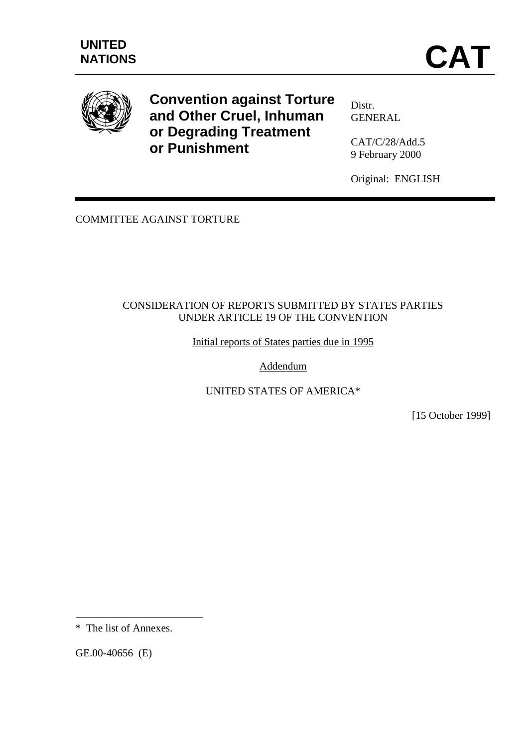**UNITED NATIONS**

# CAT

**Convention against Torture and Other Cruel, Inhuman or Degrading Treatment or Punishment**

Distr.
GENERAL

CAT/C/28/Add.5
9 February 2000

Original: ENGLISH

COMMITTEE AGAINST TORTURE

CONSIDERATION OF REPORTS SUBMITTED BY STATES PARTIES UNDER ARTICLE 19 OF THE CONVENTION

Initial reports of States parties due in 1995

Addendum

UNITED STATES OF AMERICA*

[15 October 1999]

---

\* The list of Annexes.

GE.00-40656 (E)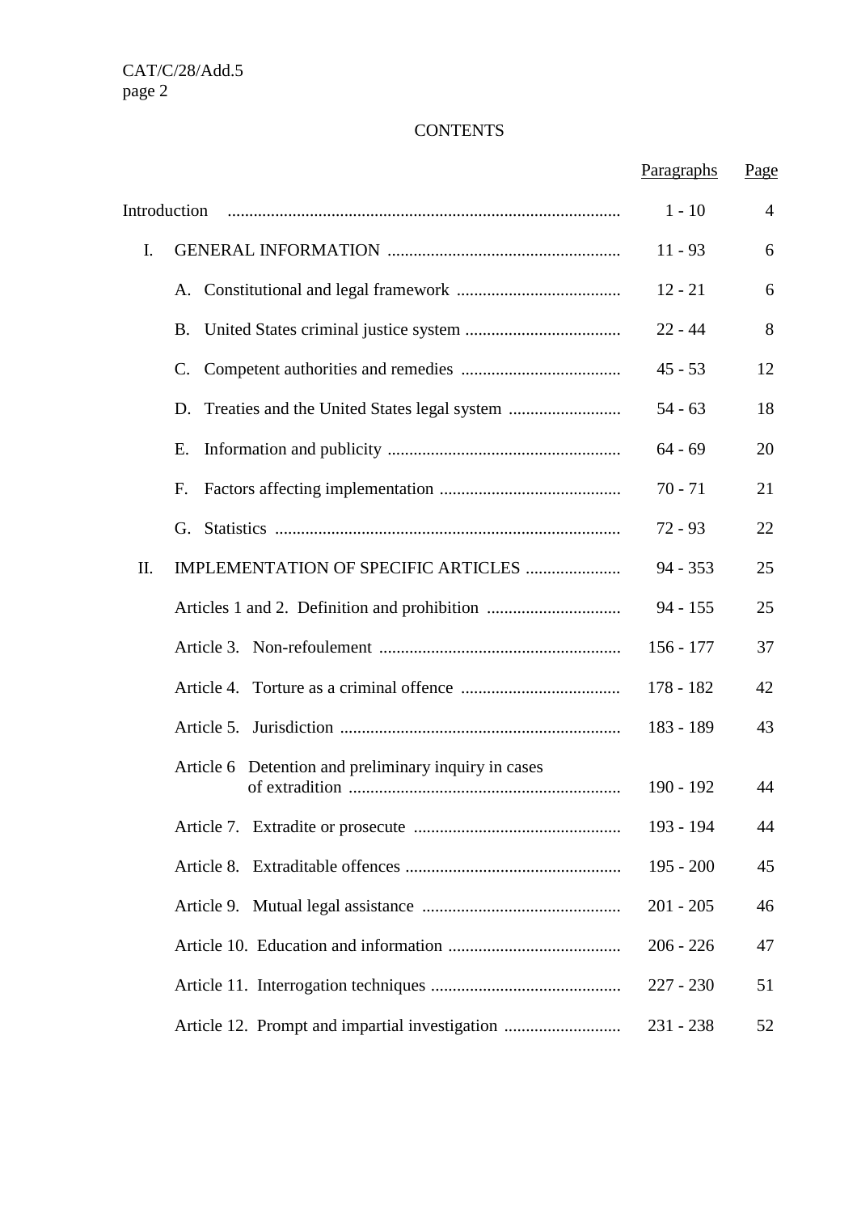# CONTENTS

| | Paragraphs | Page |
|---|---|---|
| Introduction | 1 - 10 | 4 |
| I. GENERAL INFORMATION | 11 - 93 | 6 |
| A. Constitutional and legal framework | 12 - 21 | 6 |
| B. United States criminal justice system | 22 - 44 | 8 |
| C. Competent authorities and remedies | 45 - 53 | 12 |
| D. Treaties and the United States legal system | 54 - 63 | 18 |
| E. Information and publicity | 64 - 69 | 20 |
| F. Factors affecting implementation | 70 - 71 | 21 |
| G. Statistics | 72 - 93 | 22 |
| II. IMPLEMENTATION OF SPECIFIC ARTICLES | 94 - 353 | 25 |
| Articles 1 and 2. Definition and prohibition | 94 - 155 | 25 |
| Article 3. Non-refoulement | 156 - 177 | 37 |
| Article 4. Torture as a criminal offence | 178 - 182 | 42 |
| Article 5. Jurisdiction | 183 - 189 | 43 |
| Article 6 Detention and preliminary inquiry in cases of extradition | 190 - 192 | 44 |
| Article 7. Extradite or prosecute | 193 - 194 | 44 |
| Article 8. Extraditable offences | 195 - 200 | 45 |
| Article 9. Mutual legal assistance | 201 - 205 | 46 |
| Article 10. Education and information | 206 - 226 | 47 |
| Article 11. Interrogation techniques | 227 - 230 | 51 |
| Article 12. Prompt and impartial investigation | 231 - 238 | 52 |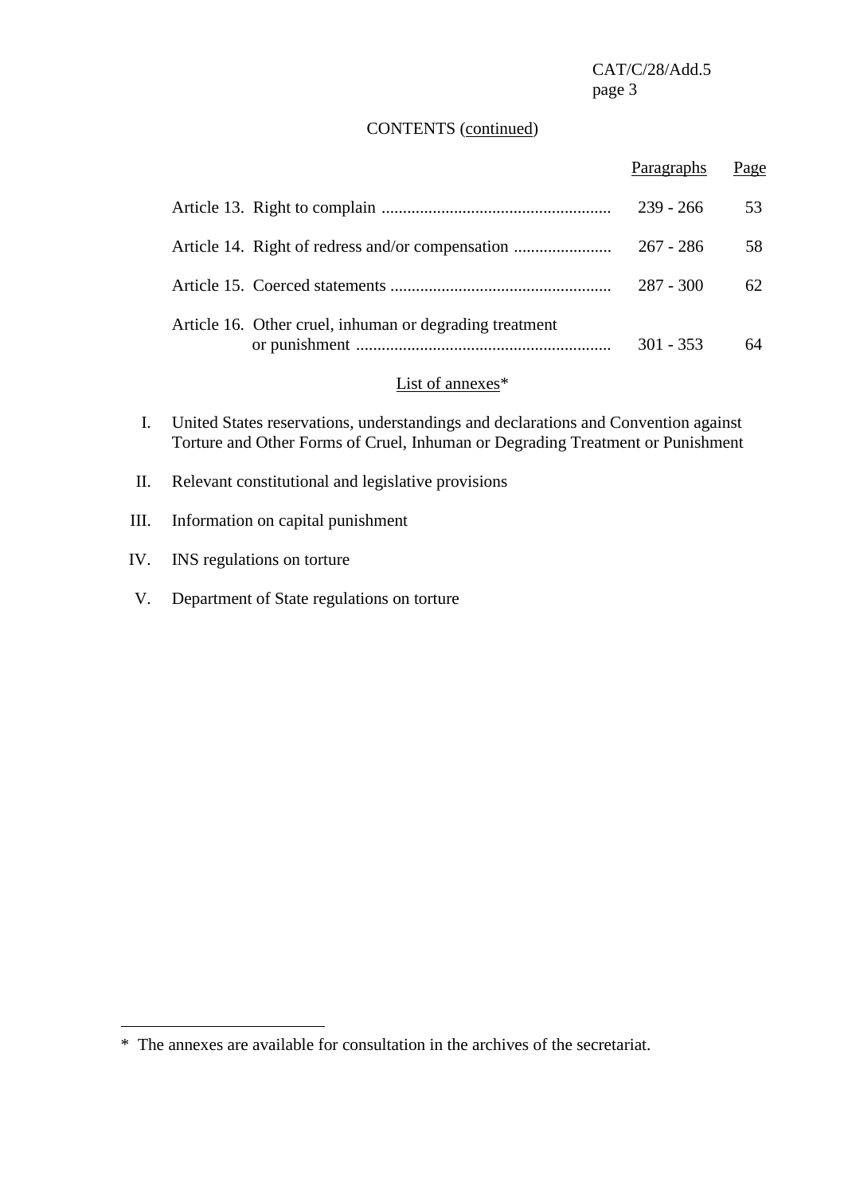CONTENTS (continued)

| | Paragraphs | Page |
|---|---|---|
| Article 13. Right to complain | 239 - 266 | 53 |
| Article 14. Right of redress and/or compensation | 267 - 286 | 58 |
| Article 15. Coerced statements | 287 - 300 | 62 |
| Article 16. Other cruel, inhuman or degrading treatment or punishment | 301 - 353 | 64 |

List of annexes*

I. United States reservations, understandings and declarations and Convention against Torture and Other Forms of Cruel, Inhuman or Degrading Treatment or Punishment

II. Relevant constitutional and legislative provisions

III. Information on capital punishment

IV. INS regulations on torture

V. Department of State regulations on torture

---

* The annexes are available for consultation in the archives of the secretariat.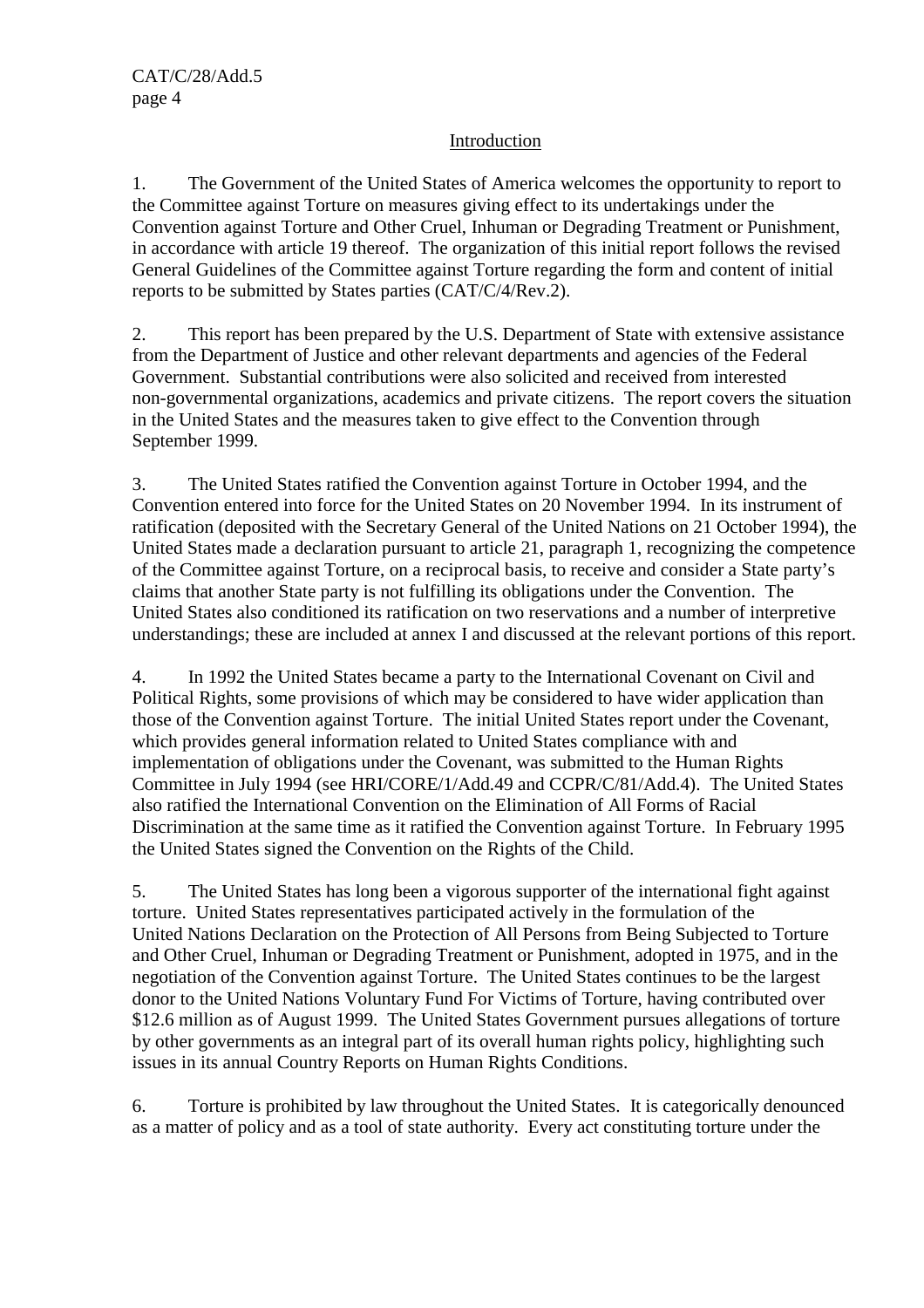## Introduction

1. The Government of the United States of America welcomes the opportunity to report to the Committee against Torture on measures giving effect to its undertakings under the Convention against Torture and Other Cruel, Inhuman or Degrading Treatment or Punishment, in accordance with article 19 thereof. The organization of this initial report follows the revised General Guidelines of the Committee against Torture regarding the form and content of initial reports to be submitted by States parties (CAT/C/4/Rev.2).

2. This report has been prepared by the U.S. Department of State with extensive assistance from the Department of Justice and other relevant departments and agencies of the Federal Government. Substantial contributions were also solicited and received from interested non-governmental organizations, academics and private citizens. The report covers the situation in the United States and the measures taken to give effect to the Convention through September 1999.

3. The United States ratified the Convention against Torture in October 1994, and the Convention entered into force for the United States on 20 November 1994. In its instrument of ratification (deposited with the Secretary General of the United Nations on 21 October 1994), the United States made a declaration pursuant to article 21, paragraph 1, recognizing the competence of the Committee against Torture, on a reciprocal basis, to receive and consider a State party's claims that another State party is not fulfilling its obligations under the Convention. The United States also conditioned its ratification on two reservations and a number of interpretive understandings; these are included at annex I and discussed at the relevant portions of this report.

4. In 1992 the United States became a party to the International Covenant on Civil and Political Rights, some provisions of which may be considered to have wider application than those of the Convention against Torture. The initial United States report under the Covenant, which provides general information related to United States compliance with and implementation of obligations under the Covenant, was submitted to the Human Rights Committee in July 1994 (see HRI/CORE/1/Add.49 and CCPR/C/81/Add.4). The United States also ratified the International Convention on the Elimination of All Forms of Racial Discrimination at the same time as it ratified the Convention against Torture. In February 1995 the United States signed the Convention on the Rights of the Child.

5. The United States has long been a vigorous supporter of the international fight against torture. United States representatives participated actively in the formulation of the United Nations Declaration on the Protection of All Persons from Being Subjected to Torture and Other Cruel, Inhuman or Degrading Treatment or Punishment, adopted in 1975, and in the negotiation of the Convention against Torture. The United States continues to be the largest donor to the United Nations Voluntary Fund For Victims of Torture, having contributed over $12.6 million as of August 1999. The United States Government pursues allegations of torture by other governments as an integral part of its overall human rights policy, highlighting such issues in its annual Country Reports on Human Rights Conditions.

6. Torture is prohibited by law throughout the United States. It is categorically denounced as a matter of policy and as a tool of state authority. Every act constituting torture under the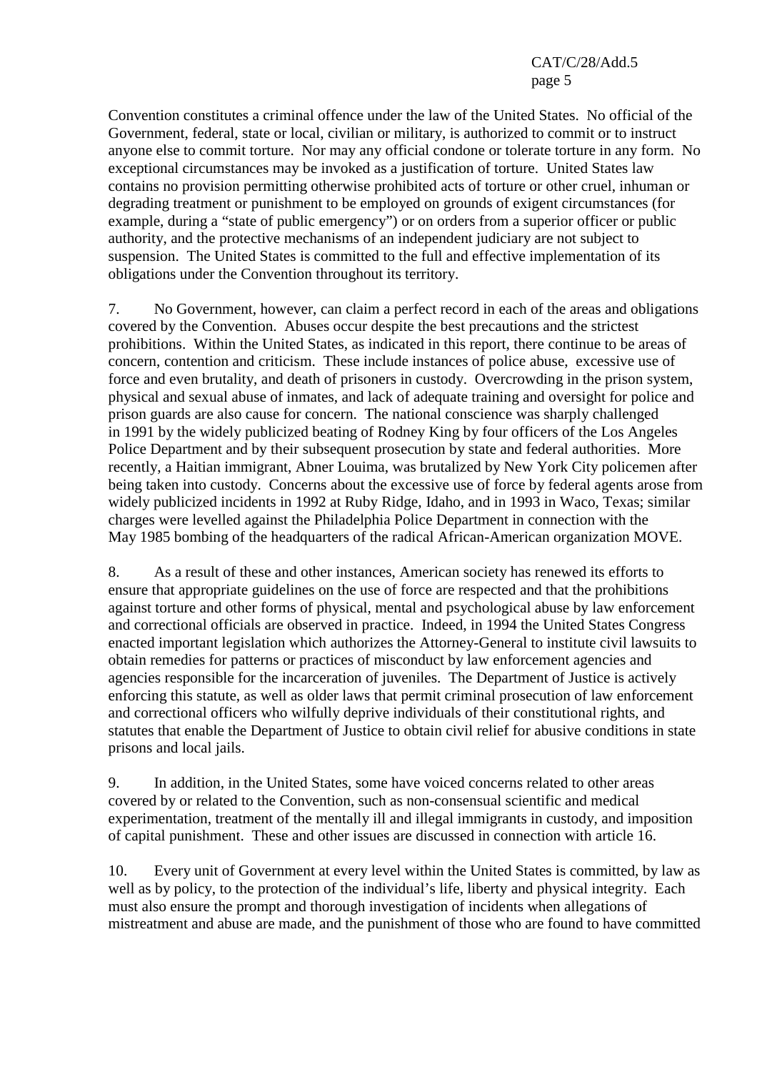Convention constitutes a criminal offence under the law of the United States. No official of the Government, federal, state or local, civilian or military, is authorized to commit or to instruct anyone else to commit torture. Nor may any official condone or tolerate torture in any form. No exceptional circumstances may be invoked as a justification of torture. United States law contains no provision permitting otherwise prohibited acts of torture or other cruel, inhuman or degrading treatment or punishment to be employed on grounds of exigent circumstances (for example, during a "state of public emergency") or on orders from a superior officer or public authority, and the protective mechanisms of an independent judiciary are not subject to suspension. The United States is committed to the full and effective implementation of its obligations under the Convention throughout its territory.

7. No Government, however, can claim a perfect record in each of the areas and obligations covered by the Convention. Abuses occur despite the best precautions and the strictest prohibitions. Within the United States, as indicated in this report, there continue to be areas of concern, contention and criticism. These include instances of police abuse, excessive use of force and even brutality, and death of prisoners in custody. Overcrowding in the prison system, physical and sexual abuse of inmates, and lack of adequate training and oversight for police and prison guards are also cause for concern. The national conscience was sharply challenged in 1991 by the widely publicized beating of Rodney King by four officers of the Los Angeles Police Department and by their subsequent prosecution by state and federal authorities. More recently, a Haitian immigrant, Abner Louima, was brutalized by New York City policemen after being taken into custody. Concerns about the excessive use of force by federal agents arose from widely publicized incidents in 1992 at Ruby Ridge, Idaho, and in 1993 in Waco, Texas; similar charges were levelled against the Philadelphia Police Department in connection with the May 1985 bombing of the headquarters of the radical African-American organization MOVE.

8. As a result of these and other instances, American society has renewed its efforts to ensure that appropriate guidelines on the use of force are respected and that the prohibitions against torture and other forms of physical, mental and psychological abuse by law enforcement and correctional officials are observed in practice. Indeed, in 1994 the United States Congress enacted important legislation which authorizes the Attorney-General to institute civil lawsuits to obtain remedies for patterns or practices of misconduct by law enforcement agencies and agencies responsible for the incarceration of juveniles. The Department of Justice is actively enforcing this statute, as well as older laws that permit criminal prosecution of law enforcement and correctional officers who wilfully deprive individuals of their constitutional rights, and statutes that enable the Department of Justice to obtain civil relief for abusive conditions in state prisons and local jails.

9. In addition, in the United States, some have voiced concerns related to other areas covered by or related to the Convention, such as non-consensual scientific and medical experimentation, treatment of the mentally ill and illegal immigrants in custody, and imposition of capital punishment. These and other issues are discussed in connection with article 16.

10. Every unit of Government at every level within the United States is committed, by law as well as by policy, to the protection of the individual's life, liberty and physical integrity. Each must also ensure the prompt and thorough investigation of incidents when allegations of mistreatment and abuse are made, and the punishment of those who are found to have committed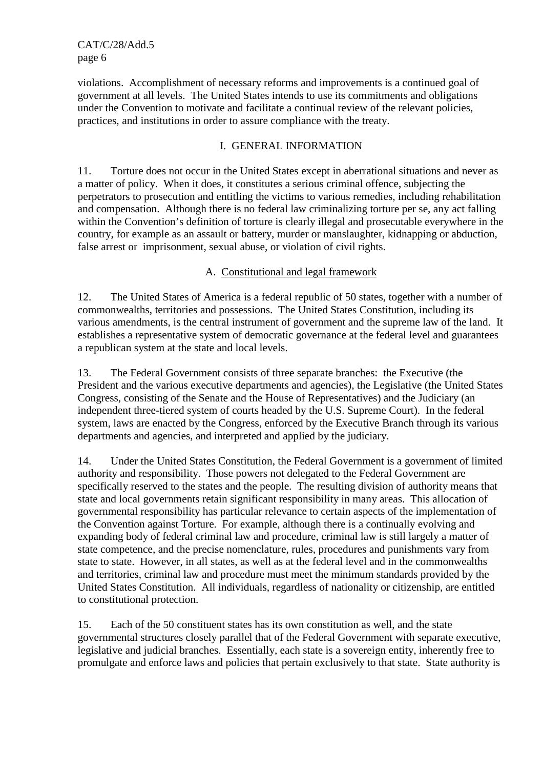violations. Accomplishment of necessary reforms and improvements is a continued goal of government at all levels. The United States intends to use its commitments and obligations under the Convention to motivate and facilitate a continual review of the relevant policies, practices, and institutions in order to assure compliance with the treaty.

## I. GENERAL INFORMATION

11. Torture does not occur in the United States except in aberrational situations and never as a matter of policy. When it does, it constitutes a serious criminal offence, subjecting the perpetrators to prosecution and entitling the victims to various remedies, including rehabilitation and compensation. Although there is no federal law criminalizing torture per se, any act falling within the Convention's definition of torture is clearly illegal and prosecutable everywhere in the country, for example as an assault or battery, murder or manslaughter, kidnapping or abduction, false arrest or imprisonment, sexual abuse, or violation of civil rights.

### A. Constitutional and legal framework

12. The United States of America is a federal republic of 50 states, together with a number of commonwealths, territories and possessions. The United States Constitution, including its various amendments, is the central instrument of government and the supreme law of the land. It establishes a representative system of democratic governance at the federal level and guarantees a republican system at the state and local levels.

13. The Federal Government consists of three separate branches: the Executive (the President and the various executive departments and agencies), the Legislative (the United States Congress, consisting of the Senate and the House of Representatives) and the Judiciary (an independent three-tiered system of courts headed by the U.S. Supreme Court). In the federal system, laws are enacted by the Congress, enforced by the Executive Branch through its various departments and agencies, and interpreted and applied by the judiciary.

14. Under the United States Constitution, the Federal Government is a government of limited authority and responsibility. Those powers not delegated to the Federal Government are specifically reserved to the states and the people. The resulting division of authority means that state and local governments retain significant responsibility in many areas. This allocation of governmental responsibility has particular relevance to certain aspects of the implementation of the Convention against Torture. For example, although there is a continually evolving and expanding body of federal criminal law and procedure, criminal law is still largely a matter of state competence, and the precise nomenclature, rules, procedures and punishments vary from state to state. However, in all states, as well as at the federal level and in the commonwealths and territories, criminal law and procedure must meet the minimum standards provided by the United States Constitution. All individuals, regardless of nationality or citizenship, are entitled to constitutional protection.

15. Each of the 50 constituent states has its own constitution as well, and the state governmental structures closely parallel that of the Federal Government with separate executive, legislative and judicial branches. Essentially, each state is a sovereign entity, inherently free to promulgate and enforce laws and policies that pertain exclusively to that state. State authority is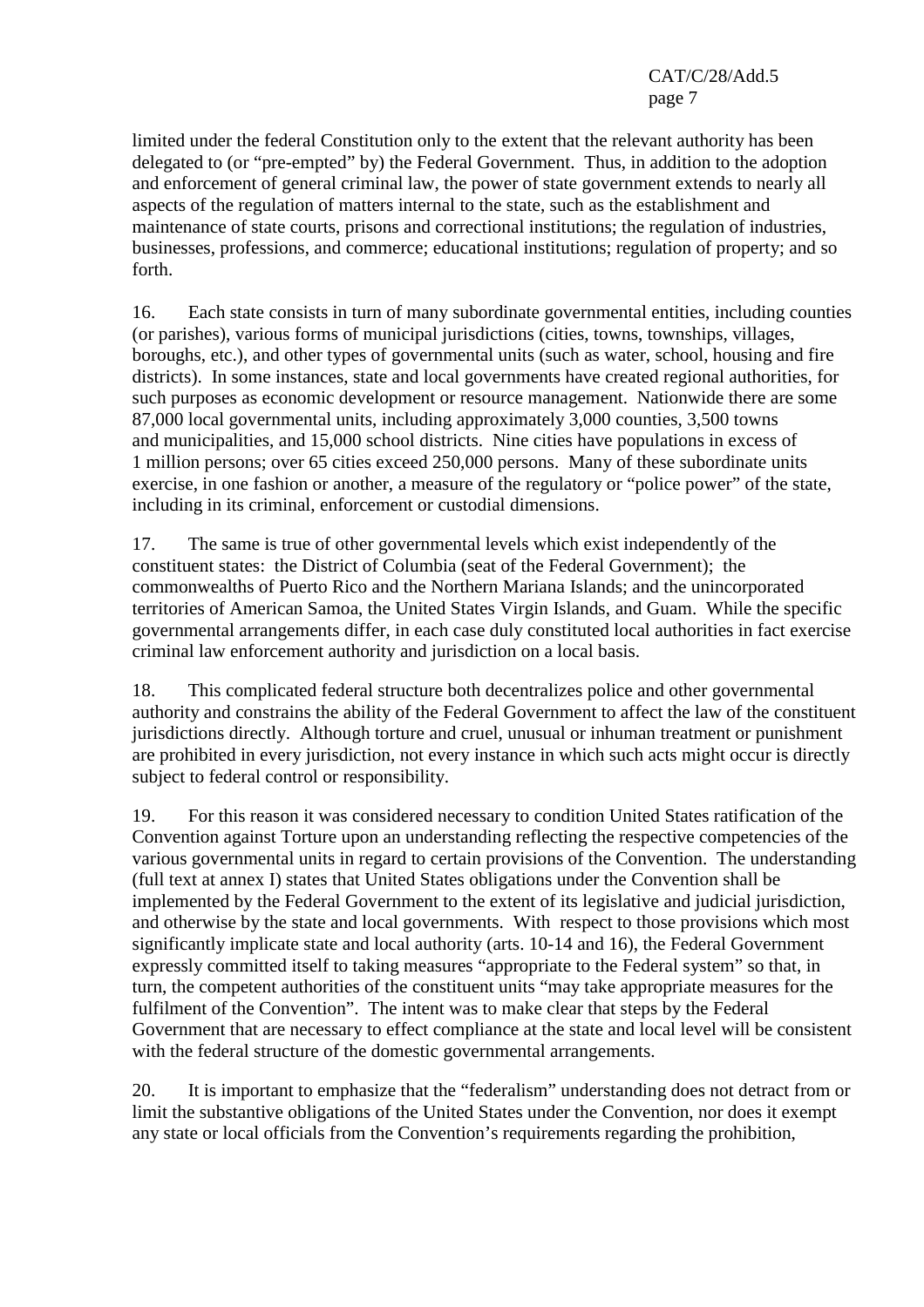limited under the federal Constitution only to the extent that the relevant authority has been delegated to (or "pre-empted" by) the Federal Government. Thus, in addition to the adoption and enforcement of general criminal law, the power of state government extends to nearly all aspects of the regulation of matters internal to the state, such as the establishment and maintenance of state courts, prisons and correctional institutions; the regulation of industries, businesses, professions, and commerce; educational institutions; regulation of property; and so forth.

16. Each state consists in turn of many subordinate governmental entities, including counties (or parishes), various forms of municipal jurisdictions (cities, towns, townships, villages, boroughs, etc.), and other types of governmental units (such as water, school, housing and fire districts). In some instances, state and local governments have created regional authorities, for such purposes as economic development or resource management. Nationwide there are some 87,000 local governmental units, including approximately 3,000 counties, 3,500 towns and municipalities, and 15,000 school districts. Nine cities have populations in excess of 1 million persons; over 65 cities exceed 250,000 persons. Many of these subordinate units exercise, in one fashion or another, a measure of the regulatory or "police power" of the state, including in its criminal, enforcement or custodial dimensions.

17. The same is true of other governmental levels which exist independently of the constituent states: the District of Columbia (seat of the Federal Government); the commonwealths of Puerto Rico and the Northern Mariana Islands; and the unincorporated territories of American Samoa, the United States Virgin Islands, and Guam. While the specific governmental arrangements differ, in each case duly constituted local authorities in fact exercise criminal law enforcement authority and jurisdiction on a local basis.

18. This complicated federal structure both decentralizes police and other governmental authority and constrains the ability of the Federal Government to affect the law of the constituent jurisdictions directly. Although torture and cruel, unusual or inhuman treatment or punishment are prohibited in every jurisdiction, not every instance in which such acts might occur is directly subject to federal control or responsibility.

19. For this reason it was considered necessary to condition United States ratification of the Convention against Torture upon an understanding reflecting the respective competencies of the various governmental units in regard to certain provisions of the Convention. The understanding (full text at annex I) states that United States obligations under the Convention shall be implemented by the Federal Government to the extent of its legislative and judicial jurisdiction, and otherwise by the state and local governments. With respect to those provisions which most significantly implicate state and local authority (arts. 10-14 and 16), the Federal Government expressly committed itself to taking measures "appropriate to the Federal system" so that, in turn, the competent authorities of the constituent units "may take appropriate measures for the fulfilment of the Convention". The intent was to make clear that steps by the Federal Government that are necessary to effect compliance at the state and local level will be consistent with the federal structure of the domestic governmental arrangements.

20. It is important to emphasize that the "federalism" understanding does not detract from or limit the substantive obligations of the United States under the Convention, nor does it exempt any state or local officials from the Convention's requirements regarding the prohibition,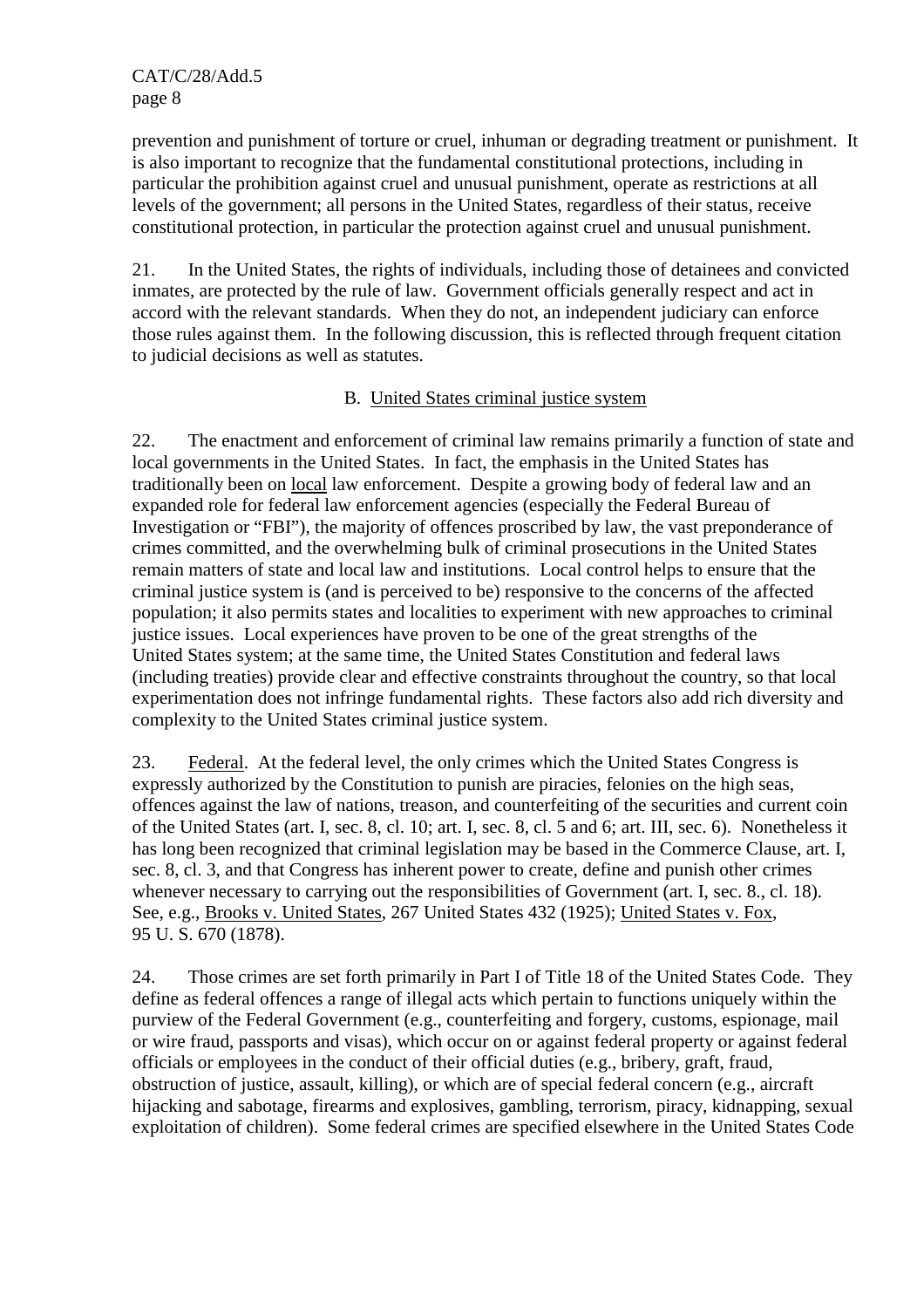prevention and punishment of torture or cruel, inhuman or degrading treatment or punishment. It is also important to recognize that the fundamental constitutional protections, including in particular the prohibition against cruel and unusual punishment, operate as restrictions at all levels of the government; all persons in the United States, regardless of their status, receive constitutional protection, in particular the protection against cruel and unusual punishment.

21. In the United States, the rights of individuals, including those of detainees and convicted inmates, are protected by the rule of law. Government officials generally respect and act in accord with the relevant standards. When they do not, an independent judiciary can enforce those rules against them. In the following discussion, this is reflected through frequent citation to judicial decisions as well as statutes.

### B. United States criminal justice system

22. The enactment and enforcement of criminal law remains primarily a function of state and local governments in the United States. In fact, the emphasis in the United States has traditionally been on local law enforcement. Despite a growing body of federal law and an expanded role for federal law enforcement agencies (especially the Federal Bureau of Investigation or "FBI"), the majority of offences proscribed by law, the vast preponderance of crimes committed, and the overwhelming bulk of criminal prosecutions in the United States remain matters of state and local law and institutions. Local control helps to ensure that the criminal justice system is (and is perceived to be) responsive to the concerns of the affected population; it also permits states and localities to experiment with new approaches to criminal justice issues. Local experiences have proven to be one of the great strengths of the United States system; at the same time, the United States Constitution and federal laws (including treaties) provide clear and effective constraints throughout the country, so that local experimentation does not infringe fundamental rights. These factors also add rich diversity and complexity to the United States criminal justice system.

23. Federal. At the federal level, the only crimes which the United States Congress is expressly authorized by the Constitution to punish are piracies, felonies on the high seas, offences against the law of nations, treason, and counterfeiting of the securities and current coin of the United States (art. I, sec. 8, cl. 10; art. I, sec. 8, cl. 5 and 6; art. III, sec. 6). Nonetheless it has long been recognized that criminal legislation may be based in the Commerce Clause, art. I, sec. 8, cl. 3, and that Congress has inherent power to create, define and punish other crimes whenever necessary to carrying out the responsibilities of Government (art. I, sec. 8., cl. 18). See, e.g., Brooks v. United States, 267 United States 432 (1925); United States v. Fox, 95 U. S. 670 (1878).

24. Those crimes are set forth primarily in Part I of Title 18 of the United States Code. They define as federal offences a range of illegal acts which pertain to functions uniquely within the purview of the Federal Government (e.g., counterfeiting and forgery, customs, espionage, mail or wire fraud, passports and visas), which occur on or against federal property or against federal officials or employees in the conduct of their official duties (e.g., bribery, graft, fraud, obstruction of justice, assault, killing), or which are of special federal concern (e.g., aircraft hijacking and sabotage, firearms and explosives, gambling, terrorism, piracy, kidnapping, sexual exploitation of children). Some federal crimes are specified elsewhere in the United States Code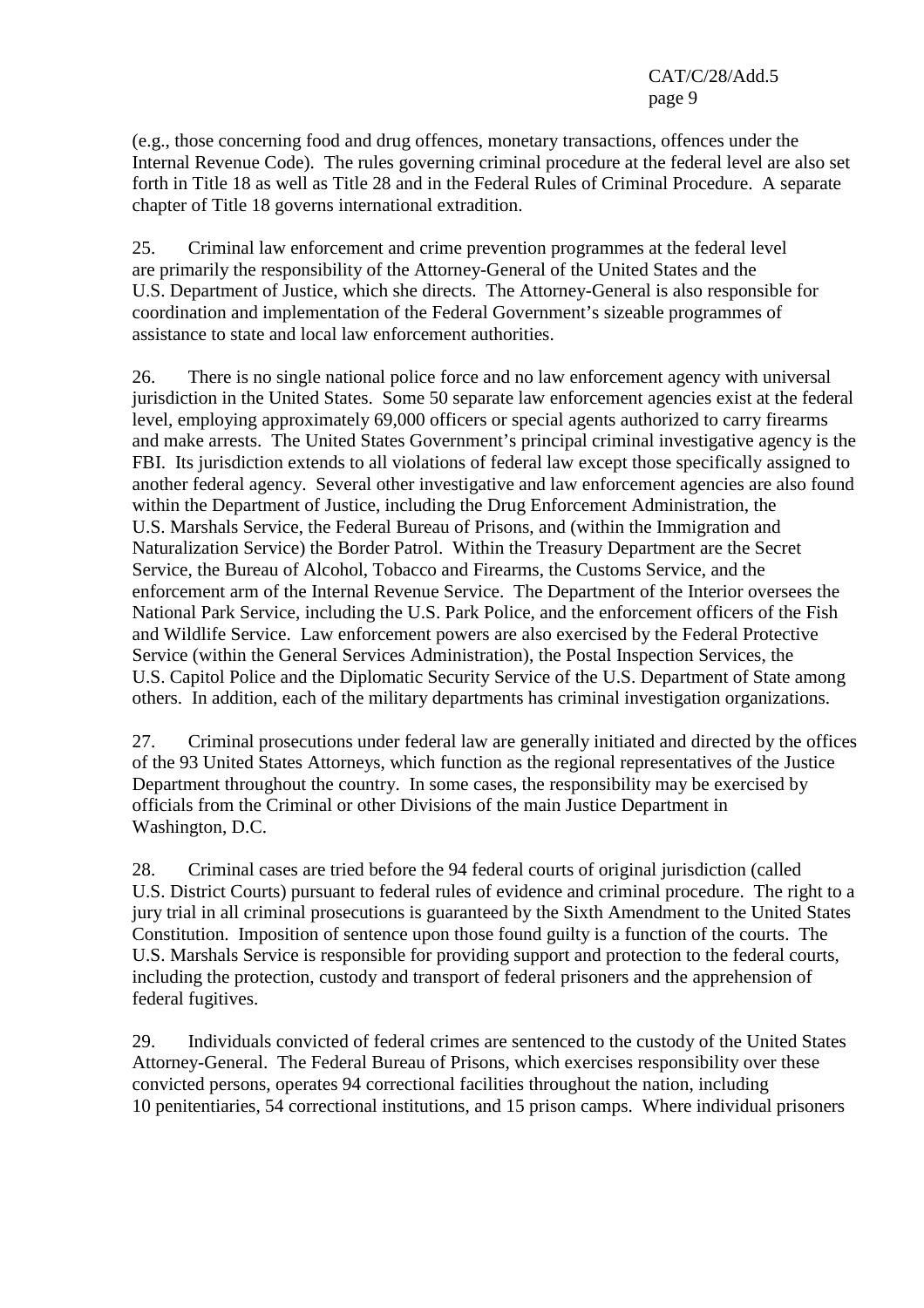(e.g., those concerning food and drug offences, monetary transactions, offences under the Internal Revenue Code). The rules governing criminal procedure at the federal level are also set forth in Title 18 as well as Title 28 and in the Federal Rules of Criminal Procedure. A separate chapter of Title 18 governs international extradition.

25. Criminal law enforcement and crime prevention programmes at the federal level are primarily the responsibility of the Attorney-General of the United States and the U.S. Department of Justice, which she directs. The Attorney-General is also responsible for coordination and implementation of the Federal Government's sizeable programmes of assistance to state and local law enforcement authorities.

26. There is no single national police force and no law enforcement agency with universal jurisdiction in the United States. Some 50 separate law enforcement agencies exist at the federal level, employing approximately 69,000 officers or special agents authorized to carry firearms and make arrests. The United States Government's principal criminal investigative agency is the FBI. Its jurisdiction extends to all violations of federal law except those specifically assigned to another federal agency. Several other investigative and law enforcement agencies are also found within the Department of Justice, including the Drug Enforcement Administration, the U.S. Marshals Service, the Federal Bureau of Prisons, and (within the Immigration and Naturalization Service) the Border Patrol. Within the Treasury Department are the Secret Service, the Bureau of Alcohol, Tobacco and Firearms, the Customs Service, and the enforcement arm of the Internal Revenue Service. The Department of the Interior oversees the National Park Service, including the U.S. Park Police, and the enforcement officers of the Fish and Wildlife Service. Law enforcement powers are also exercised by the Federal Protective Service (within the General Services Administration), the Postal Inspection Services, the U.S. Capitol Police and the Diplomatic Security Service of the U.S. Department of State among others. In addition, each of the military departments has criminal investigation organizations.

27. Criminal prosecutions under federal law are generally initiated and directed by the offices of the 93 United States Attorneys, which function as the regional representatives of the Justice Department throughout the country. In some cases, the responsibility may be exercised by officials from the Criminal or other Divisions of the main Justice Department in Washington, D.C.

28. Criminal cases are tried before the 94 federal courts of original jurisdiction (called U.S. District Courts) pursuant to federal rules of evidence and criminal procedure. The right to a jury trial in all criminal prosecutions is guaranteed by the Sixth Amendment to the United States Constitution. Imposition of sentence upon those found guilty is a function of the courts. The U.S. Marshals Service is responsible for providing support and protection to the federal courts, including the protection, custody and transport of federal prisoners and the apprehension of federal fugitives.

29. Individuals convicted of federal crimes are sentenced to the custody of the United States Attorney-General. The Federal Bureau of Prisons, which exercises responsibility over these convicted persons, operates 94 correctional facilities throughout the nation, including 10 penitentiaries, 54 correctional institutions, and 15 prison camps. Where individual prisoners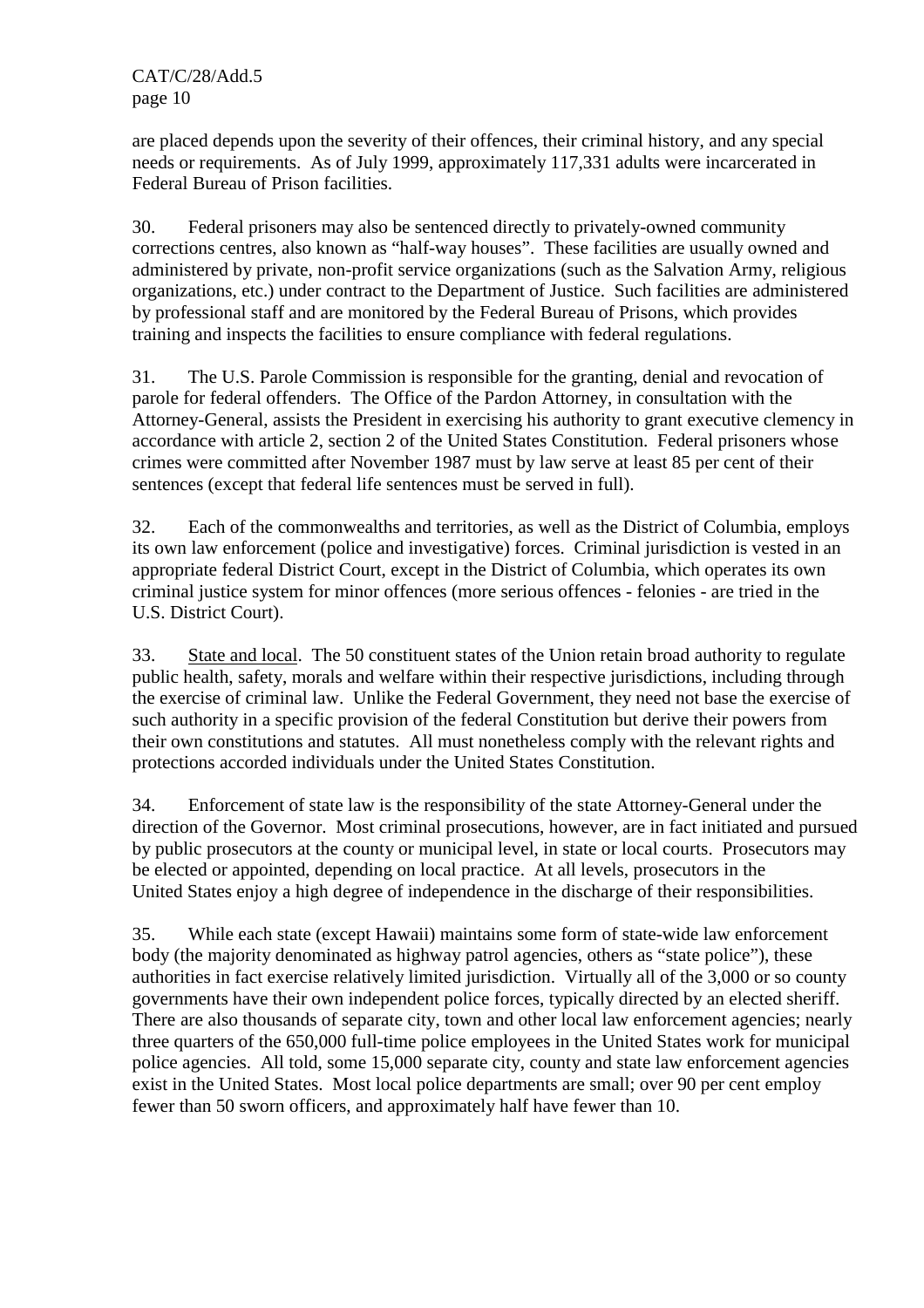are placed depends upon the severity of their offences, their criminal history, and any special needs or requirements. As of July 1999, approximately 117,331 adults were incarcerated in Federal Bureau of Prison facilities.

30. Federal prisoners may also be sentenced directly to privately-owned community corrections centres, also known as "half-way houses". These facilities are usually owned and administered by private, non-profit service organizations (such as the Salvation Army, religious organizations, etc.) under contract to the Department of Justice. Such facilities are administered by professional staff and are monitored by the Federal Bureau of Prisons, which provides training and inspects the facilities to ensure compliance with federal regulations.

31. The U.S. Parole Commission is responsible for the granting, denial and revocation of parole for federal offenders. The Office of the Pardon Attorney, in consultation with the Attorney-General, assists the President in exercising his authority to grant executive clemency in accordance with article 2, section 2 of the United States Constitution. Federal prisoners whose crimes were committed after November 1987 must by law serve at least 85 per cent of their sentences (except that federal life sentences must be served in full).

32. Each of the commonwealths and territories, as well as the District of Columbia, employs its own law enforcement (police and investigative) forces. Criminal jurisdiction is vested in an appropriate federal District Court, except in the District of Columbia, which operates its own criminal justice system for minor offences (more serious offences - felonies - are tried in the U.S. District Court).

33. State and local. The 50 constituent states of the Union retain broad authority to regulate public health, safety, morals and welfare within their respective jurisdictions, including through the exercise of criminal law. Unlike the Federal Government, they need not base the exercise of such authority in a specific provision of the federal Constitution but derive their powers from their own constitutions and statutes. All must nonetheless comply with the relevant rights and protections accorded individuals under the United States Constitution.

34. Enforcement of state law is the responsibility of the state Attorney-General under the direction of the Governor. Most criminal prosecutions, however, are in fact initiated and pursued by public prosecutors at the county or municipal level, in state or local courts. Prosecutors may be elected or appointed, depending on local practice. At all levels, prosecutors in the United States enjoy a high degree of independence in the discharge of their responsibilities.

35. While each state (except Hawaii) maintains some form of state-wide law enforcement body (the majority denominated as highway patrol agencies, others as "state police"), these authorities in fact exercise relatively limited jurisdiction. Virtually all of the 3,000 or so county governments have their own independent police forces, typically directed by an elected sheriff. There are also thousands of separate city, town and other local law enforcement agencies; nearly three quarters of the 650,000 full-time police employees in the United States work for municipal police agencies. All told, some 15,000 separate city, county and state law enforcement agencies exist in the United States. Most local police departments are small; over 90 per cent employ fewer than 50 sworn officers, and approximately half have fewer than 10.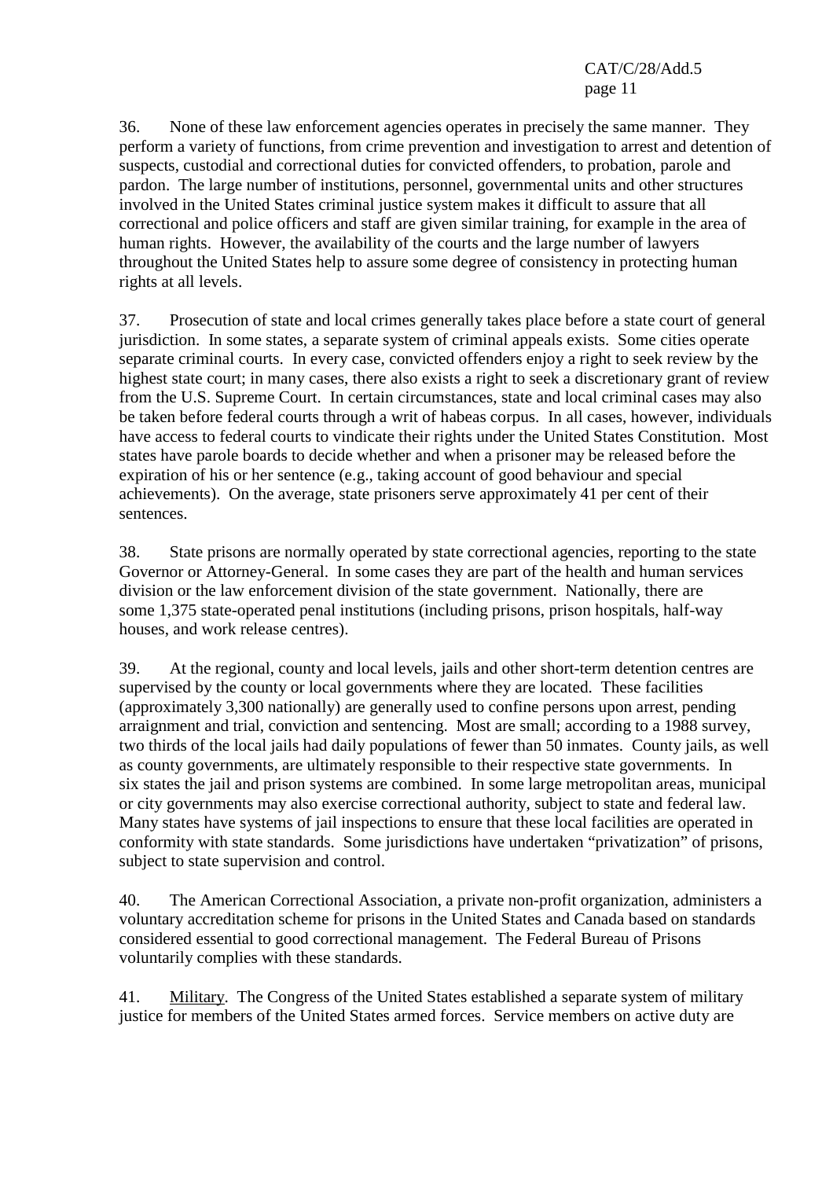36. None of these law enforcement agencies operates in precisely the same manner. They perform a variety of functions, from crime prevention and investigation to arrest and detention of suspects, custodial and correctional duties for convicted offenders, to probation, parole and pardon. The large number of institutions, personnel, governmental units and other structures involved in the United States criminal justice system makes it difficult to assure that all correctional and police officers and staff are given similar training, for example in the area of human rights. However, the availability of the courts and the large number of lawyers throughout the United States help to assure some degree of consistency in protecting human rights at all levels.

37. Prosecution of state and local crimes generally takes place before a state court of general jurisdiction. In some states, a separate system of criminal appeals exists. Some cities operate separate criminal courts. In every case, convicted offenders enjoy a right to seek review by the highest state court; in many cases, there also exists a right to seek a discretionary grant of review from the U.S. Supreme Court. In certain circumstances, state and local criminal cases may also be taken before federal courts through a writ of habeas corpus. In all cases, however, individuals have access to federal courts to vindicate their rights under the United States Constitution. Most states have parole boards to decide whether and when a prisoner may be released before the expiration of his or her sentence (e.g., taking account of good behaviour and special achievements). On the average, state prisoners serve approximately 41 per cent of their sentences.

38. State prisons are normally operated by state correctional agencies, reporting to the state Governor or Attorney-General. In some cases they are part of the health and human services division or the law enforcement division of the state government. Nationally, there are some 1,375 state-operated penal institutions (including prisons, prison hospitals, half-way houses, and work release centres).

39. At the regional, county and local levels, jails and other short-term detention centres are supervised by the county or local governments where they are located. These facilities (approximately 3,300 nationally) are generally used to confine persons upon arrest, pending arraignment and trial, conviction and sentencing. Most are small; according to a 1988 survey, two thirds of the local jails had daily populations of fewer than 50 inmates. County jails, as well as county governments, are ultimately responsible to their respective state governments. In six states the jail and prison systems are combined. In some large metropolitan areas, municipal or city governments may also exercise correctional authority, subject to state and federal law. Many states have systems of jail inspections to ensure that these local facilities are operated in conformity with state standards. Some jurisdictions have undertaken "privatization" of prisons, subject to state supervision and control.

40. The American Correctional Association, a private non-profit organization, administers a voluntary accreditation scheme for prisons in the United States and Canada based on standards considered essential to good correctional management. The Federal Bureau of Prisons voluntarily complies with these standards.

41. Military. The Congress of the United States established a separate system of military justice for members of the United States armed forces. Service members on active duty are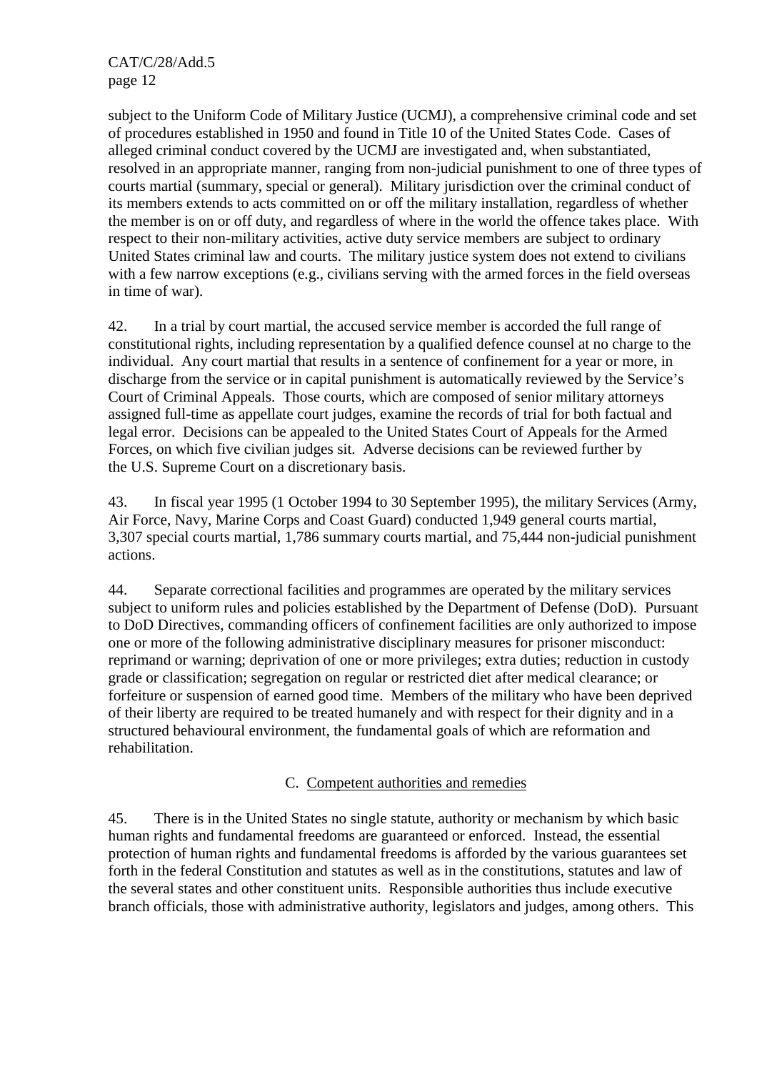subject to the Uniform Code of Military Justice (UCMJ), a comprehensive criminal code and set of procedures established in 1950 and found in Title 10 of the United States Code. Cases of alleged criminal conduct covered by the UCMJ are investigated and, when substantiated, resolved in an appropriate manner, ranging from non-judicial punishment to one of three types of courts martial (summary, special or general). Military jurisdiction over the criminal conduct of its members extends to acts committed on or off the military installation, regardless of whether the member is on or off duty, and regardless of where in the world the offence takes place. With respect to their non-military activities, active duty service members are subject to ordinary United States criminal law and courts. The military justice system does not extend to civilians with a few narrow exceptions (e.g., civilians serving with the armed forces in the field overseas in time of war).

42. In a trial by court martial, the accused service member is accorded the full range of constitutional rights, including representation by a qualified defence counsel at no charge to the individual. Any court martial that results in a sentence of confinement for a year or more, in discharge from the service or in capital punishment is automatically reviewed by the Service's Court of Criminal Appeals. Those courts, which are composed of senior military attorneys assigned full-time as appellate court judges, examine the records of trial for both factual and legal error. Decisions can be appealed to the United States Court of Appeals for the Armed Forces, on which five civilian judges sit. Adverse decisions can be reviewed further by the U.S. Supreme Court on a discretionary basis.

43. In fiscal year 1995 (1 October 1994 to 30 September 1995), the military Services (Army, Air Force, Navy, Marine Corps and Coast Guard) conducted 1,949 general courts martial, 3,307 special courts martial, 1,786 summary courts martial, and 75,444 non-judicial punishment actions.

44. Separate correctional facilities and programmes are operated by the military services subject to uniform rules and policies established by the Department of Defense (DoD). Pursuant to DoD Directives, commanding officers of confinement facilities are only authorized to impose one or more of the following administrative disciplinary measures for prisoner misconduct: reprimand or warning; deprivation of one or more privileges; extra duties; reduction in custody grade or classification; segregation on regular or restricted diet after medical clearance; or forfeiture or suspension of earned good time. Members of the military who have been deprived of their liberty are required to be treated humanely and with respect for their dignity and in a structured behavioural environment, the fundamental goals of which are reformation and rehabilitation.

### C. Competent authorities and remedies

45. There is in the United States no single statute, authority or mechanism by which basic human rights and fundamental freedoms are guaranteed or enforced. Instead, the essential protection of human rights and fundamental freedoms is afforded by the various guarantees set forth in the federal Constitution and statutes as well as in the constitutions, statutes and law of the several states and other constituent units. Responsible authorities thus include executive branch officials, those with administrative authority, legislators and judges, among others. This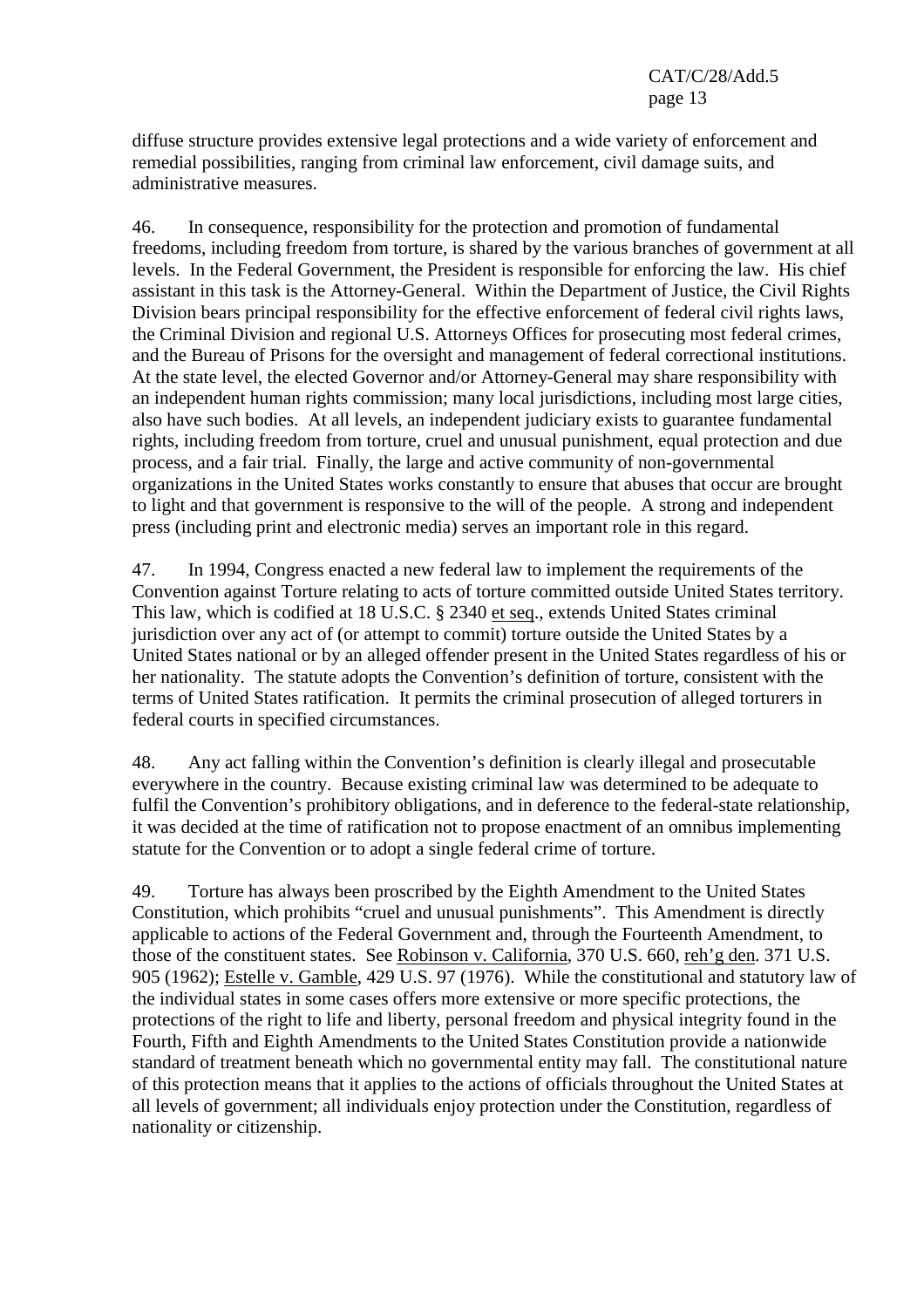diffuse structure provides extensive legal protections and a wide variety of enforcement and remedial possibilities, ranging from criminal law enforcement, civil damage suits, and administrative measures.

46. In consequence, responsibility for the protection and promotion of fundamental freedoms, including freedom from torture, is shared by the various branches of government at all levels. In the Federal Government, the President is responsible for enforcing the law. His chief assistant in this task is the Attorney-General. Within the Department of Justice, the Civil Rights Division bears principal responsibility for the effective enforcement of federal civil rights laws, the Criminal Division and regional U.S. Attorneys Offices for prosecuting most federal crimes, and the Bureau of Prisons for the oversight and management of federal correctional institutions. At the state level, the elected Governor and/or Attorney-General may share responsibility with an independent human rights commission; many local jurisdictions, including most large cities, also have such bodies. At all levels, an independent judiciary exists to guarantee fundamental rights, including freedom from torture, cruel and unusual punishment, equal protection and due process, and a fair trial. Finally, the large and active community of non-governmental organizations in the United States works constantly to ensure that abuses that occur are brought to light and that government is responsive to the will of the people. A strong and independent press (including print and electronic media) serves an important role in this regard.

47. In 1994, Congress enacted a new federal law to implement the requirements of the Convention against Torture relating to acts of torture committed outside United States territory. This law, which is codified at 18 U.S.C. § 2340 et seq., extends United States criminal jurisdiction over any act of (or attempt to commit) torture outside the United States by a United States national or by an alleged offender present in the United States regardless of his or her nationality. The statute adopts the Convention's definition of torture, consistent with the terms of United States ratification. It permits the criminal prosecution of alleged torturers in federal courts in specified circumstances.

48. Any act falling within the Convention's definition is clearly illegal and prosecutable everywhere in the country. Because existing criminal law was determined to be adequate to fulfil the Convention's prohibitory obligations, and in deference to the federal-state relationship, it was decided at the time of ratification not to propose enactment of an omnibus implementing statute for the Convention or to adopt a single federal crime of torture.

49. Torture has always been proscribed by the Eighth Amendment to the United States Constitution, which prohibits "cruel and unusual punishments". This Amendment is directly applicable to actions of the Federal Government and, through the Fourteenth Amendment, to those of the constituent states. See Robinson v. California, 370 U.S. 660, reh'g den. 371 U.S. 905 (1962); Estelle v. Gamble, 429 U.S. 97 (1976). While the constitutional and statutory law of the individual states in some cases offers more extensive or more specific protections, the protections of the right to life and liberty, personal freedom and physical integrity found in the Fourth, Fifth and Eighth Amendments to the United States Constitution provide a nationwide standard of treatment beneath which no governmental entity may fall. The constitutional nature of this protection means that it applies to the actions of officials throughout the United States at all levels of government; all individuals enjoy protection under the Constitution, regardless of nationality or citizenship.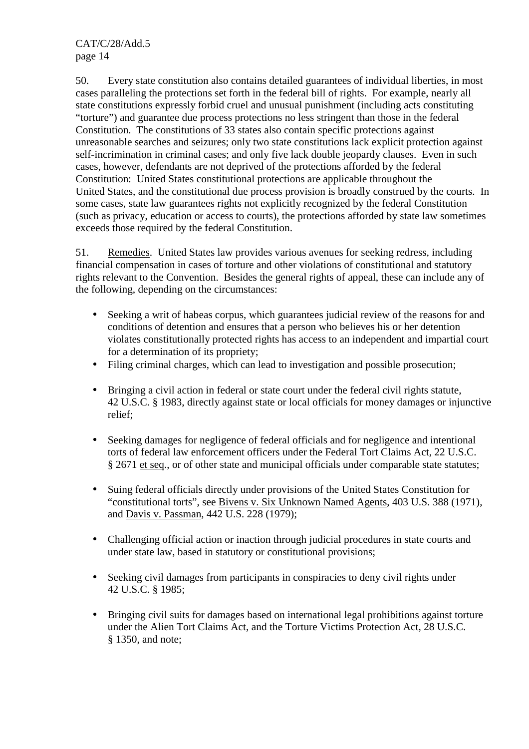50. Every state constitution also contains detailed guarantees of individual liberties, in most cases paralleling the protections set forth in the federal bill of rights. For example, nearly all state constitutions expressly forbid cruel and unusual punishment (including acts constituting "torture") and guarantee due process protections no less stringent than those in the federal Constitution. The constitutions of 33 states also contain specific protections against unreasonable searches and seizures; only two state constitutions lack explicit protection against self-incrimination in criminal cases; and only five lack double jeopardy clauses. Even in such cases, however, defendants are not deprived of the protections afforded by the federal Constitution: United States constitutional protections are applicable throughout the United States, and the constitutional due process provision is broadly construed by the courts. In some cases, state law guarantees rights not explicitly recognized by the federal Constitution (such as privacy, education or access to courts), the protections afforded by state law sometimes exceeds those required by the federal Constitution.

51. Remedies. United States law provides various avenues for seeking redress, including financial compensation in cases of torture and other violations of constitutional and statutory rights relevant to the Convention. Besides the general rights of appeal, these can include any of the following, depending on the circumstances:

- Seeking a writ of habeas corpus, which guarantees judicial review of the reasons for and conditions of detention and ensures that a person who believes his or her detention violates constitutionally protected rights has access to an independent and impartial court for a determination of its propriety;
- Filing criminal charges, which can lead to investigation and possible prosecution;
- Bringing a civil action in federal or state court under the federal civil rights statute, 42 U.S.C. § 1983, directly against state or local officials for money damages or injunctive relief;
- Seeking damages for negligence of federal officials and for negligence and intentional torts of federal law enforcement officers under the Federal Tort Claims Act, 22 U.S.C. § 2671 et seq., or of other state and municipal officials under comparable state statutes;
- Suing federal officials directly under provisions of the United States Constitution for "constitutional torts", see Bivens v. Six Unknown Named Agents, 403 U.S. 388 (1971), and Davis v. Passman, 442 U.S. 228 (1979);
- Challenging official action or inaction through judicial procedures in state courts and under state law, based in statutory or constitutional provisions;
- Seeking civil damages from participants in conspiracies to deny civil rights under 42 U.S.C. § 1985;
- Bringing civil suits for damages based on international legal prohibitions against torture under the Alien Tort Claims Act, and the Torture Victims Protection Act, 28 U.S.C. § 1350, and note;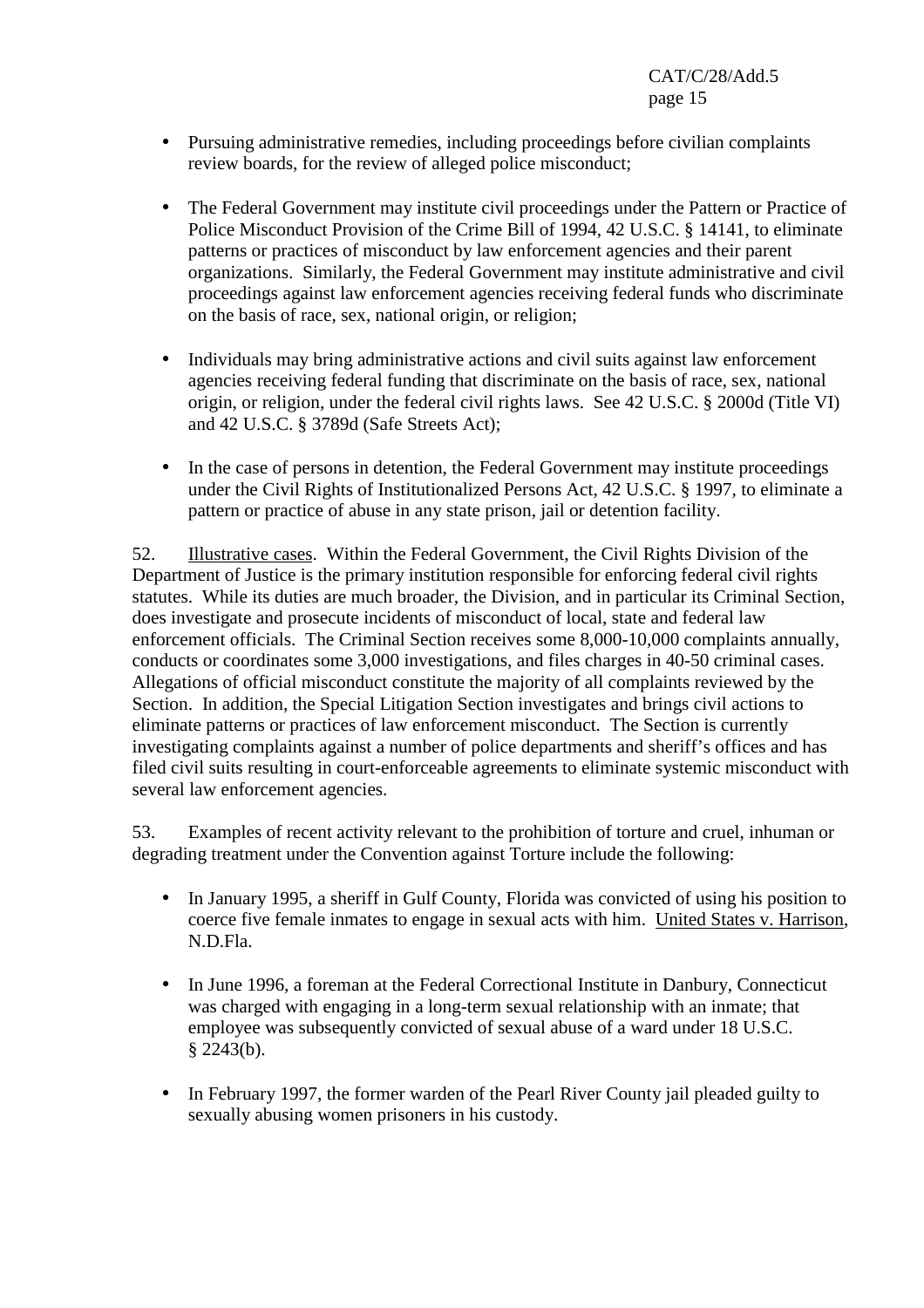- Pursuing administrative remedies, including proceedings before civilian complaints review boards, for the review of alleged police misconduct;

- The Federal Government may institute civil proceedings under the Pattern or Practice of Police Misconduct Provision of the Crime Bill of 1994, 42 U.S.C. § 14141, to eliminate patterns or practices of misconduct by law enforcement agencies and their parent organizations. Similarly, the Federal Government may institute administrative and civil proceedings against law enforcement agencies receiving federal funds who discriminate on the basis of race, sex, national origin, or religion;

- Individuals may bring administrative actions and civil suits against law enforcement agencies receiving federal funding that discriminate on the basis of race, sex, national origin, or religion, under the federal civil rights laws. See 42 U.S.C. § 2000d (Title VI) and 42 U.S.C. § 3789d (Safe Streets Act);

- In the case of persons in detention, the Federal Government may institute proceedings under the Civil Rights of Institutionalized Persons Act, 42 U.S.C. § 1997, to eliminate a pattern or practice of abuse in any state prison, jail or detention facility.

52. Illustrative cases. Within the Federal Government, the Civil Rights Division of the Department of Justice is the primary institution responsible for enforcing federal civil rights statutes. While its duties are much broader, the Division, and in particular its Criminal Section, does investigate and prosecute incidents of misconduct of local, state and federal law enforcement officials. The Criminal Section receives some 8,000-10,000 complaints annually, conducts or coordinates some 3,000 investigations, and files charges in 40-50 criminal cases. Allegations of official misconduct constitute the majority of all complaints reviewed by the Section. In addition, the Special Litigation Section investigates and brings civil actions to eliminate patterns or practices of law enforcement misconduct. The Section is currently investigating complaints against a number of police departments and sheriff's offices and has filed civil suits resulting in court-enforceable agreements to eliminate systemic misconduct with several law enforcement agencies.

53. Examples of recent activity relevant to the prohibition of torture and cruel, inhuman or degrading treatment under the Convention against Torture include the following:

- In January 1995, a sheriff in Gulf County, Florida was convicted of using his position to coerce five female inmates to engage in sexual acts with him. United States v. Harrison, N.D.Fla.

- In June 1996, a foreman at the Federal Correctional Institute in Danbury, Connecticut was charged with engaging in a long-term sexual relationship with an inmate; that employee was subsequently convicted of sexual abuse of a ward under 18 U.S.C. § 2243(b).

- In February 1997, the former warden of the Pearl River County jail pleaded guilty to sexually abusing women prisoners in his custody.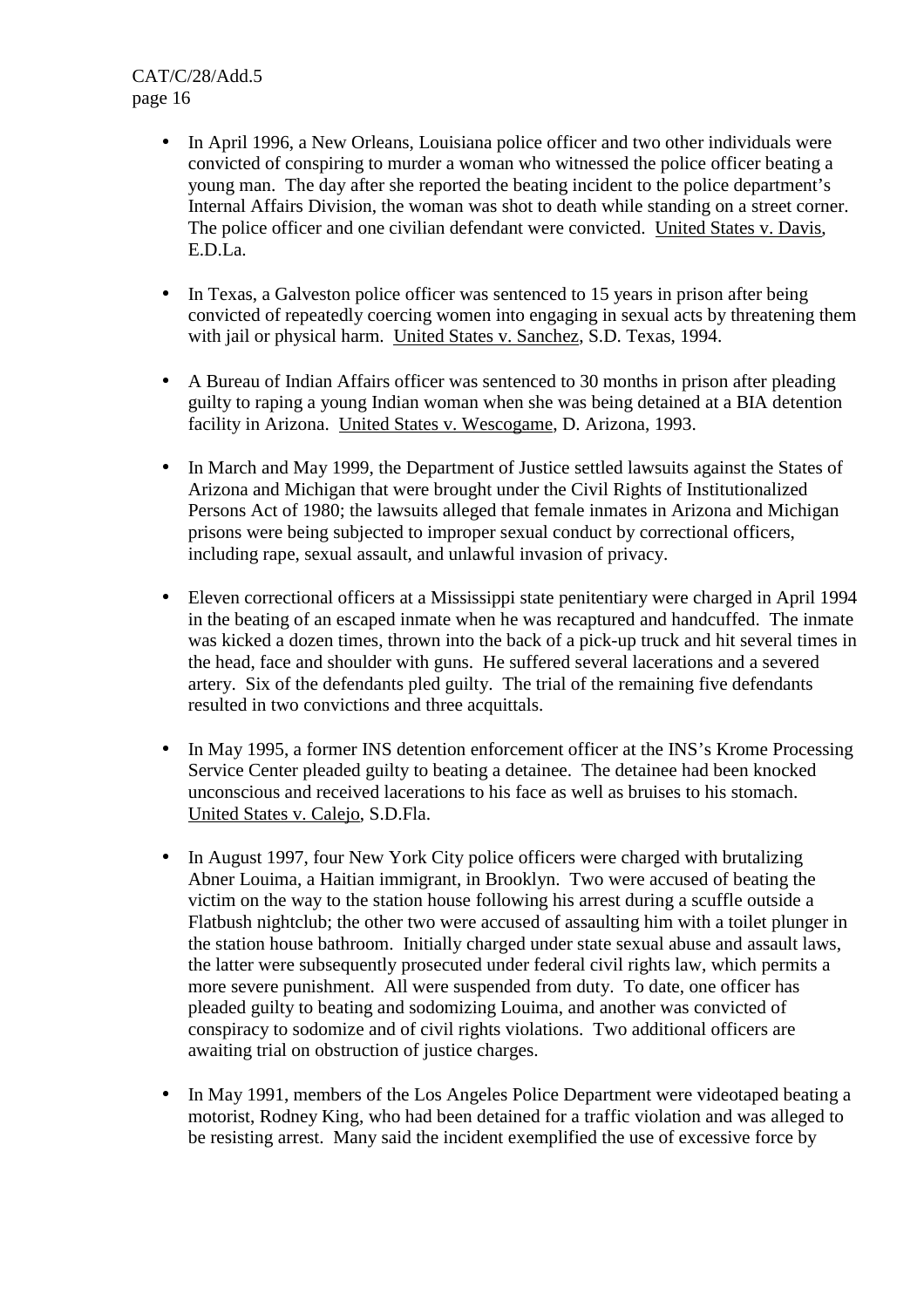- In April 1996, a New Orleans, Louisiana police officer and two other individuals were convicted of conspiring to murder a woman who witnessed the police officer beating a young man. The day after she reported the beating incident to the police department's Internal Affairs Division, the woman was shot to death while standing on a street corner. The police officer and one civilian defendant were convicted. United States v. Davis, E.D.La.

- In Texas, a Galveston police officer was sentenced to 15 years in prison after being convicted of repeatedly coercing women into engaging in sexual acts by threatening them with jail or physical harm. United States v. Sanchez, S.D. Texas, 1994.

- A Bureau of Indian Affairs officer was sentenced to 30 months in prison after pleading guilty to raping a young Indian woman when she was being detained at a BIA detention facility in Arizona. United States v. Wescogame, D. Arizona, 1993.

- In March and May 1999, the Department of Justice settled lawsuits against the States of Arizona and Michigan that were brought under the Civil Rights of Institutionalized Persons Act of 1980; the lawsuits alleged that female inmates in Arizona and Michigan prisons were being subjected to improper sexual conduct by correctional officers, including rape, sexual assault, and unlawful invasion of privacy.

- Eleven correctional officers at a Mississippi state penitentiary were charged in April 1994 in the beating of an escaped inmate when he was recaptured and handcuffed. The inmate was kicked a dozen times, thrown into the back of a pick-up truck and hit several times in the head, face and shoulder with guns. He suffered several lacerations and a severed artery. Six of the defendants pled guilty. The trial of the remaining five defendants resulted in two convictions and three acquittals.

- In May 1995, a former INS detention enforcement officer at the INS's Krome Processing Service Center pleaded guilty to beating a detainee. The detainee had been knocked unconscious and received lacerations to his face as well as bruises to his stomach. United States v. Calejo, S.D.Fla.

- In August 1997, four New York City police officers were charged with brutalizing Abner Louima, a Haitian immigrant, in Brooklyn. Two were accused of beating the victim on the way to the station house following his arrest during a scuffle outside a Flatbush nightclub; the other two were accused of assaulting him with a toilet plunger in the station house bathroom. Initially charged under state sexual abuse and assault laws, the latter were subsequently prosecuted under federal civil rights law, which permits a more severe punishment. All were suspended from duty. To date, one officer has pleaded guilty to beating and sodomizing Louima, and another was convicted of conspiracy to sodomize and of civil rights violations. Two additional officers are awaiting trial on obstruction of justice charges.

- In May 1991, members of the Los Angeles Police Department were videotaped beating a motorist, Rodney King, who had been detained for a traffic violation and was alleged to be resisting arrest. Many said the incident exemplified the use of excessive force by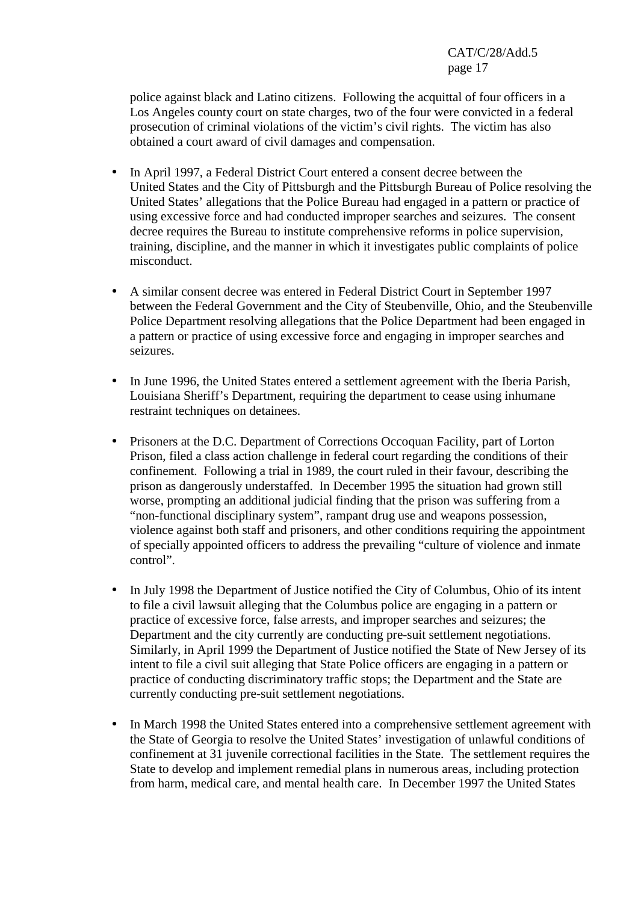police against black and Latino citizens. Following the acquittal of four officers in a Los Angeles county court on state charges, two of the four were convicted in a federal prosecution of criminal violations of the victim's civil rights. The victim has also obtained a court award of civil damages and compensation.

- In April 1997, a Federal District Court entered a consent decree between the United States and the City of Pittsburgh and the Pittsburgh Bureau of Police resolving the United States' allegations that the Police Bureau had engaged in a pattern or practice of using excessive force and had conducted improper searches and seizures. The consent decree requires the Bureau to institute comprehensive reforms in police supervision, training, discipline, and the manner in which it investigates public complaints of police misconduct.

- A similar consent decree was entered in Federal District Court in September 1997 between the Federal Government and the City of Steubenville, Ohio, and the Steubenville Police Department resolving allegations that the Police Department had been engaged in a pattern or practice of using excessive force and engaging in improper searches and seizures.

- In June 1996, the United States entered a settlement agreement with the Iberia Parish, Louisiana Sheriff's Department, requiring the department to cease using inhumane restraint techniques on detainees.

- Prisoners at the D.C. Department of Corrections Occoquan Facility, part of Lorton Prison, filed a class action challenge in federal court regarding the conditions of their confinement. Following a trial in 1989, the court ruled in their favour, describing the prison as dangerously understaffed. In December 1995 the situation had grown still worse, prompting an additional judicial finding that the prison was suffering from a "non-functional disciplinary system", rampant drug use and weapons possession, violence against both staff and prisoners, and other conditions requiring the appointment of specially appointed officers to address the prevailing "culture of violence and inmate control".

- In July 1998 the Department of Justice notified the City of Columbus, Ohio of its intent to file a civil lawsuit alleging that the Columbus police are engaging in a pattern or practice of excessive force, false arrests, and improper searches and seizures; the Department and the city currently are conducting pre-suit settlement negotiations. Similarly, in April 1999 the Department of Justice notified the State of New Jersey of its intent to file a civil suit alleging that State Police officers are engaging in a pattern or practice of conducting discriminatory traffic stops; the Department and the State are currently conducting pre-suit settlement negotiations.

- In March 1998 the United States entered into a comprehensive settlement agreement with the State of Georgia to resolve the United States' investigation of unlawful conditions of confinement at 31 juvenile correctional facilities in the State. The settlement requires the State to develop and implement remedial plans in numerous areas, including protection from harm, medical care, and mental health care. In December 1997 the United States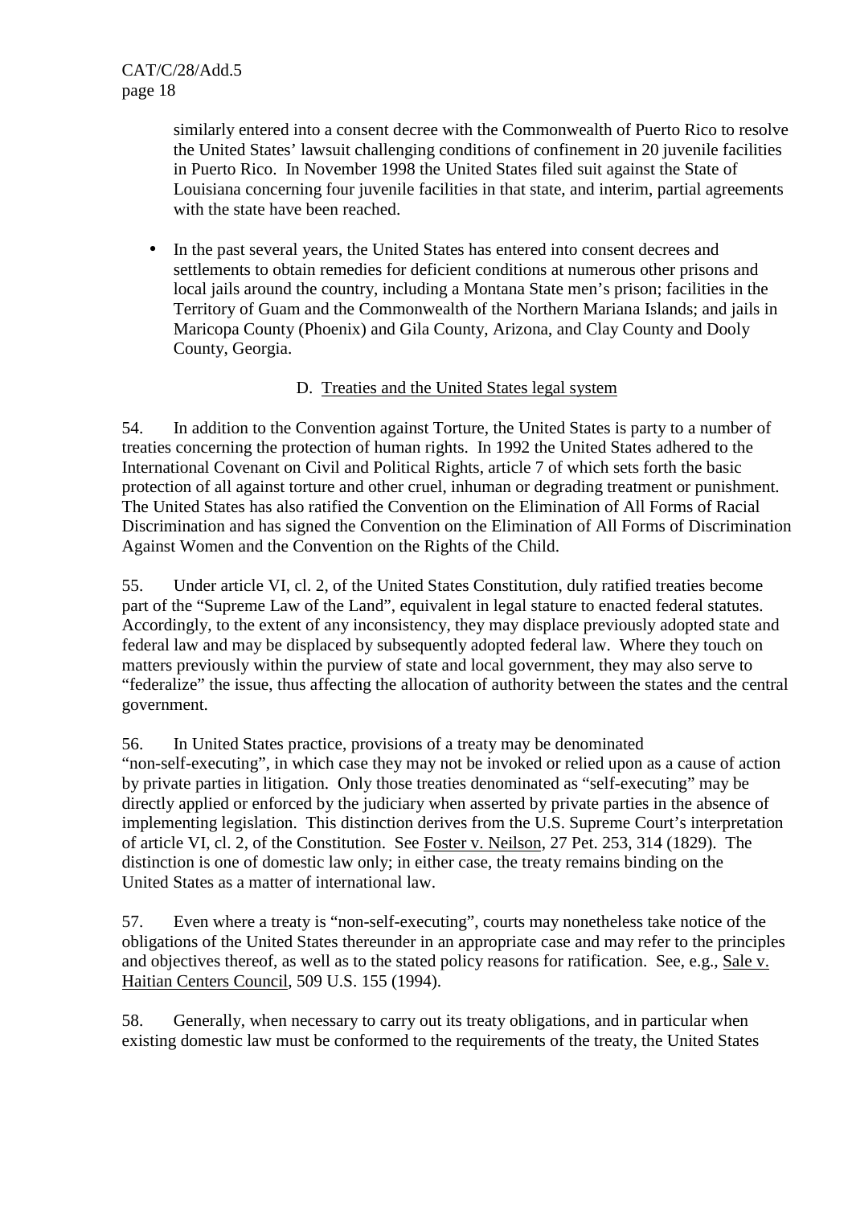similarly entered into a consent decree with the Commonwealth of Puerto Rico to resolve the United States' lawsuit challenging conditions of confinement in 20 juvenile facilities in Puerto Rico. In November 1998 the United States filed suit against the State of Louisiana concerning four juvenile facilities in that state, and interim, partial agreements with the state have been reached.

- In the past several years, the United States has entered into consent decrees and settlements to obtain remedies for deficient conditions at numerous other prisons and local jails around the country, including a Montana State men's prison; facilities in the Territory of Guam and the Commonwealth of the Northern Mariana Islands; and jails in Maricopa County (Phoenix) and Gila County, Arizona, and Clay County and Dooly County, Georgia.

### D. Treaties and the United States legal system

54. In addition to the Convention against Torture, the United States is party to a number of treaties concerning the protection of human rights. In 1992 the United States adhered to the International Covenant on Civil and Political Rights, article 7 of which sets forth the basic protection of all against torture and other cruel, inhuman or degrading treatment or punishment. The United States has also ratified the Convention on the Elimination of All Forms of Racial Discrimination and has signed the Convention on the Elimination of All Forms of Discrimination Against Women and the Convention on the Rights of the Child.

55. Under article VI, cl. 2, of the United States Constitution, duly ratified treaties become part of the "Supreme Law of the Land", equivalent in legal stature to enacted federal statutes. Accordingly, to the extent of any inconsistency, they may displace previously adopted state and federal law and may be displaced by subsequently adopted federal law. Where they touch on matters previously within the purview of state and local government, they may also serve to "federalize" the issue, thus affecting the allocation of authority between the states and the central government.

56. In United States practice, provisions of a treaty may be denominated "non-self-executing", in which case they may not be invoked or relied upon as a cause of action by private parties in litigation. Only those treaties denominated as "self-executing" may be directly applied or enforced by the judiciary when asserted by private parties in the absence of implementing legislation. This distinction derives from the U.S. Supreme Court's interpretation of article VI, cl. 2, of the Constitution. See Foster v. Neilson, 27 Pet. 253, 314 (1829). The distinction is one of domestic law only; in either case, the treaty remains binding on the United States as a matter of international law.

57. Even where a treaty is "non-self-executing", courts may nonetheless take notice of the obligations of the United States thereunder in an appropriate case and may refer to the principles and objectives thereof, as well as to the stated policy reasons for ratification. See, e.g., Sale v. Haitian Centers Council, 509 U.S. 155 (1994).

58. Generally, when necessary to carry out its treaty obligations, and in particular when existing domestic law must be conformed to the requirements of the treaty, the United States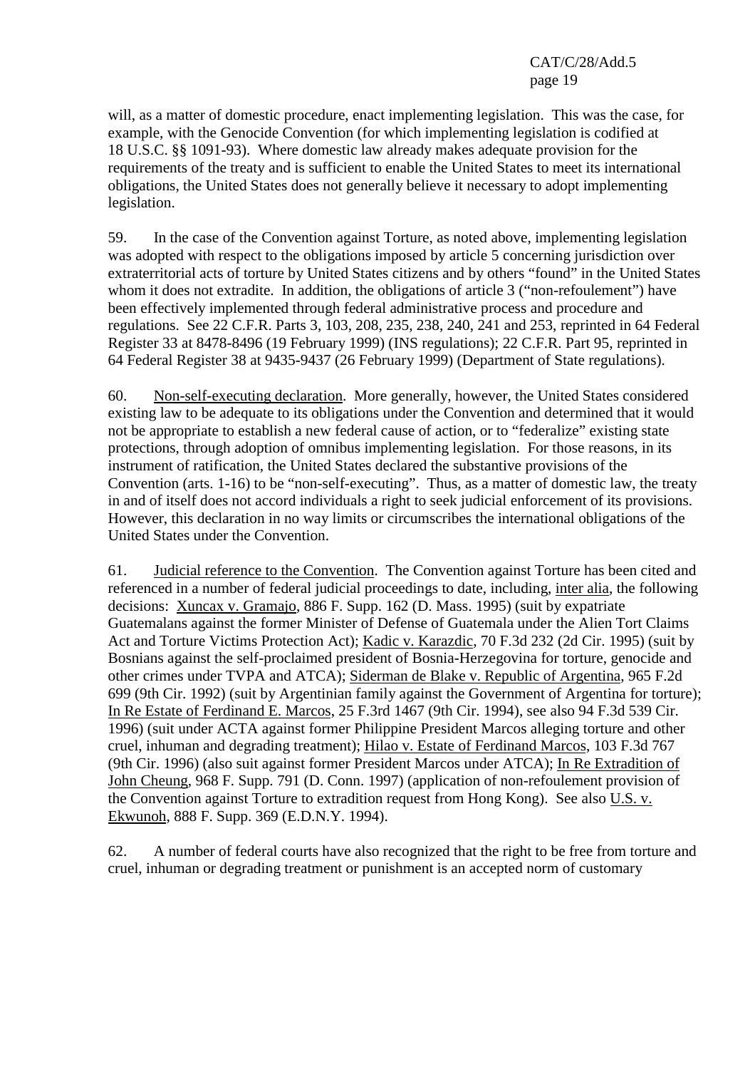will, as a matter of domestic procedure, enact implementing legislation. This was the case, for example, with the Genocide Convention (for which implementing legislation is codified at 18 U.S.C. §§ 1091-93). Where domestic law already makes adequate provision for the requirements of the treaty and is sufficient to enable the United States to meet its international obligations, the United States does not generally believe it necessary to adopt implementing legislation.

59. In the case of the Convention against Torture, as noted above, implementing legislation was adopted with respect to the obligations imposed by article 5 concerning jurisdiction over extraterritorial acts of torture by United States citizens and by others "found" in the United States whom it does not extradite. In addition, the obligations of article 3 ("non-refoulement") have been effectively implemented through federal administrative process and procedure and regulations. See 22 C.F.R. Parts 3, 103, 208, 235, 238, 240, 241 and 253, reprinted in 64 Federal Register 33 at 8478-8496 (19 February 1999) (INS regulations); 22 C.F.R. Part 95, reprinted in 64 Federal Register 38 at 9435-9437 (26 February 1999) (Department of State regulations).

60. Non-self-executing declaration. More generally, however, the United States considered existing law to be adequate to its obligations under the Convention and determined that it would not be appropriate to establish a new federal cause of action, or to "federalize" existing state protections, through adoption of omnibus implementing legislation. For those reasons, in its instrument of ratification, the United States declared the substantive provisions of the Convention (arts. 1-16) to be "non-self-executing". Thus, as a matter of domestic law, the treaty in and of itself does not accord individuals a right to seek judicial enforcement of its provisions. However, this declaration in no way limits or circumscribes the international obligations of the United States under the Convention.

61. Judicial reference to the Convention. The Convention against Torture has been cited and referenced in a number of federal judicial proceedings to date, including, inter alia, the following decisions: Xuncax v. Gramajo, 886 F. Supp. 162 (D. Mass. 1995) (suit by expatriate Guatemalans against the former Minister of Defense of Guatemala under the Alien Tort Claims Act and Torture Victims Protection Act); Kadic v. Karazdic, 70 F.3d 232 (2d Cir. 1995) (suit by Bosnians against the self-proclaimed president of Bosnia-Herzegovina for torture, genocide and other crimes under TVPA and ATCA); Siderman de Blake v. Republic of Argentina, 965 F.2d 699 (9th Cir. 1992) (suit by Argentinian family against the Government of Argentina for torture); In Re Estate of Ferdinand E. Marcos, 25 F.3rd 1467 (9th Cir. 1994), see also 94 F.3d 539 Cir. 1996) (suit under ACTA against former Philippine President Marcos alleging torture and other cruel, inhuman and degrading treatment); Hilao v. Estate of Ferdinand Marcos, 103 F.3d 767 (9th Cir. 1996) (also suit against former President Marcos under ATCA); In Re Extradition of John Cheung, 968 F. Supp. 791 (D. Conn. 1997) (application of non-refoulement provision of the Convention against Torture to extradition request from Hong Kong). See also U.S. v. Ekwunoh, 888 F. Supp. 369 (E.D.N.Y. 1994).

62. A number of federal courts have also recognized that the right to be free from torture and cruel, inhuman or degrading treatment or punishment is an accepted norm of customary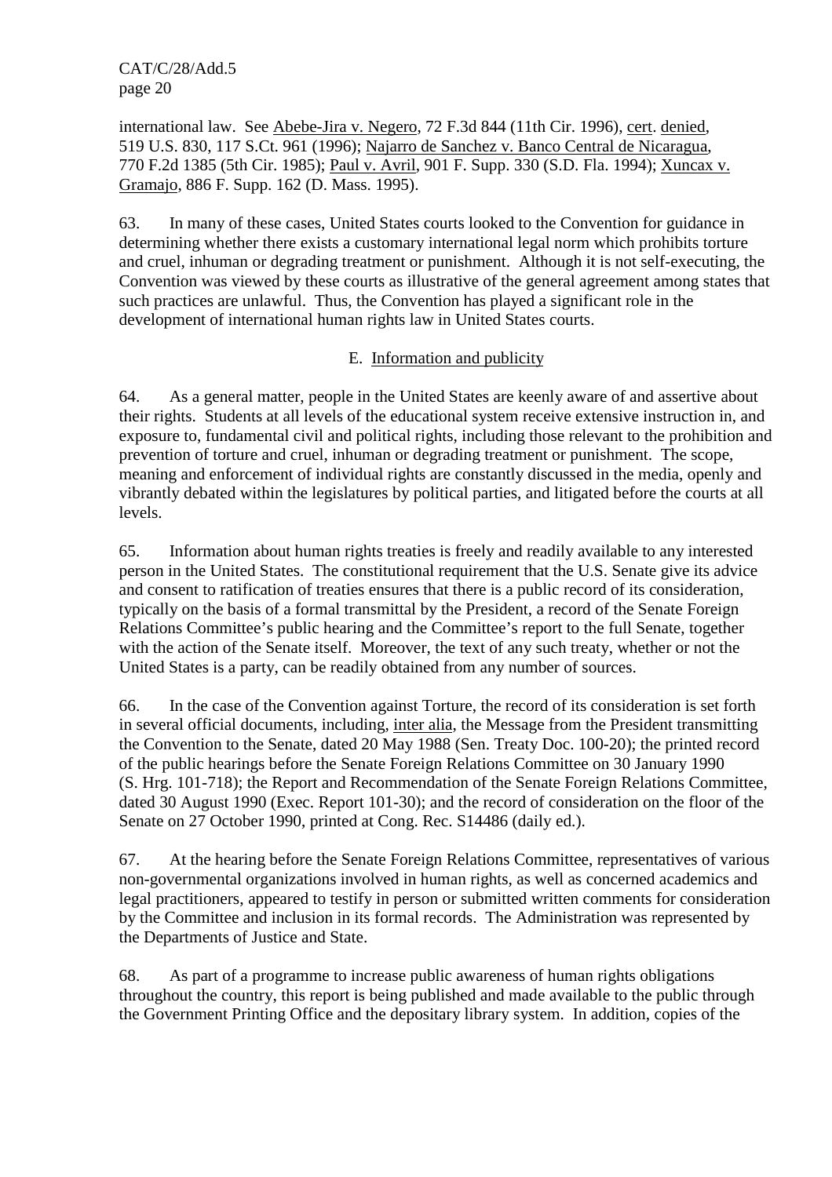international law. See Abebe-Jira v. Negero, 72 F.3d 844 (11th Cir. 1996), cert. denied, 519 U.S. 830, 117 S.Ct. 961 (1996); Najarro de Sanchez v. Banco Central de Nicaragua, 770 F.2d 1385 (5th Cir. 1985); Paul v. Avril, 901 F. Supp. 330 (S.D. Fla. 1994); Xuncax v. Gramajo, 886 F. Supp. 162 (D. Mass. 1995).

63. In many of these cases, United States courts looked to the Convention for guidance in determining whether there exists a customary international legal norm which prohibits torture and cruel, inhuman or degrading treatment or punishment. Although it is not self-executing, the Convention was viewed by these courts as illustrative of the general agreement among states that such practices are unlawful. Thus, the Convention has played a significant role in the development of international human rights law in United States courts.

## E. Information and publicity

64. As a general matter, people in the United States are keenly aware of and assertive about their rights. Students at all levels of the educational system receive extensive instruction in, and exposure to, fundamental civil and political rights, including those relevant to the prohibition and prevention of torture and cruel, inhuman or degrading treatment or punishment. The scope, meaning and enforcement of individual rights are constantly discussed in the media, openly and vibrantly debated within the legislatures by political parties, and litigated before the courts at all levels.

65. Information about human rights treaties is freely and readily available to any interested person in the United States. The constitutional requirement that the U.S. Senate give its advice and consent to ratification of treaties ensures that there is a public record of its consideration, typically on the basis of a formal transmittal by the President, a record of the Senate Foreign Relations Committee's public hearing and the Committee's report to the full Senate, together with the action of the Senate itself. Moreover, the text of any such treaty, whether or not the United States is a party, can be readily obtained from any number of sources.

66. In the case of the Convention against Torture, the record of its consideration is set forth in several official documents, including, inter alia, the Message from the President transmitting the Convention to the Senate, dated 20 May 1988 (Sen. Treaty Doc. 100-20); the printed record of the public hearings before the Senate Foreign Relations Committee on 30 January 1990 (S. Hrg. 101-718); the Report and Recommendation of the Senate Foreign Relations Committee, dated 30 August 1990 (Exec. Report 101-30); and the record of consideration on the floor of the Senate on 27 October 1990, printed at Cong. Rec. S14486 (daily ed.).

67. At the hearing before the Senate Foreign Relations Committee, representatives of various non-governmental organizations involved in human rights, as well as concerned academics and legal practitioners, appeared to testify in person or submitted written comments for consideration by the Committee and inclusion in its formal records. The Administration was represented by the Departments of Justice and State.

68. As part of a programme to increase public awareness of human rights obligations throughout the country, this report is being published and made available to the public through the Government Printing Office and the depositary library system. In addition, copies of the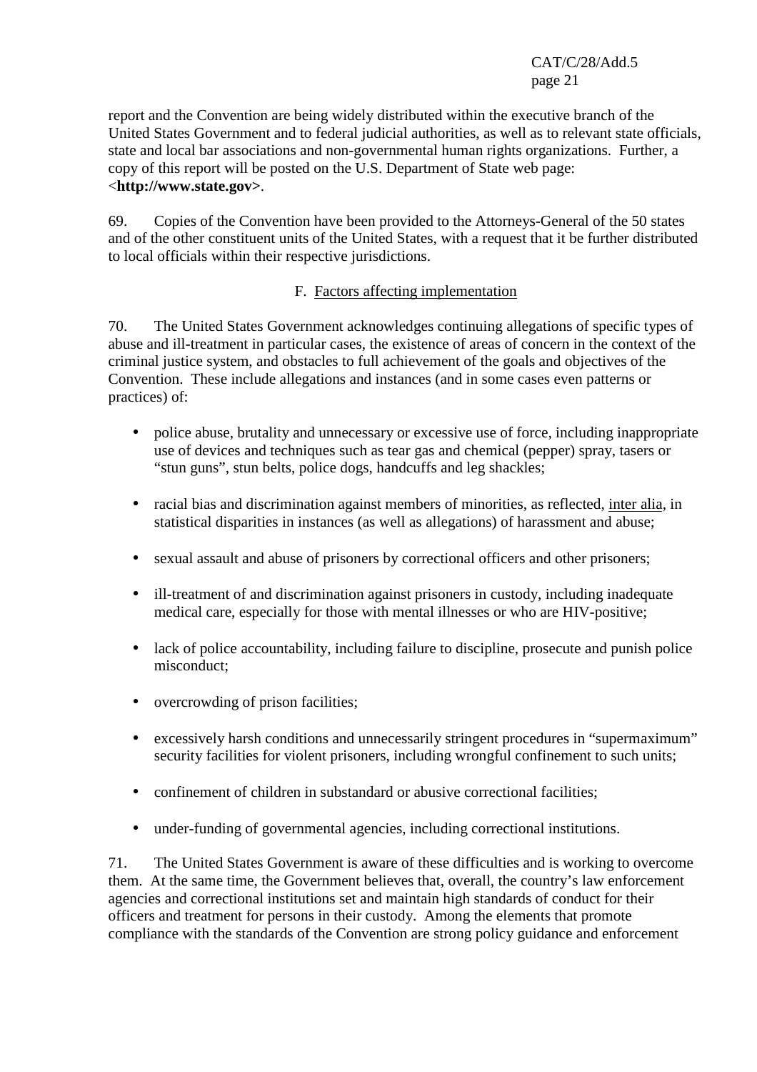report and the Convention are being widely distributed within the executive branch of the United States Government and to federal judicial authorities, as well as to relevant state officials, state and local bar associations and non-governmental human rights organizations. Further, a copy of this report will be posted on the U.S. Department of State web page: <**http://www.state.gov**>.

69. Copies of the Convention have been provided to the Attorneys-General of the 50 states and of the other constituent units of the United States, with a request that it be further distributed to local officials within their respective jurisdictions.

## F. Factors affecting implementation

70. The United States Government acknowledges continuing allegations of specific types of abuse and ill-treatment in particular cases, the existence of areas of concern in the context of the criminal justice system, and obstacles to full achievement of the goals and objectives of the Convention. These include allegations and instances (and in some cases even patterns or practices) of:

- police abuse, brutality and unnecessary or excessive use of force, including inappropriate use of devices and techniques such as tear gas and chemical (pepper) spray, tasers or "stun guns", stun belts, police dogs, handcuffs and leg shackles;
- racial bias and discrimination against members of minorities, as reflected, inter alia, in statistical disparities in instances (as well as allegations) of harassment and abuse;
- sexual assault and abuse of prisoners by correctional officers and other prisoners;
- ill-treatment of and discrimination against prisoners in custody, including inadequate medical care, especially for those with mental illnesses or who are HIV-positive;
- lack of police accountability, including failure to discipline, prosecute and punish police misconduct;
- overcrowding of prison facilities;
- excessively harsh conditions and unnecessarily stringent procedures in "supermaximum" security facilities for violent prisoners, including wrongful confinement to such units;
- confinement of children in substandard or abusive correctional facilities;
- under-funding of governmental agencies, including correctional institutions.

71. The United States Government is aware of these difficulties and is working to overcome them. At the same time, the Government believes that, overall, the country's law enforcement agencies and correctional institutions set and maintain high standards of conduct for their officers and treatment for persons in their custody. Among the elements that promote compliance with the standards of the Convention are strong policy guidance and enforcement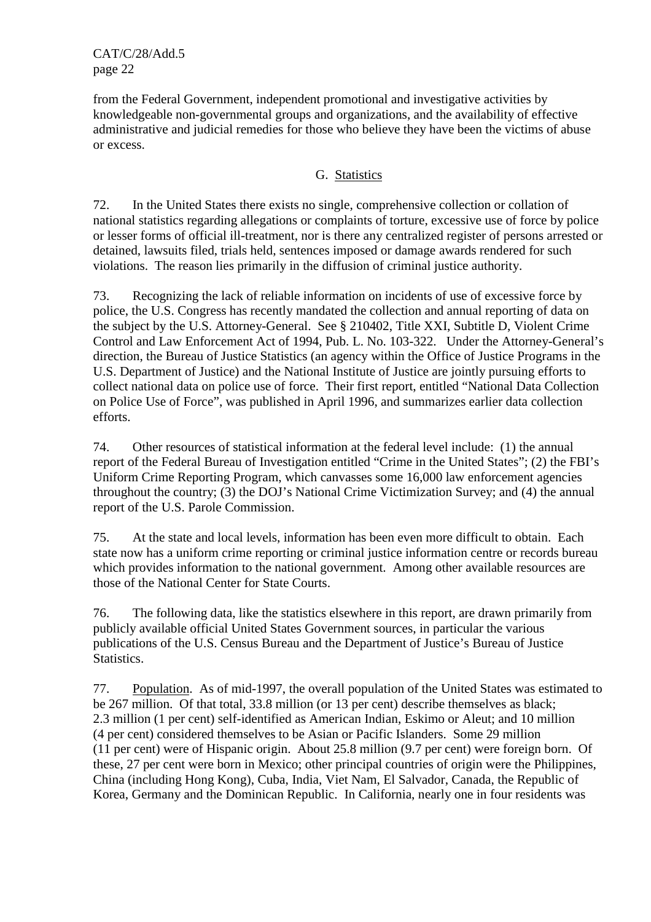from the Federal Government, independent promotional and investigative activities by knowledgeable non-governmental groups and organizations, and the availability of effective administrative and judicial remedies for those who believe they have been the victims of abuse or excess.

## G. Statistics

72. In the United States there exists no single, comprehensive collection or collation of national statistics regarding allegations or complaints of torture, excessive use of force by police or lesser forms of official ill-treatment, nor is there any centralized register of persons arrested or detained, lawsuits filed, trials held, sentences imposed or damage awards rendered for such violations. The reason lies primarily in the diffusion of criminal justice authority.

73. Recognizing the lack of reliable information on incidents of use of excessive force by police, the U.S. Congress has recently mandated the collection and annual reporting of data on the subject by the U.S. Attorney-General. See § 210402, Title XXI, Subtitle D, Violent Crime Control and Law Enforcement Act of 1994, Pub. L. No. 103-322. Under the Attorney-General's direction, the Bureau of Justice Statistics (an agency within the Office of Justice Programs in the U.S. Department of Justice) and the National Institute of Justice are jointly pursuing efforts to collect national data on police use of force. Their first report, entitled "National Data Collection on Police Use of Force", was published in April 1996, and summarizes earlier data collection efforts.

74. Other resources of statistical information at the federal level include: (1) the annual report of the Federal Bureau of Investigation entitled "Crime in the United States"; (2) the FBI's Uniform Crime Reporting Program, which canvasses some 16,000 law enforcement agencies throughout the country; (3) the DOJ's National Crime Victimization Survey; and (4) the annual report of the U.S. Parole Commission.

75. At the state and local levels, information has been even more difficult to obtain. Each state now has a uniform crime reporting or criminal justice information centre or records bureau which provides information to the national government. Among other available resources are those of the National Center for State Courts.

76. The following data, like the statistics elsewhere in this report, are drawn primarily from publicly available official United States Government sources, in particular the various publications of the U.S. Census Bureau and the Department of Justice's Bureau of Justice Statistics.

77. Population. As of mid-1997, the overall population of the United States was estimated to be 267 million. Of that total, 33.8 million (or 13 per cent) describe themselves as black; 2.3 million (1 per cent) self-identified as American Indian, Eskimo or Aleut; and 10 million (4 per cent) considered themselves to be Asian or Pacific Islanders. Some 29 million (11 per cent) were of Hispanic origin. About 25.8 million (9.7 per cent) were foreign born. Of these, 27 per cent were born in Mexico; other principal countries of origin were the Philippines, China (including Hong Kong), Cuba, India, Viet Nam, El Salvador, Canada, the Republic of Korea, Germany and the Dominican Republic. In California, nearly one in four residents was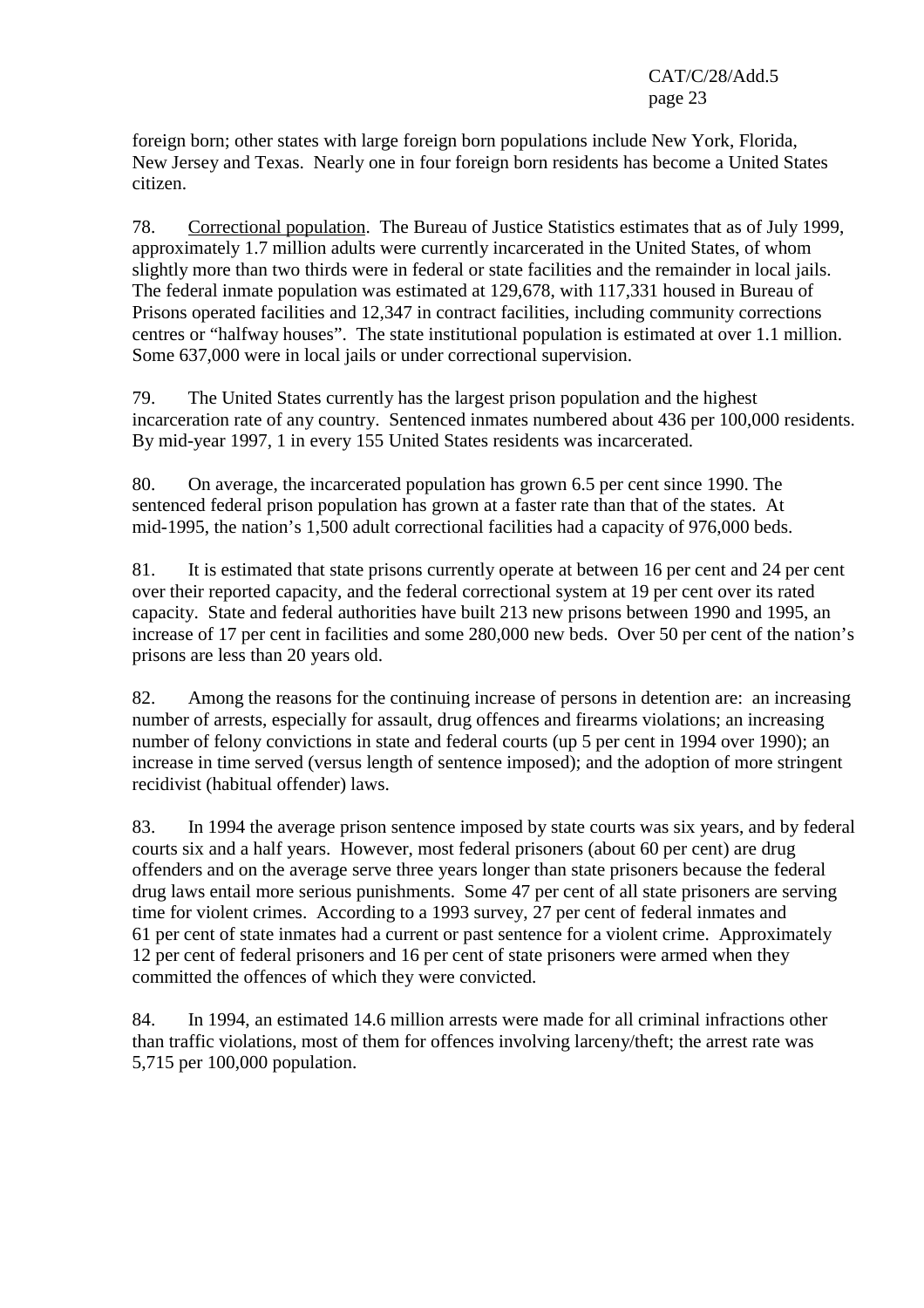foreign born; other states with large foreign born populations include New York, Florida, New Jersey and Texas. Nearly one in four foreign born residents has become a United States citizen.

78. Correctional population. The Bureau of Justice Statistics estimates that as of July 1999, approximately 1.7 million adults were currently incarcerated in the United States, of whom slightly more than two thirds were in federal or state facilities and the remainder in local jails. The federal inmate population was estimated at 129,678, with 117,331 housed in Bureau of Prisons operated facilities and 12,347 in contract facilities, including community corrections centres or "halfway houses". The state institutional population is estimated at over 1.1 million. Some 637,000 were in local jails or under correctional supervision.

79. The United States currently has the largest prison population and the highest incarceration rate of any country. Sentenced inmates numbered about 436 per 100,000 residents. By mid-year 1997, 1 in every 155 United States residents was incarcerated.

80. On average, the incarcerated population has grown 6.5 per cent since 1990. The sentenced federal prison population has grown at a faster rate than that of the states. At mid-1995, the nation's 1,500 adult correctional facilities had a capacity of 976,000 beds.

81. It is estimated that state prisons currently operate at between 16 per cent and 24 per cent over their reported capacity, and the federal correctional system at 19 per cent over its rated capacity. State and federal authorities have built 213 new prisons between 1990 and 1995, an increase of 17 per cent in facilities and some 280,000 new beds. Over 50 per cent of the nation's prisons are less than 20 years old.

82. Among the reasons for the continuing increase of persons in detention are: an increasing number of arrests, especially for assault, drug offences and firearms violations; an increasing number of felony convictions in state and federal courts (up 5 per cent in 1994 over 1990); an increase in time served (versus length of sentence imposed); and the adoption of more stringent recidivist (habitual offender) laws.

83. In 1994 the average prison sentence imposed by state courts was six years, and by federal courts six and a half years. However, most federal prisoners (about 60 per cent) are drug offenders and on the average serve three years longer than state prisoners because the federal drug laws entail more serious punishments. Some 47 per cent of all state prisoners are serving time for violent crimes. According to a 1993 survey, 27 per cent of federal inmates and 61 per cent of state inmates had a current or past sentence for a violent crime. Approximately 12 per cent of federal prisoners and 16 per cent of state prisoners were armed when they committed the offences of which they were convicted.

84. In 1994, an estimated 14.6 million arrests were made for all criminal infractions other than traffic violations, most of them for offences involving larceny/theft; the arrest rate was 5,715 per 100,000 population.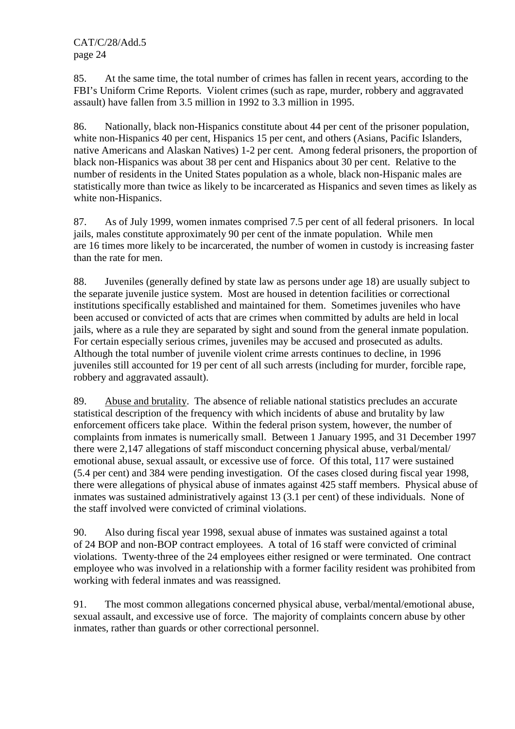85. At the same time, the total number of crimes has fallen in recent years, according to the FBI's Uniform Crime Reports. Violent crimes (such as rape, murder, robbery and aggravated assault) have fallen from 3.5 million in 1992 to 3.3 million in 1995.

86. Nationally, black non-Hispanics constitute about 44 per cent of the prisoner population, white non-Hispanics 40 per cent, Hispanics 15 per cent, and others (Asians, Pacific Islanders, native Americans and Alaskan Natives) 1-2 per cent. Among federal prisoners, the proportion of black non-Hispanics was about 38 per cent and Hispanics about 30 per cent. Relative to the number of residents in the United States population as a whole, black non-Hispanic males are statistically more than twice as likely to be incarcerated as Hispanics and seven times as likely as white non-Hispanics.

87. As of July 1999, women inmates comprised 7.5 per cent of all federal prisoners. In local jails, males constitute approximately 90 per cent of the inmate population. While men are 16 times more likely to be incarcerated, the number of women in custody is increasing faster than the rate for men.

88. Juveniles (generally defined by state law as persons under age 18) are usually subject to the separate juvenile justice system. Most are housed in detention facilities or correctional institutions specifically established and maintained for them. Sometimes juveniles who have been accused or convicted of acts that are crimes when committed by adults are held in local jails, where as a rule they are separated by sight and sound from the general inmate population. For certain especially serious crimes, juveniles may be accused and prosecuted as adults. Although the total number of juvenile violent crime arrests continues to decline, in 1996 juveniles still accounted for 19 per cent of all such arrests (including for murder, forcible rape, robbery and aggravated assault).

89. Abuse and brutality. The absence of reliable national statistics precludes an accurate statistical description of the frequency with which incidents of abuse and brutality by law enforcement officers take place. Within the federal prison system, however, the number of complaints from inmates is numerically small. Between 1 January 1995, and 31 December 1997 there were 2,147 allegations of staff misconduct concerning physical abuse, verbal/mental/emotional abuse, sexual assault, or excessive use of force. Of this total, 117 were sustained (5.4 per cent) and 384 were pending investigation. Of the cases closed during fiscal year 1998, there were allegations of physical abuse of inmates against 425 staff members. Physical abuse of inmates was sustained administratively against 13 (3.1 per cent) of these individuals. None of the staff involved were convicted of criminal violations.

90. Also during fiscal year 1998, sexual abuse of inmates was sustained against a total of 24 BOP and non-BOP contract employees. A total of 16 staff were convicted of criminal violations. Twenty-three of the 24 employees either resigned or were terminated. One contract employee who was involved in a relationship with a former facility resident was prohibited from working with federal inmates and was reassigned.

91. The most common allegations concerned physical abuse, verbal/mental/emotional abuse, sexual assault, and excessive use of force. The majority of complaints concern abuse by other inmates, rather than guards or other correctional personnel.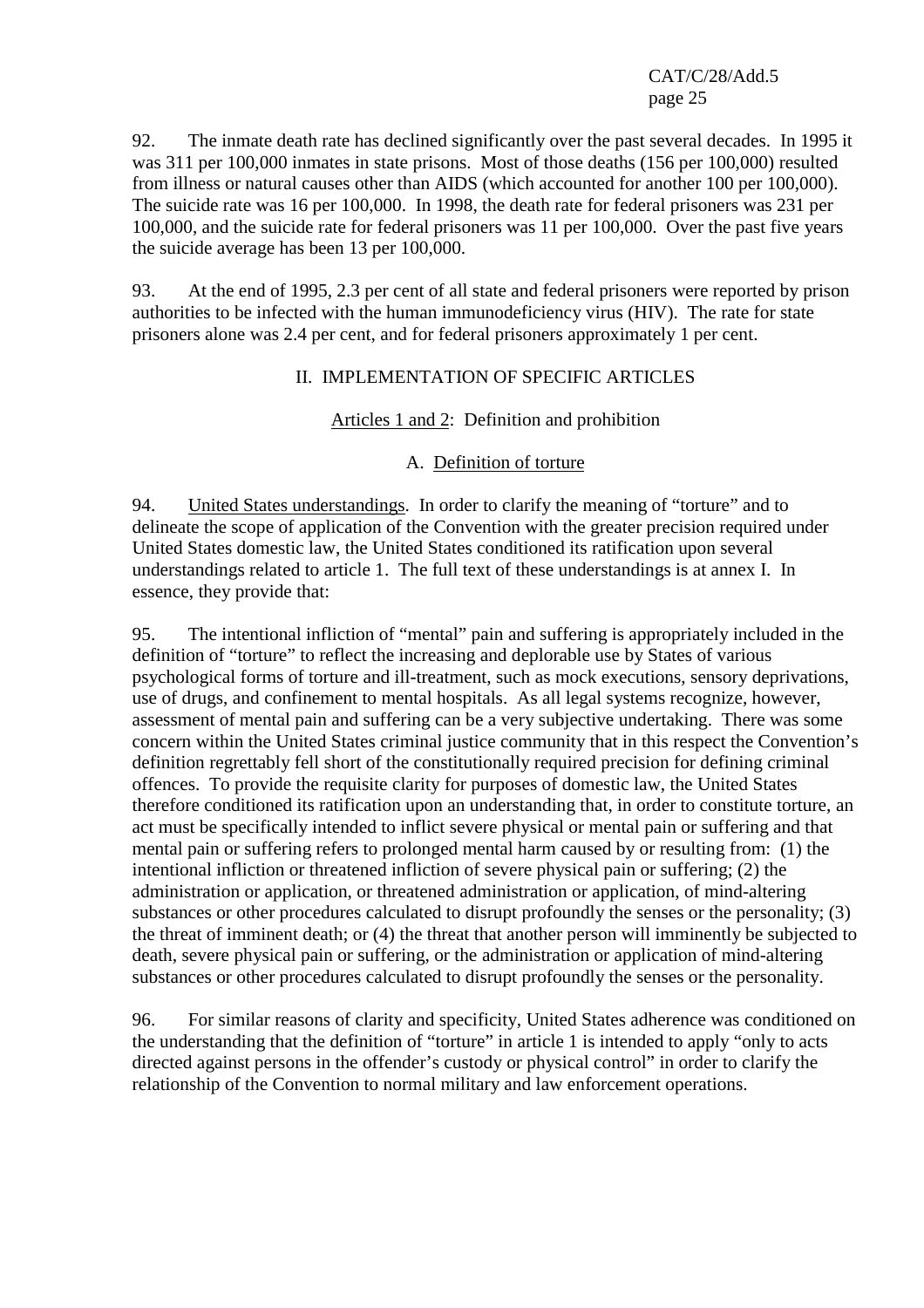92. The inmate death rate has declined significantly over the past several decades. In 1995 it was 311 per 100,000 inmates in state prisons. Most of those deaths (156 per 100,000) resulted from illness or natural causes other than AIDS (which accounted for another 100 per 100,000). The suicide rate was 16 per 100,000. In 1998, the death rate for federal prisoners was 231 per 100,000, and the suicide rate for federal prisoners was 11 per 100,000. Over the past five years the suicide average has been 13 per 100,000.

93. At the end of 1995, 2.3 per cent of all state and federal prisoners were reported by prison authorities to be infected with the human immunodeficiency virus (HIV). The rate for state prisoners alone was 2.4 per cent, and for federal prisoners approximately 1 per cent.

## II. IMPLEMENTATION OF SPECIFIC ARTICLES

### Articles 1 and 2: Definition and prohibition

#### A. Definition of torture

94. United States understandings. In order to clarify the meaning of "torture" and to delineate the scope of application of the Convention with the greater precision required under United States domestic law, the United States conditioned its ratification upon several understandings related to article 1. The full text of these understandings is at annex I. In essence, they provide that:

95. The intentional infliction of "mental" pain and suffering is appropriately included in the definition of "torture" to reflect the increasing and deplorable use by States of various psychological forms of torture and ill-treatment, such as mock executions, sensory deprivations, use of drugs, and confinement to mental hospitals. As all legal systems recognize, however, assessment of mental pain and suffering can be a very subjective undertaking. There was some concern within the United States criminal justice community that in this respect the Convention's definition regrettably fell short of the constitutionally required precision for defining criminal offences. To provide the requisite clarity for purposes of domestic law, the United States therefore conditioned its ratification upon an understanding that, in order to constitute torture, an act must be specifically intended to inflict severe physical or mental pain or suffering and that mental pain or suffering refers to prolonged mental harm caused by or resulting from: (1) the intentional infliction or threatened infliction of severe physical pain or suffering; (2) the administration or application, or threatened administration or application, of mind-altering substances or other procedures calculated to disrupt profoundly the senses or the personality; (3) the threat of imminent death; or (4) the threat that another person will imminently be subjected to death, severe physical pain or suffering, or the administration or application of mind-altering substances or other procedures calculated to disrupt profoundly the senses or the personality.

96. For similar reasons of clarity and specificity, United States adherence was conditioned on the understanding that the definition of "torture" in article 1 is intended to apply "only to acts directed against persons in the offender's custody or physical control" in order to clarify the relationship of the Convention to normal military and law enforcement operations.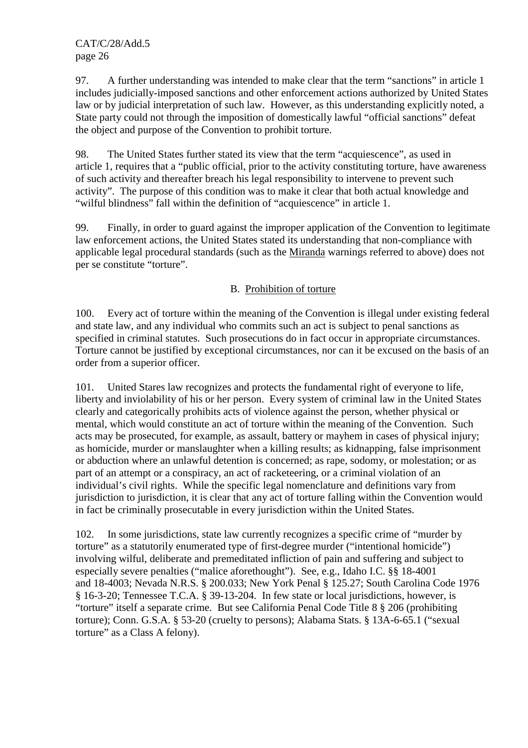97. A further understanding was intended to make clear that the term "sanctions" in article 1 includes judicially-imposed sanctions and other enforcement actions authorized by United States law or by judicial interpretation of such law. However, as this understanding explicitly noted, a State party could not through the imposition of domestically lawful "official sanctions" defeat the object and purpose of the Convention to prohibit torture.

98. The United States further stated its view that the term "acquiescence", as used in article 1, requires that a "public official, prior to the activity constituting torture, have awareness of such activity and thereafter breach his legal responsibility to intervene to prevent such activity". The purpose of this condition was to make it clear that both actual knowledge and "wilful blindness" fall within the definition of "acquiescence" in article 1.

99. Finally, in order to guard against the improper application of the Convention to legitimate law enforcement actions, the United States stated its understanding that non-compliance with applicable legal procedural standards (such as the Miranda warnings referred to above) does not per se constitute "torture".

## B. Prohibition of torture

100. Every act of torture within the meaning of the Convention is illegal under existing federal and state law, and any individual who commits such an act is subject to penal sanctions as specified in criminal statutes. Such prosecutions do in fact occur in appropriate circumstances. Torture cannot be justified by exceptional circumstances, nor can it be excused on the basis of an order from a superior officer.

101. United Stares law recognizes and protects the fundamental right of everyone to life, liberty and inviolability of his or her person. Every system of criminal law in the United States clearly and categorically prohibits acts of violence against the person, whether physical or mental, which would constitute an act of torture within the meaning of the Convention. Such acts may be prosecuted, for example, as assault, battery or mayhem in cases of physical injury; as homicide, murder or manslaughter when a killing results; as kidnapping, false imprisonment or abduction where an unlawful detention is concerned; as rape, sodomy, or molestation; or as part of an attempt or a conspiracy, an act of racketeering, or a criminal violation of an individual's civil rights. While the specific legal nomenclature and definitions vary from jurisdiction to jurisdiction, it is clear that any act of torture falling within the Convention would in fact be criminally prosecutable in every jurisdiction within the United States.

102. In some jurisdictions, state law currently recognizes a specific crime of "murder by torture" as a statutorily enumerated type of first-degree murder ("intentional homicide") involving wilful, deliberate and premeditated infliction of pain and suffering and subject to especially severe penalties ("malice aforethought"). See, e.g., Idaho I.C. §§ 18-4001 and 18-4003; Nevada N.R.S. § 200.033; New York Penal § 125.27; South Carolina Code 1976 § 16-3-20; Tennessee T.C.A. § 39-13-204. In few state or local jurisdictions, however, is "torture" itself a separate crime. But see California Penal Code Title 8 § 206 (prohibiting torture); Conn. G.S.A. § 53-20 (cruelty to persons); Alabama Stats. § 13A-6-65.1 ("sexual torture" as a Class A felony).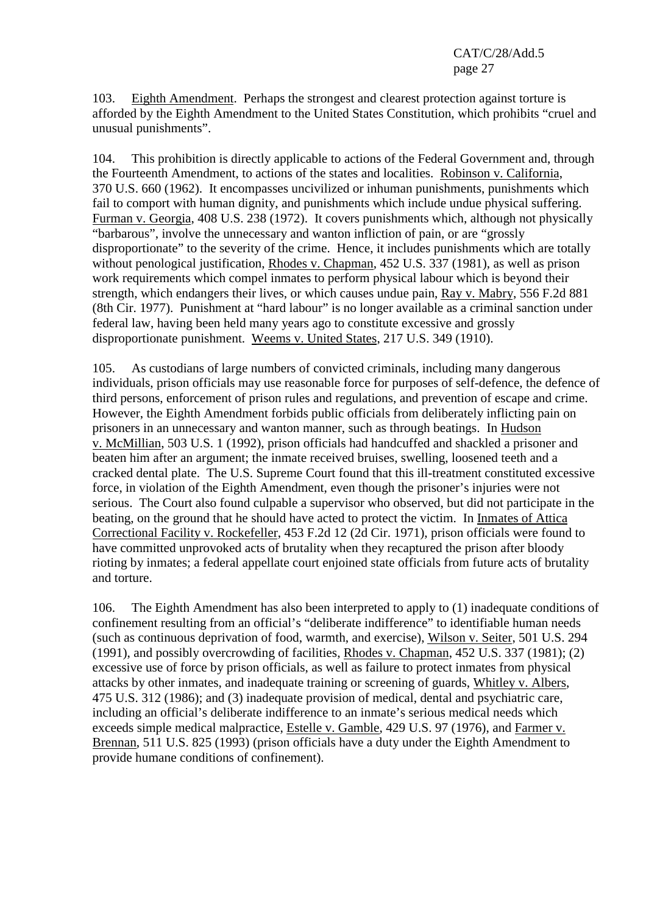103. Eighth Amendment. Perhaps the strongest and clearest protection against torture is afforded by the Eighth Amendment to the United States Constitution, which prohibits "cruel and unusual punishments".

104. This prohibition is directly applicable to actions of the Federal Government and, through the Fourteenth Amendment, to actions of the states and localities. Robinson v. California, 370 U.S. 660 (1962). It encompasses uncivilized or inhuman punishments, punishments which fail to comport with human dignity, and punishments which include undue physical suffering. Furman v. Georgia, 408 U.S. 238 (1972). It covers punishments which, although not physically "barbarous", involve the unnecessary and wanton infliction of pain, or are "grossly disproportionate" to the severity of the crime. Hence, it includes punishments which are totally without penological justification, Rhodes v. Chapman, 452 U.S. 337 (1981), as well as prison work requirements which compel inmates to perform physical labour which is beyond their strength, which endangers their lives, or which causes undue pain, Ray v. Mabry, 556 F.2d 881 (8th Cir. 1977). Punishment at "hard labour" is no longer available as a criminal sanction under federal law, having been held many years ago to constitute excessive and grossly disproportionate punishment. Weems v. United States, 217 U.S. 349 (1910).

105. As custodians of large numbers of convicted criminals, including many dangerous individuals, prison officials may use reasonable force for purposes of self-defence, the defence of third persons, enforcement of prison rules and regulations, and prevention of escape and crime. However, the Eighth Amendment forbids public officials from deliberately inflicting pain on prisoners in an unnecessary and wanton manner, such as through beatings. In Hudson v. McMillian, 503 U.S. 1 (1992), prison officials had handcuffed and shackled a prisoner and beaten him after an argument; the inmate received bruises, swelling, loosened teeth and a cracked dental plate. The U.S. Supreme Court found that this ill-treatment constituted excessive force, in violation of the Eighth Amendment, even though the prisoner's injuries were not serious. The Court also found culpable a supervisor who observed, but did not participate in the beating, on the ground that he should have acted to protect the victim. In Inmates of Attica Correctional Facility v. Rockefeller, 453 F.2d 12 (2d Cir. 1971), prison officials were found to have committed unprovoked acts of brutality when they recaptured the prison after bloody rioting by inmates; a federal appellate court enjoined state officials from future acts of brutality and torture.

106. The Eighth Amendment has also been interpreted to apply to (1) inadequate conditions of confinement resulting from an official's "deliberate indifference" to identifiable human needs (such as continuous deprivation of food, warmth, and exercise), Wilson v. Seiter, 501 U.S. 294 (1991), and possibly overcrowding of facilities, Rhodes v. Chapman, 452 U.S. 337 (1981); (2) excessive use of force by prison officials, as well as failure to protect inmates from physical attacks by other inmates, and inadequate training or screening of guards, Whitley v. Albers, 475 U.S. 312 (1986); and (3) inadequate provision of medical, dental and psychiatric care, including an official's deliberate indifference to an inmate's serious medical needs which exceeds simple medical malpractice, Estelle v. Gamble, 429 U.S. 97 (1976), and Farmer v. Brennan, 511 U.S. 825 (1993) (prison officials have a duty under the Eighth Amendment to provide humane conditions of confinement).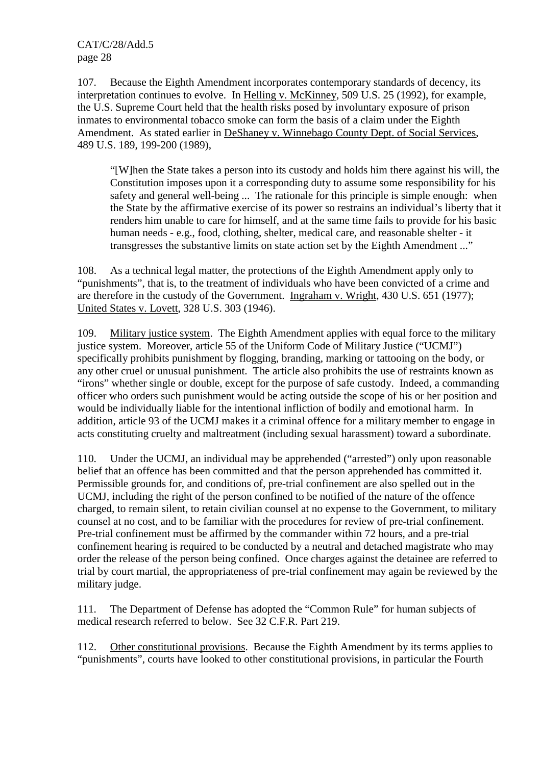107. Because the Eighth Amendment incorporates contemporary standards of decency, its interpretation continues to evolve. In Helling v. McKinney, 509 U.S. 25 (1992), for example, the U.S. Supreme Court held that the health risks posed by involuntary exposure of prison inmates to environmental tobacco smoke can form the basis of a claim under the Eighth Amendment. As stated earlier in DeShaney v. Winnebago County Dept. of Social Services, 489 U.S. 189, 199-200 (1989),

> "[W]hen the State takes a person into its custody and holds him there against his will, the Constitution imposes upon it a corresponding duty to assume some responsibility for his safety and general well-being ... The rationale for this principle is simple enough: when the State by the affirmative exercise of its power so restrains an individual's liberty that it renders him unable to care for himself, and at the same time fails to provide for his basic human needs - e.g., food, clothing, shelter, medical care, and reasonable shelter - it transgresses the substantive limits on state action set by the Eighth Amendment ..."

108. As a technical legal matter, the protections of the Eighth Amendment apply only to "punishments", that is, to the treatment of individuals who have been convicted of a crime and are therefore in the custody of the Government. Ingraham v. Wright, 430 U.S. 651 (1977); United States v. Lovett, 328 U.S. 303 (1946).

109. Military justice system. The Eighth Amendment applies with equal force to the military justice system. Moreover, article 55 of the Uniform Code of Military Justice ("UCMJ") specifically prohibits punishment by flogging, branding, marking or tattooing on the body, or any other cruel or unusual punishment. The article also prohibits the use of restraints known as "irons" whether single or double, except for the purpose of safe custody. Indeed, a commanding officer who orders such punishment would be acting outside the scope of his or her position and would be individually liable for the intentional infliction of bodily and emotional harm. In addition, article 93 of the UCMJ makes it a criminal offence for a military member to engage in acts constituting cruelty and maltreatment (including sexual harassment) toward a subordinate.

110. Under the UCMJ, an individual may be apprehended ("arrested") only upon reasonable belief that an offence has been committed and that the person apprehended has committed it. Permissible grounds for, and conditions of, pre-trial confinement are also spelled out in the UCMJ, including the right of the person confined to be notified of the nature of the offence charged, to remain silent, to retain civilian counsel at no expense to the Government, to military counsel at no cost, and to be familiar with the procedures for review of pre-trial confinement. Pre-trial confinement must be affirmed by the commander within 72 hours, and a pre-trial confinement hearing is required to be conducted by a neutral and detached magistrate who may order the release of the person being confined. Once charges against the detainee are referred to trial by court martial, the appropriateness of pre-trial confinement may again be reviewed by the military judge.

111. The Department of Defense has adopted the "Common Rule" for human subjects of medical research referred to below. See 32 C.F.R. Part 219.

112. Other constitutional provisions. Because the Eighth Amendment by its terms applies to "punishments", courts have looked to other constitutional provisions, in particular the Fourth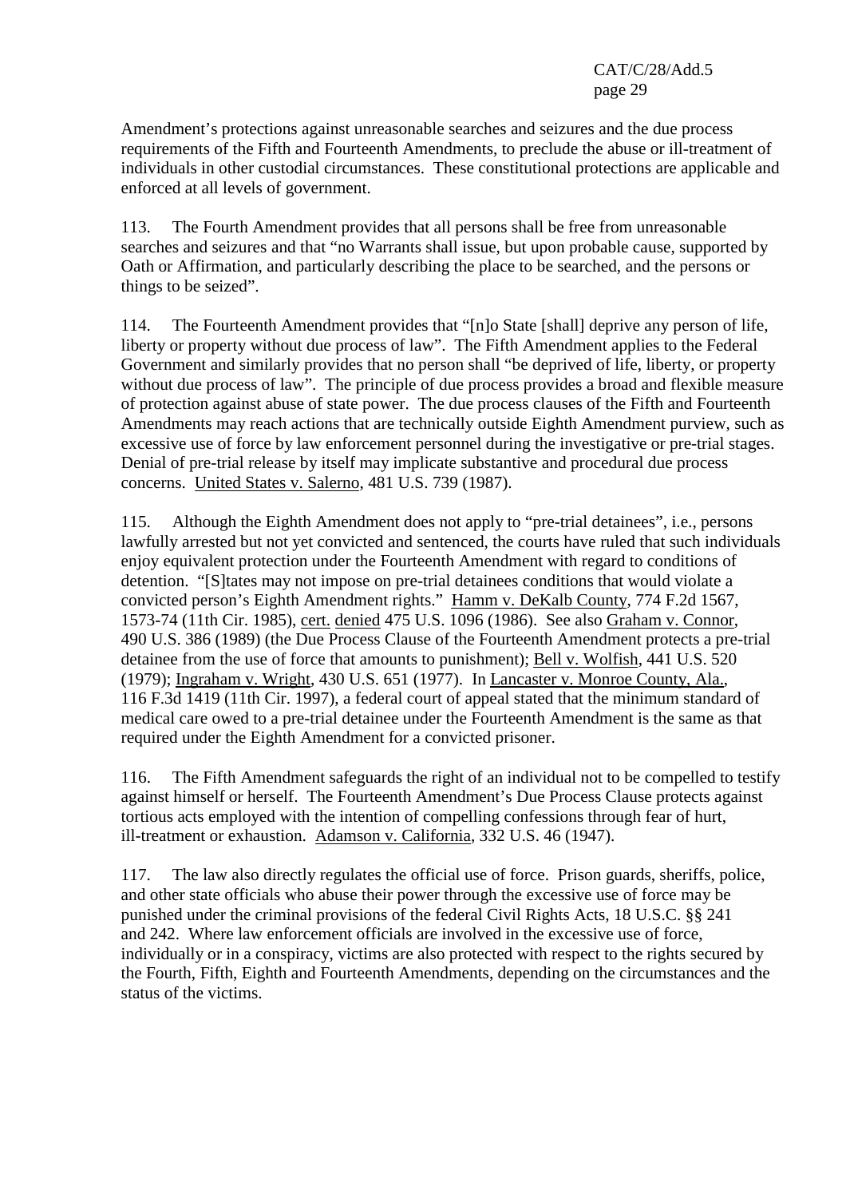Amendment's protections against unreasonable searches and seizures and the due process requirements of the Fifth and Fourteenth Amendments, to preclude the abuse or ill-treatment of individuals in other custodial circumstances. These constitutional protections are applicable and enforced at all levels of government.

113. The Fourth Amendment provides that all persons shall be free from unreasonable searches and seizures and that "no Warrants shall issue, but upon probable cause, supported by Oath or Affirmation, and particularly describing the place to be searched, and the persons or things to be seized".

114. The Fourteenth Amendment provides that "[n]o State [shall] deprive any person of life, liberty or property without due process of law". The Fifth Amendment applies to the Federal Government and similarly provides that no person shall "be deprived of life, liberty, or property without due process of law". The principle of due process provides a broad and flexible measure of protection against abuse of state power. The due process clauses of the Fifth and Fourteenth Amendments may reach actions that are technically outside Eighth Amendment purview, such as excessive use of force by law enforcement personnel during the investigative or pre-trial stages. Denial of pre-trial release by itself may implicate substantive and procedural due process concerns. United States v. Salerno, 481 U.S. 739 (1987).

115. Although the Eighth Amendment does not apply to "pre-trial detainees", i.e., persons lawfully arrested but not yet convicted and sentenced, the courts have ruled that such individuals enjoy equivalent protection under the Fourteenth Amendment with regard to conditions of detention. "[S]tates may not impose on pre-trial detainees conditions that would violate a convicted person's Eighth Amendment rights." Hamm v. DeKalb County, 774 F.2d 1567, 1573-74 (11th Cir. 1985), cert. denied 475 U.S. 1096 (1986). See also Graham v. Connor, 490 U.S. 386 (1989) (the Due Process Clause of the Fourteenth Amendment protects a pre-trial detainee from the use of force that amounts to punishment); Bell v. Wolfish, 441 U.S. 520 (1979); Ingraham v. Wright, 430 U.S. 651 (1977). In Lancaster v. Monroe County, Ala., 116 F.3d 1419 (11th Cir. 1997), a federal court of appeal stated that the minimum standard of medical care owed to a pre-trial detainee under the Fourteenth Amendment is the same as that required under the Eighth Amendment for a convicted prisoner.

116. The Fifth Amendment safeguards the right of an individual not to be compelled to testify against himself or herself. The Fourteenth Amendment's Due Process Clause protects against tortious acts employed with the intention of compelling confessions through fear of hurt, ill-treatment or exhaustion. Adamson v. California, 332 U.S. 46 (1947).

117. The law also directly regulates the official use of force. Prison guards, sheriffs, police, and other state officials who abuse their power through the excessive use of force may be punished under the criminal provisions of the federal Civil Rights Acts, 18 U.S.C. §§ 241 and 242. Where law enforcement officials are involved in the excessive use of force, individually or in a conspiracy, victims are also protected with respect to the rights secured by the Fourth, Fifth, Eighth and Fourteenth Amendments, depending on the circumstances and the status of the victims.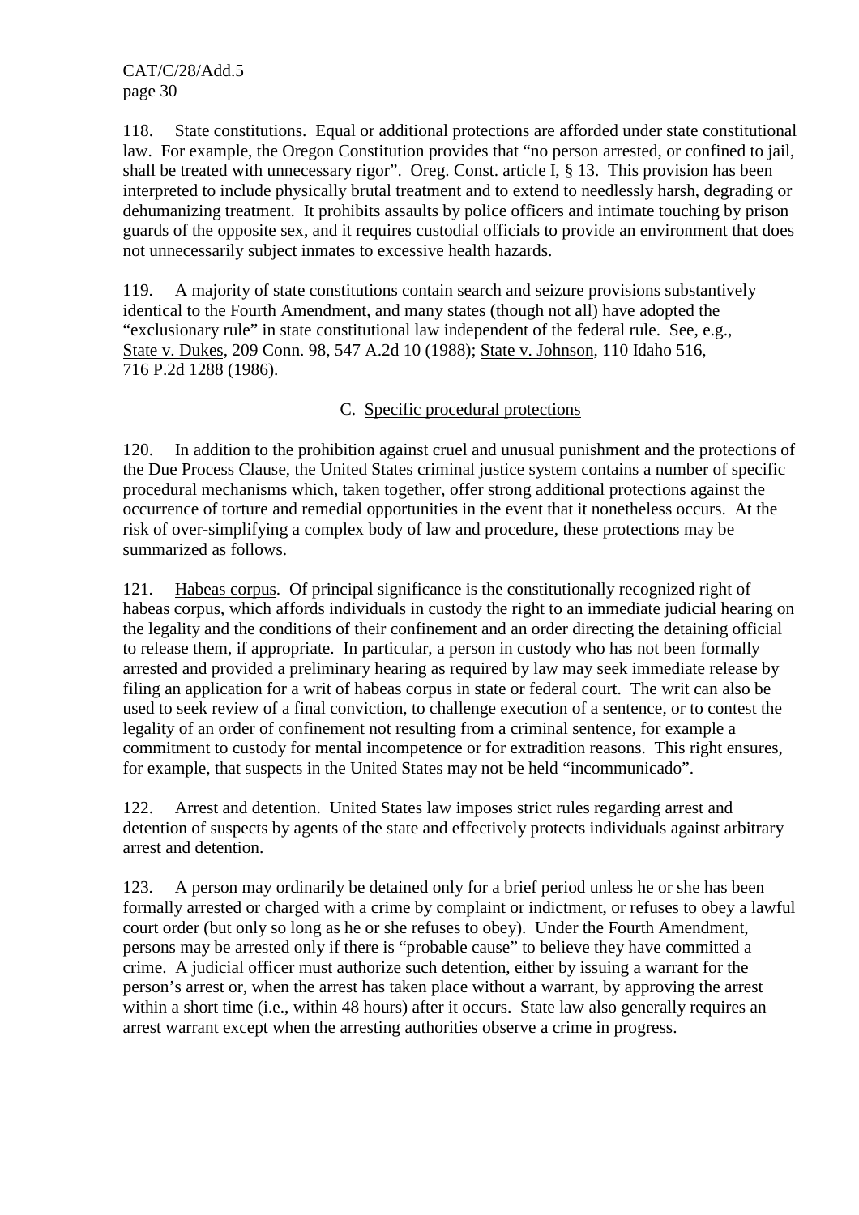118. State constitutions. Equal or additional protections are afforded under state constitutional law. For example, the Oregon Constitution provides that "no person arrested, or confined to jail, shall be treated with unnecessary rigor". Oreg. Const. article I, § 13. This provision has been interpreted to include physically brutal treatment and to extend to needlessly harsh, degrading or dehumanizing treatment. It prohibits assaults by police officers and intimate touching by prison guards of the opposite sex, and it requires custodial officials to provide an environment that does not unnecessarily subject inmates to excessive health hazards.

119. A majority of state constitutions contain search and seizure provisions substantively identical to the Fourth Amendment, and many states (though not all) have adopted the "exclusionary rule" in state constitutional law independent of the federal rule. See, e.g., State v. Dukes, 209 Conn. 98, 547 A.2d 10 (1988); State v. Johnson, 110 Idaho 516, 716 P.2d 1288 (1986).

### C. Specific procedural protections

120. In addition to the prohibition against cruel and unusual punishment and the protections of the Due Process Clause, the United States criminal justice system contains a number of specific procedural mechanisms which, taken together, offer strong additional protections against the occurrence of torture and remedial opportunities in the event that it nonetheless occurs. At the risk of over-simplifying a complex body of law and procedure, these protections may be summarized as follows.

121. Habeas corpus. Of principal significance is the constitutionally recognized right of habeas corpus, which affords individuals in custody the right to an immediate judicial hearing on the legality and the conditions of their confinement and an order directing the detaining official to release them, if appropriate. In particular, a person in custody who has not been formally arrested and provided a preliminary hearing as required by law may seek immediate release by filing an application for a writ of habeas corpus in state or federal court. The writ can also be used to seek review of a final conviction, to challenge execution of a sentence, or to contest the legality of an order of confinement not resulting from a criminal sentence, for example a commitment to custody for mental incompetence or for extradition reasons. This right ensures, for example, that suspects in the United States may not be held "incommunicado".

122. Arrest and detention. United States law imposes strict rules regarding arrest and detention of suspects by agents of the state and effectively protects individuals against arbitrary arrest and detention.

123. A person may ordinarily be detained only for a brief period unless he or she has been formally arrested or charged with a crime by complaint or indictment, or refuses to obey a lawful court order (but only so long as he or she refuses to obey). Under the Fourth Amendment, persons may be arrested only if there is "probable cause" to believe they have committed a crime. A judicial officer must authorize such detention, either by issuing a warrant for the person's arrest or, when the arrest has taken place without a warrant, by approving the arrest within a short time (i.e., within 48 hours) after it occurs. State law also generally requires an arrest warrant except when the arresting authorities observe a crime in progress.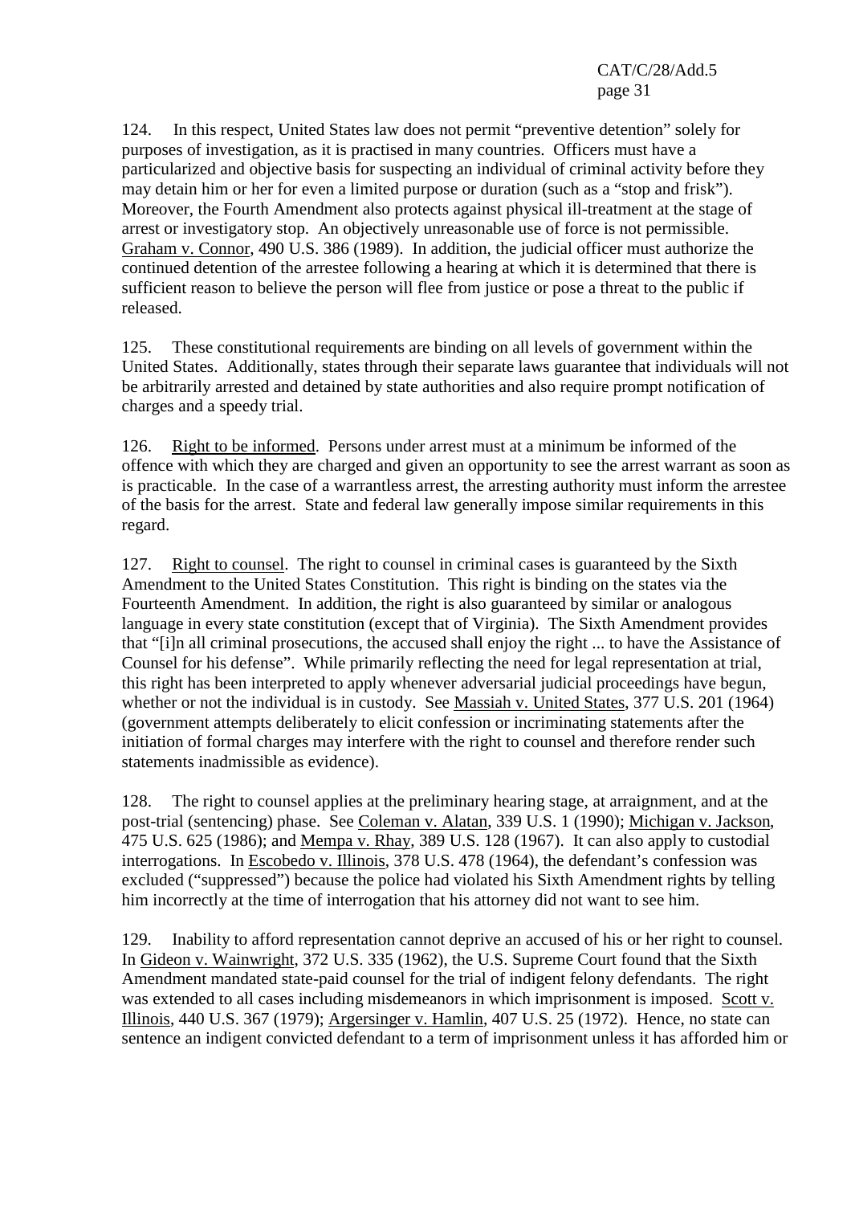124. In this respect, United States law does not permit "preventive detention" solely for purposes of investigation, as it is practised in many countries. Officers must have a particularized and objective basis for suspecting an individual of criminal activity before they may detain him or her for even a limited purpose or duration (such as a "stop and frisk"). Moreover, the Fourth Amendment also protects against physical ill-treatment at the stage of arrest or investigatory stop. An objectively unreasonable use of force is not permissible. Graham v. Connor, 490 U.S. 386 (1989). In addition, the judicial officer must authorize the continued detention of the arrestee following a hearing at which it is determined that there is sufficient reason to believe the person will flee from justice or pose a threat to the public if released.

125. These constitutional requirements are binding on all levels of government within the United States. Additionally, states through their separate laws guarantee that individuals will not be arbitrarily arrested and detained by state authorities and also require prompt notification of charges and a speedy trial.

126. Right to be informed. Persons under arrest must at a minimum be informed of the offence with which they are charged and given an opportunity to see the arrest warrant as soon as is practicable. In the case of a warrantless arrest, the arresting authority must inform the arrestee of the basis for the arrest. State and federal law generally impose similar requirements in this regard.

127. Right to counsel. The right to counsel in criminal cases is guaranteed by the Sixth Amendment to the United States Constitution. This right is binding on the states via the Fourteenth Amendment. In addition, the right is also guaranteed by similar or analogous language in every state constitution (except that of Virginia). The Sixth Amendment provides that "[i]n all criminal prosecutions, the accused shall enjoy the right ... to have the Assistance of Counsel for his defense". While primarily reflecting the need for legal representation at trial, this right has been interpreted to apply whenever adversarial judicial proceedings have begun, whether or not the individual is in custody. See Massiah v. United States, 377 U.S. 201 (1964) (government attempts deliberately to elicit confession or incriminating statements after the initiation of formal charges may interfere with the right to counsel and therefore render such statements inadmissible as evidence).

128. The right to counsel applies at the preliminary hearing stage, at arraignment, and at the post-trial (sentencing) phase. See Coleman v. Alatan, 339 U.S. 1 (1990); Michigan v. Jackson, 475 U.S. 625 (1986); and Mempa v. Rhay, 389 U.S. 128 (1967). It can also apply to custodial interrogations. In Escobedo v. Illinois, 378 U.S. 478 (1964), the defendant's confession was excluded ("suppressed") because the police had violated his Sixth Amendment rights by telling him incorrectly at the time of interrogation that his attorney did not want to see him.

129. Inability to afford representation cannot deprive an accused of his or her right to counsel. In Gideon v. Wainwright, 372 U.S. 335 (1962), the U.S. Supreme Court found that the Sixth Amendment mandated state-paid counsel for the trial of indigent felony defendants. The right was extended to all cases including misdemeanors in which imprisonment is imposed. Scott v. Illinois, 440 U.S. 367 (1979); Argersinger v. Hamlin, 407 U.S. 25 (1972). Hence, no state can sentence an indigent convicted defendant to a term of imprisonment unless it has afforded him or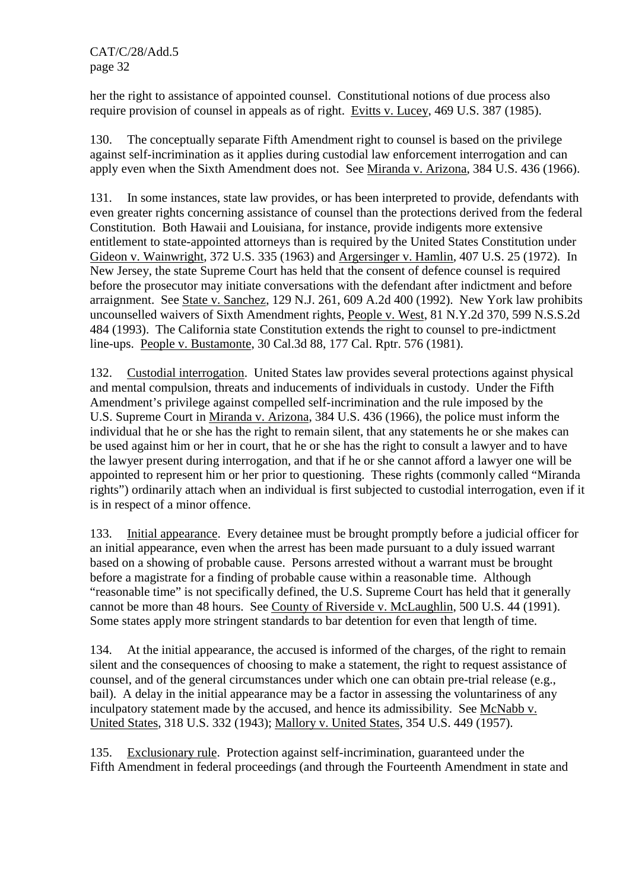her the right to assistance of appointed counsel. Constitutional notions of due process also require provision of counsel in appeals as of right. Evitts v. Lucey, 469 U.S. 387 (1985).

130. The conceptually separate Fifth Amendment right to counsel is based on the privilege against self-incrimination as it applies during custodial law enforcement interrogation and can apply even when the Sixth Amendment does not. See Miranda v. Arizona, 384 U.S. 436 (1966).

131. In some instances, state law provides, or has been interpreted to provide, defendants with even greater rights concerning assistance of counsel than the protections derived from the federal Constitution. Both Hawaii and Louisiana, for instance, provide indigents more extensive entitlement to state-appointed attorneys than is required by the United States Constitution under Gideon v. Wainwright, 372 U.S. 335 (1963) and Argersinger v. Hamlin, 407 U.S. 25 (1972). In New Jersey, the state Supreme Court has held that the consent of defence counsel is required before the prosecutor may initiate conversations with the defendant after indictment and before arraignment. See State v. Sanchez, 129 N.J. 261, 609 A.2d 400 (1992). New York law prohibits uncounselled waivers of Sixth Amendment rights, People v. West, 81 N.Y.2d 370, 599 N.S.S.2d 484 (1993). The California state Constitution extends the right to counsel to pre-indictment line-ups. People v. Bustamonte, 30 Cal.3d 88, 177 Cal. Rptr. 576 (1981).

132. Custodial interrogation. United States law provides several protections against physical and mental compulsion, threats and inducements of individuals in custody. Under the Fifth Amendment's privilege against compelled self-incrimination and the rule imposed by the U.S. Supreme Court in Miranda v. Arizona, 384 U.S. 436 (1966), the police must inform the individual that he or she has the right to remain silent, that any statements he or she makes can be used against him or her in court, that he or she has the right to consult a lawyer and to have the lawyer present during interrogation, and that if he or she cannot afford a lawyer one will be appointed to represent him or her prior to questioning. These rights (commonly called "Miranda rights") ordinarily attach when an individual is first subjected to custodial interrogation, even if it is in respect of a minor offence.

133. Initial appearance. Every detainee must be brought promptly before a judicial officer for an initial appearance, even when the arrest has been made pursuant to a duly issued warrant based on a showing of probable cause. Persons arrested without a warrant must be brought before a magistrate for a finding of probable cause within a reasonable time. Although "reasonable time" is not specifically defined, the U.S. Supreme Court has held that it generally cannot be more than 48 hours. See County of Riverside v. McLaughlin, 500 U.S. 44 (1991). Some states apply more stringent standards to bar detention for even that length of time.

134. At the initial appearance, the accused is informed of the charges, of the right to remain silent and the consequences of choosing to make a statement, the right to request assistance of counsel, and of the general circumstances under which one can obtain pre-trial release (e.g., bail). A delay in the initial appearance may be a factor in assessing the voluntariness of any inculpatory statement made by the accused, and hence its admissibility. See McNabb v. United States, 318 U.S. 332 (1943); Mallory v. United States, 354 U.S. 449 (1957).

135. Exclusionary rule. Protection against self-incrimination, guaranteed under the Fifth Amendment in federal proceedings (and through the Fourteenth Amendment in state and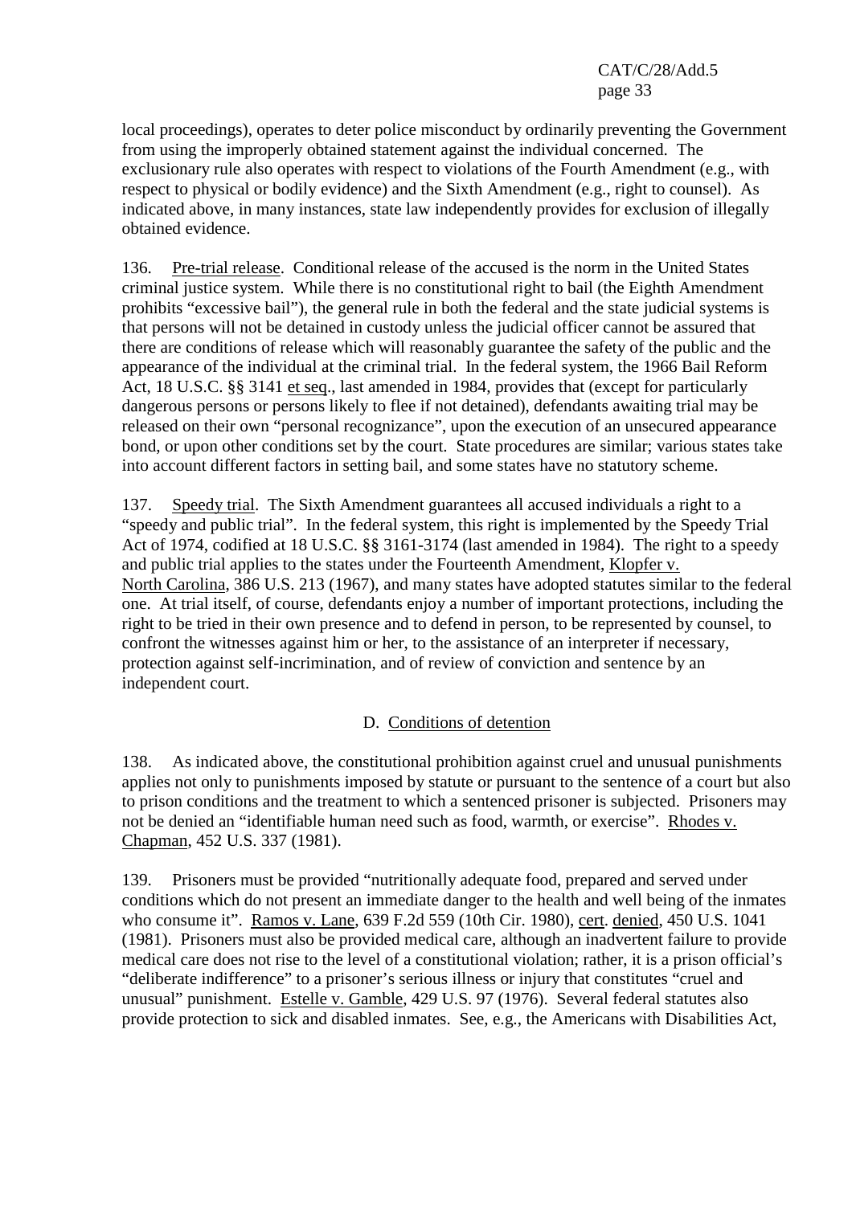local proceedings), operates to deter police misconduct by ordinarily preventing the Government from using the improperly obtained statement against the individual concerned. The exclusionary rule also operates with respect to violations of the Fourth Amendment (e.g., with respect to physical or bodily evidence) and the Sixth Amendment (e.g., right to counsel). As indicated above, in many instances, state law independently provides for exclusion of illegally obtained evidence.

136. Pre-trial release. Conditional release of the accused is the norm in the United States criminal justice system. While there is no constitutional right to bail (the Eighth Amendment prohibits "excessive bail"), the general rule in both the federal and the state judicial systems is that persons will not be detained in custody unless the judicial officer cannot be assured that there are conditions of release which will reasonably guarantee the safety of the public and the appearance of the individual at the criminal trial. In the federal system, the 1966 Bail Reform Act, 18 U.S.C. §§ 3141 et seq., last amended in 1984, provides that (except for particularly dangerous persons or persons likely to flee if not detained), defendants awaiting trial may be released on their own "personal recognizance", upon the execution of an unsecured appearance bond, or upon other conditions set by the court. State procedures are similar; various states take into account different factors in setting bail, and some states have no statutory scheme.

137. Speedy trial. The Sixth Amendment guarantees all accused individuals a right to a "speedy and public trial". In the federal system, this right is implemented by the Speedy Trial Act of 1974, codified at 18 U.S.C. §§ 3161-3174 (last amended in 1984). The right to a speedy and public trial applies to the states under the Fourteenth Amendment, Klopfer v. North Carolina, 386 U.S. 213 (1967), and many states have adopted statutes similar to the federal one. At trial itself, of course, defendants enjoy a number of important protections, including the right to be tried in their own presence and to defend in person, to be represented by counsel, to confront the witnesses against him or her, to the assistance of an interpreter if necessary, protection against self-incrimination, and of review of conviction and sentence by an independent court.

## D. Conditions of detention

138. As indicated above, the constitutional prohibition against cruel and unusual punishments applies not only to punishments imposed by statute or pursuant to the sentence of a court but also to prison conditions and the treatment to which a sentenced prisoner is subjected. Prisoners may not be denied an "identifiable human need such as food, warmth, or exercise". Rhodes v. Chapman, 452 U.S. 337 (1981).

139. Prisoners must be provided "nutritionally adequate food, prepared and served under conditions which do not present an immediate danger to the health and well being of the inmates who consume it". Ramos v. Lane, 639 F.2d 559 (10th Cir. 1980), cert. denied, 450 U.S. 1041 (1981). Prisoners must also be provided medical care, although an inadvertent failure to provide medical care does not rise to the level of a constitutional violation; rather, it is a prison official's "deliberate indifference" to a prisoner's serious illness or injury that constitutes "cruel and unusual" punishment. Estelle v. Gamble, 429 U.S. 97 (1976). Several federal statutes also provide protection to sick and disabled inmates. See, e.g., the Americans with Disabilities Act,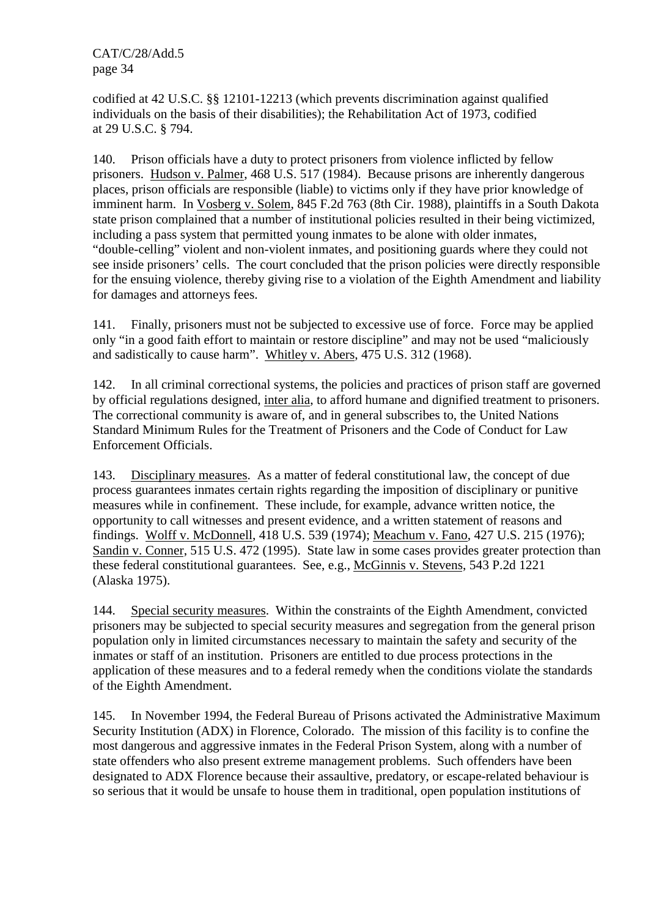codified at 42 U.S.C. §§ 12101-12213 (which prevents discrimination against qualified individuals on the basis of their disabilities); the Rehabilitation Act of 1973, codified at 29 U.S.C. § 794.

140. Prison officials have a duty to protect prisoners from violence inflicted by fellow prisoners. Hudson v. Palmer, 468 U.S. 517 (1984). Because prisons are inherently dangerous places, prison officials are responsible (liable) to victims only if they have prior knowledge of imminent harm. In Vosberg v. Solem, 845 F.2d 763 (8th Cir. 1988), plaintiffs in a South Dakota state prison complained that a number of institutional policies resulted in their being victimized, including a pass system that permitted young inmates to be alone with older inmates, "double-celling" violent and non-violent inmates, and positioning guards where they could not see inside prisoners' cells. The court concluded that the prison policies were directly responsible for the ensuing violence, thereby giving rise to a violation of the Eighth Amendment and liability for damages and attorneys fees.

141. Finally, prisoners must not be subjected to excessive use of force. Force may be applied only "in a good faith effort to maintain or restore discipline" and may not be used "maliciously and sadistically to cause harm". Whitley v. Abers, 475 U.S. 312 (1968).

142. In all criminal correctional systems, the policies and practices of prison staff are governed by official regulations designed, inter alia, to afford humane and dignified treatment to prisoners. The correctional community is aware of, and in general subscribes to, the United Nations Standard Minimum Rules for the Treatment of Prisoners and the Code of Conduct for Law Enforcement Officials.

143. Disciplinary measures. As a matter of federal constitutional law, the concept of due process guarantees inmates certain rights regarding the imposition of disciplinary or punitive measures while in confinement. These include, for example, advance written notice, the opportunity to call witnesses and present evidence, and a written statement of reasons and findings. Wolff v. McDonnell, 418 U.S. 539 (1974); Meachum v. Fano, 427 U.S. 215 (1976); Sandin v. Conner, 515 U.S. 472 (1995). State law in some cases provides greater protection than these federal constitutional guarantees. See, e.g., McGinnis v. Stevens, 543 P.2d 1221 (Alaska 1975).

144. Special security measures. Within the constraints of the Eighth Amendment, convicted prisoners may be subjected to special security measures and segregation from the general prison population only in limited circumstances necessary to maintain the safety and security of the inmates or staff of an institution. Prisoners are entitled to due process protections in the application of these measures and to a federal remedy when the conditions violate the standards of the Eighth Amendment.

145. In November 1994, the Federal Bureau of Prisons activated the Administrative Maximum Security Institution (ADX) in Florence, Colorado. The mission of this facility is to confine the most dangerous and aggressive inmates in the Federal Prison System, along with a number of state offenders who also present extreme management problems. Such offenders have been designated to ADX Florence because their assaultive, predatory, or escape-related behaviour is so serious that it would be unsafe to house them in traditional, open population institutions of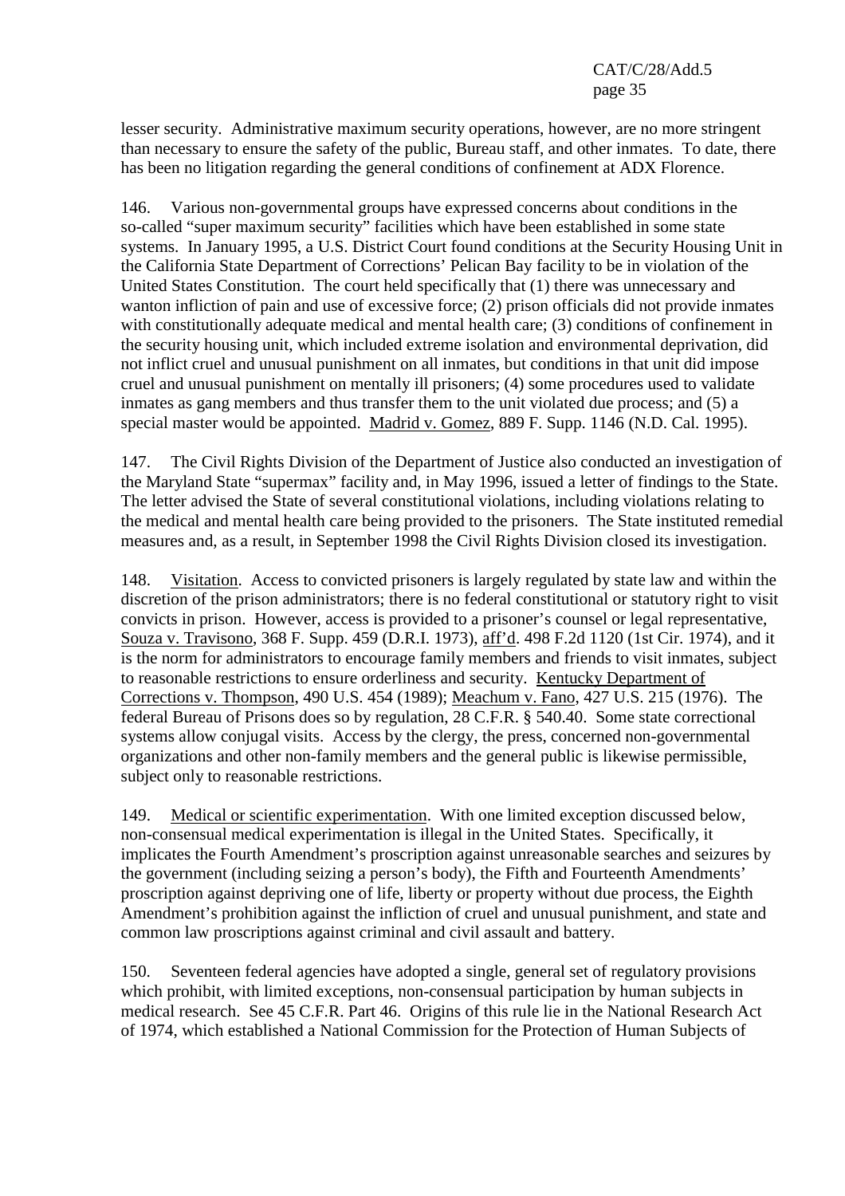lesser security. Administrative maximum security operations, however, are no more stringent than necessary to ensure the safety of the public, Bureau staff, and other inmates. To date, there has been no litigation regarding the general conditions of confinement at ADX Florence.

146. Various non-governmental groups have expressed concerns about conditions in the so-called "super maximum security" facilities which have been established in some state systems. In January 1995, a U.S. District Court found conditions at the Security Housing Unit in the California State Department of Corrections' Pelican Bay facility to be in violation of the United States Constitution. The court held specifically that (1) there was unnecessary and wanton infliction of pain and use of excessive force; (2) prison officials did not provide inmates with constitutionally adequate medical and mental health care; (3) conditions of confinement in the security housing unit, which included extreme isolation and environmental deprivation, did not inflict cruel and unusual punishment on all inmates, but conditions in that unit did impose cruel and unusual punishment on mentally ill prisoners; (4) some procedures used to validate inmates as gang members and thus transfer them to the unit violated due process; and (5) a special master would be appointed. Madrid v. Gomez, 889 F. Supp. 1146 (N.D. Cal. 1995).

147. The Civil Rights Division of the Department of Justice also conducted an investigation of the Maryland State "supermax" facility and, in May 1996, issued a letter of findings to the State. The letter advised the State of several constitutional violations, including violations relating to the medical and mental health care being provided to the prisoners. The State instituted remedial measures and, as a result, in September 1998 the Civil Rights Division closed its investigation.

148. Visitation. Access to convicted prisoners is largely regulated by state law and within the discretion of the prison administrators; there is no federal constitutional or statutory right to visit convicts in prison. However, access is provided to a prisoner's counsel or legal representative, Souza v. Travisono, 368 F. Supp. 459 (D.R.I. 1973), aff'd. 498 F.2d 1120 (1st Cir. 1974), and it is the norm for administrators to encourage family members and friends to visit inmates, subject to reasonable restrictions to ensure orderliness and security. Kentucky Department of Corrections v. Thompson, 490 U.S. 454 (1989); Meachum v. Fano, 427 U.S. 215 (1976). The federal Bureau of Prisons does so by regulation, 28 C.F.R. § 540.40. Some state correctional systems allow conjugal visits. Access by the clergy, the press, concerned non-governmental organizations and other non-family members and the general public is likewise permissible, subject only to reasonable restrictions.

149. Medical or scientific experimentation. With one limited exception discussed below, non-consensual medical experimentation is illegal in the United States. Specifically, it implicates the Fourth Amendment's proscription against unreasonable searches and seizures by the government (including seizing a person's body), the Fifth and Fourteenth Amendments' proscription against depriving one of life, liberty or property without due process, the Eighth Amendment's prohibition against the infliction of cruel and unusual punishment, and state and common law proscriptions against criminal and civil assault and battery.

150. Seventeen federal agencies have adopted a single, general set of regulatory provisions which prohibit, with limited exceptions, non-consensual participation by human subjects in medical research. See 45 C.F.R. Part 46. Origins of this rule lie in the National Research Act of 1974, which established a National Commission for the Protection of Human Subjects of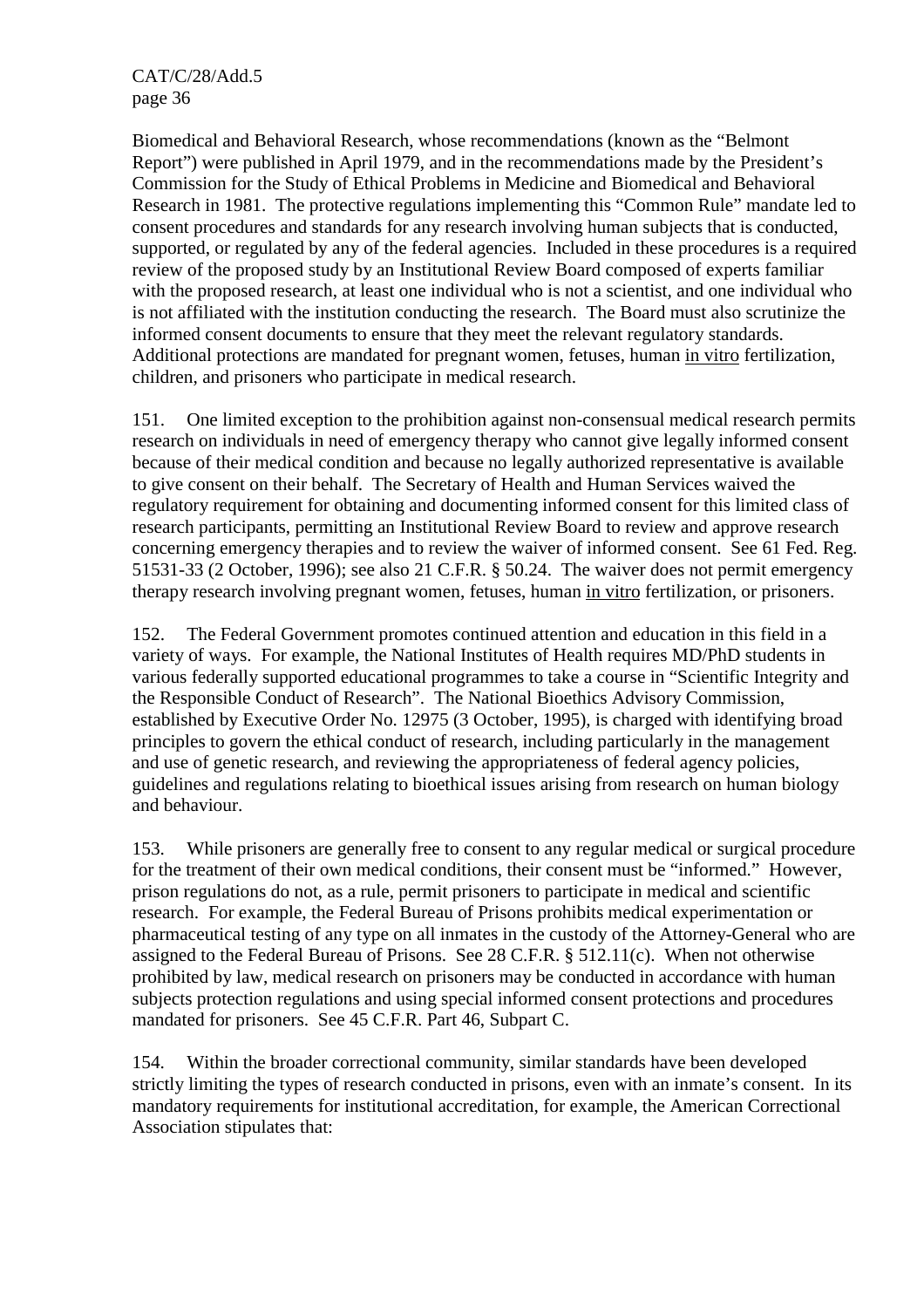Biomedical and Behavioral Research, whose recommendations (known as the "Belmont Report") were published in April 1979, and in the recommendations made by the President's Commission for the Study of Ethical Problems in Medicine and Biomedical and Behavioral Research in 1981. The protective regulations implementing this "Common Rule" mandate led to consent procedures and standards for any research involving human subjects that is conducted, supported, or regulated by any of the federal agencies. Included in these procedures is a required review of the proposed study by an Institutional Review Board composed of experts familiar with the proposed research, at least one individual who is not a scientist, and one individual who is not affiliated with the institution conducting the research. The Board must also scrutinize the informed consent documents to ensure that they meet the relevant regulatory standards. Additional protections are mandated for pregnant women, fetuses, human in vitro fertilization, children, and prisoners who participate in medical research.

151. One limited exception to the prohibition against non-consensual medical research permits research on individuals in need of emergency therapy who cannot give legally informed consent because of their medical condition and because no legally authorized representative is available to give consent on their behalf. The Secretary of Health and Human Services waived the regulatory requirement for obtaining and documenting informed consent for this limited class of research participants, permitting an Institutional Review Board to review and approve research concerning emergency therapies and to review the waiver of informed consent. See 61 Fed. Reg. 51531-33 (2 October, 1996); see also 21 C.F.R. § 50.24. The waiver does not permit emergency therapy research involving pregnant women, fetuses, human in vitro fertilization, or prisoners.

152. The Federal Government promotes continued attention and education in this field in a variety of ways. For example, the National Institutes of Health requires MD/PhD students in various federally supported educational programmes to take a course in "Scientific Integrity and the Responsible Conduct of Research". The National Bioethics Advisory Commission, established by Executive Order No. 12975 (3 October, 1995), is charged with identifying broad principles to govern the ethical conduct of research, including particularly in the management and use of genetic research, and reviewing the appropriateness of federal agency policies, guidelines and regulations relating to bioethical issues arising from research on human biology and behaviour.

153. While prisoners are generally free to consent to any regular medical or surgical procedure for the treatment of their own medical conditions, their consent must be "informed." However, prison regulations do not, as a rule, permit prisoners to participate in medical and scientific research. For example, the Federal Bureau of Prisons prohibits medical experimentation or pharmaceutical testing of any type on all inmates in the custody of the Attorney-General who are assigned to the Federal Bureau of Prisons. See 28 C.F.R. § 512.11(c). When not otherwise prohibited by law, medical research on prisoners may be conducted in accordance with human subjects protection regulations and using special informed consent protections and procedures mandated for prisoners. See 45 C.F.R. Part 46, Subpart C.

154. Within the broader correctional community, similar standards have been developed strictly limiting the types of research conducted in prisons, even with an inmate's consent. In its mandatory requirements for institutional accreditation, for example, the American Correctional Association stipulates that: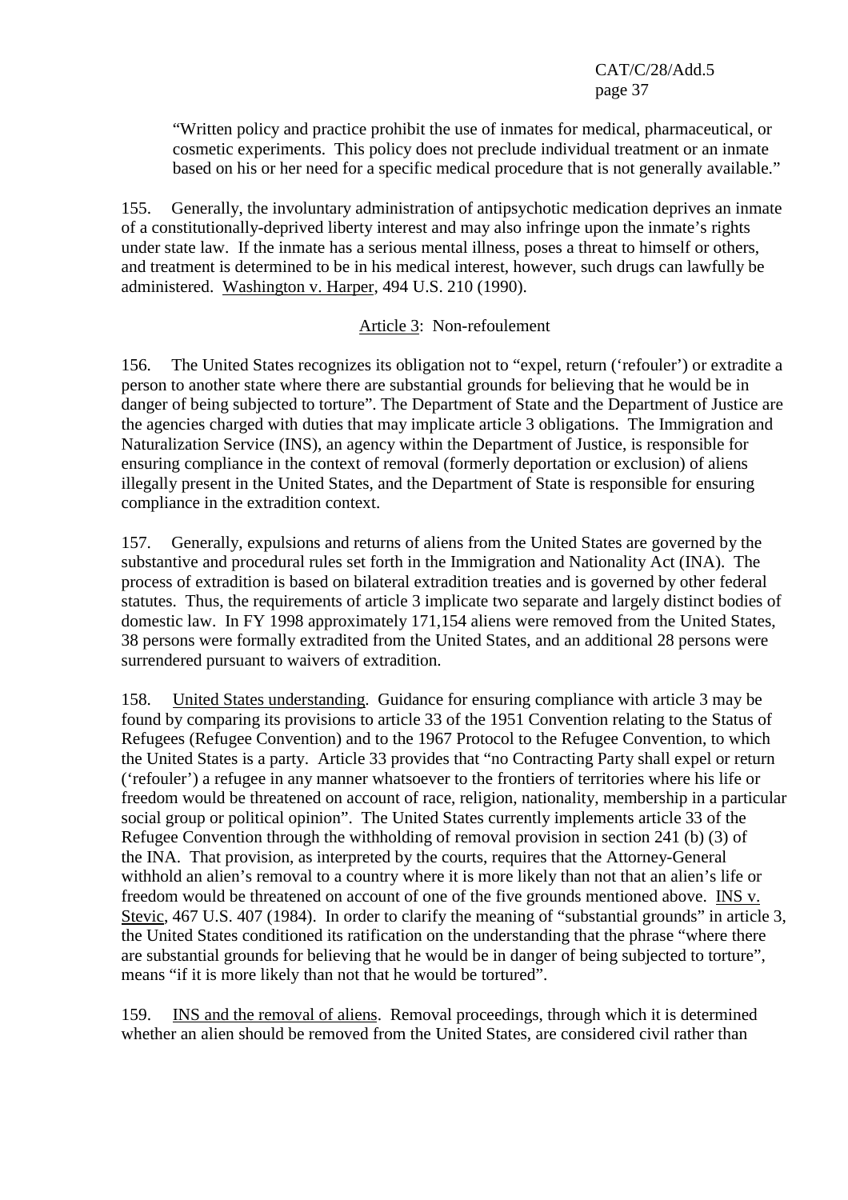"Written policy and practice prohibit the use of inmates for medical, pharmaceutical, or cosmetic experiments. This policy does not preclude individual treatment or an inmate based on his or her need for a specific medical procedure that is not generally available."

155. Generally, the involuntary administration of antipsychotic medication deprives an inmate of a constitutionally-deprived liberty interest and may also infringe upon the inmate's rights under state law. If the inmate has a serious mental illness, poses a threat to himself or others, and treatment is determined to be in his medical interest, however, such drugs can lawfully be administered. Washington v. Harper, 494 U.S. 210 (1990).

## Article 3: Non-refoulement

156. The United States recognizes its obligation not to "expel, return ('refouler') or extradite a person to another state where there are substantial grounds for believing that he would be in danger of being subjected to torture". The Department of State and the Department of Justice are the agencies charged with duties that may implicate article 3 obligations. The Immigration and Naturalization Service (INS), an agency within the Department of Justice, is responsible for ensuring compliance in the context of removal (formerly deportation or exclusion) of aliens illegally present in the United States, and the Department of State is responsible for ensuring compliance in the extradition context.

157. Generally, expulsions and returns of aliens from the United States are governed by the substantive and procedural rules set forth in the Immigration and Nationality Act (INA). The process of extradition is based on bilateral extradition treaties and is governed by other federal statutes. Thus, the requirements of article 3 implicate two separate and largely distinct bodies of domestic law. In FY 1998 approximately 171,154 aliens were removed from the United States, 38 persons were formally extradited from the United States, and an additional 28 persons were surrendered pursuant to waivers of extradition.

158. United States understanding. Guidance for ensuring compliance with article 3 may be found by comparing its provisions to article 33 of the 1951 Convention relating to the Status of Refugees (Refugee Convention) and to the 1967 Protocol to the Refugee Convention, to which the United States is a party. Article 33 provides that "no Contracting Party shall expel or return ('refouler') a refugee in any manner whatsoever to the frontiers of territories where his life or freedom would be threatened on account of race, religion, nationality, membership in a particular social group or political opinion". The United States currently implements article 33 of the Refugee Convention through the withholding of removal provision in section 241 (b) (3) of the INA. That provision, as interpreted by the courts, requires that the Attorney-General withhold an alien's removal to a country where it is more likely than not that an alien's life or freedom would be threatened on account of one of the five grounds mentioned above. INS v. Stevic, 467 U.S. 407 (1984). In order to clarify the meaning of "substantial grounds" in article 3, the United States conditioned its ratification on the understanding that the phrase "where there are substantial grounds for believing that he would be in danger of being subjected to torture", means "if it is more likely than not that he would be tortured".

159. INS and the removal of aliens. Removal proceedings, through which it is determined whether an alien should be removed from the United States, are considered civil rather than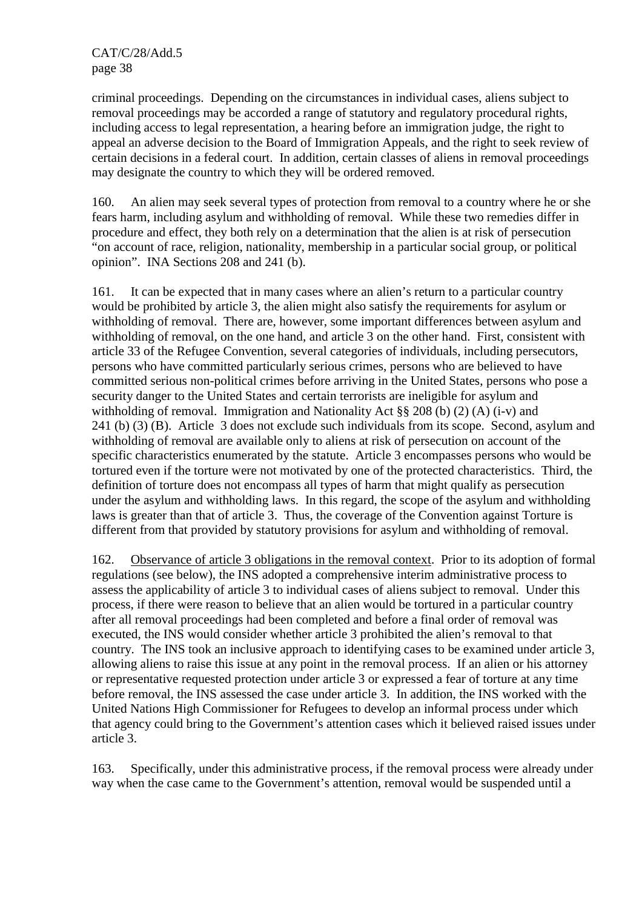criminal proceedings. Depending on the circumstances in individual cases, aliens subject to removal proceedings may be accorded a range of statutory and regulatory procedural rights, including access to legal representation, a hearing before an immigration judge, the right to appeal an adverse decision to the Board of Immigration Appeals, and the right to seek review of certain decisions in a federal court. In addition, certain classes of aliens in removal proceedings may designate the country to which they will be ordered removed.

160. An alien may seek several types of protection from removal to a country where he or she fears harm, including asylum and withholding of removal. While these two remedies differ in procedure and effect, they both rely on a determination that the alien is at risk of persecution "on account of race, religion, nationality, membership in a particular social group, or political opinion". INA Sections 208 and 241 (b).

161. It can be expected that in many cases where an alien's return to a particular country would be prohibited by article 3, the alien might also satisfy the requirements for asylum or withholding of removal. There are, however, some important differences between asylum and withholding of removal, on the one hand, and article 3 on the other hand. First, consistent with article 33 of the Refugee Convention, several categories of individuals, including persecutors, persons who have committed particularly serious crimes, persons who are believed to have committed serious non-political crimes before arriving in the United States, persons who pose a security danger to the United States and certain terrorists are ineligible for asylum and withholding of removal. Immigration and Nationality Act §§ 208 (b) (2) (A) (i-v) and 241 (b) (3) (B). Article 3 does not exclude such individuals from its scope. Second, asylum and withholding of removal are available only to aliens at risk of persecution on account of the specific characteristics enumerated by the statute. Article 3 encompasses persons who would be tortured even if the torture were not motivated by one of the protected characteristics. Third, the definition of torture does not encompass all types of harm that might qualify as persecution under the asylum and withholding laws. In this regard, the scope of the asylum and withholding laws is greater than that of article 3. Thus, the coverage of the Convention against Torture is different from that provided by statutory provisions for asylum and withholding of removal.

162. Observance of article 3 obligations in the removal context. Prior to its adoption of formal regulations (see below), the INS adopted a comprehensive interim administrative process to assess the applicability of article 3 to individual cases of aliens subject to removal. Under this process, if there were reason to believe that an alien would be tortured in a particular country after all removal proceedings had been completed and before a final order of removal was executed, the INS would consider whether article 3 prohibited the alien's removal to that country. The INS took an inclusive approach to identifying cases to be examined under article 3, allowing aliens to raise this issue at any point in the removal process. If an alien or his attorney or representative requested protection under article 3 or expressed a fear of torture at any time before removal, the INS assessed the case under article 3. In addition, the INS worked with the United Nations High Commissioner for Refugees to develop an informal process under which that agency could bring to the Government's attention cases which it believed raised issues under article 3.

163. Specifically, under this administrative process, if the removal process were already under way when the case came to the Government's attention, removal would be suspended until a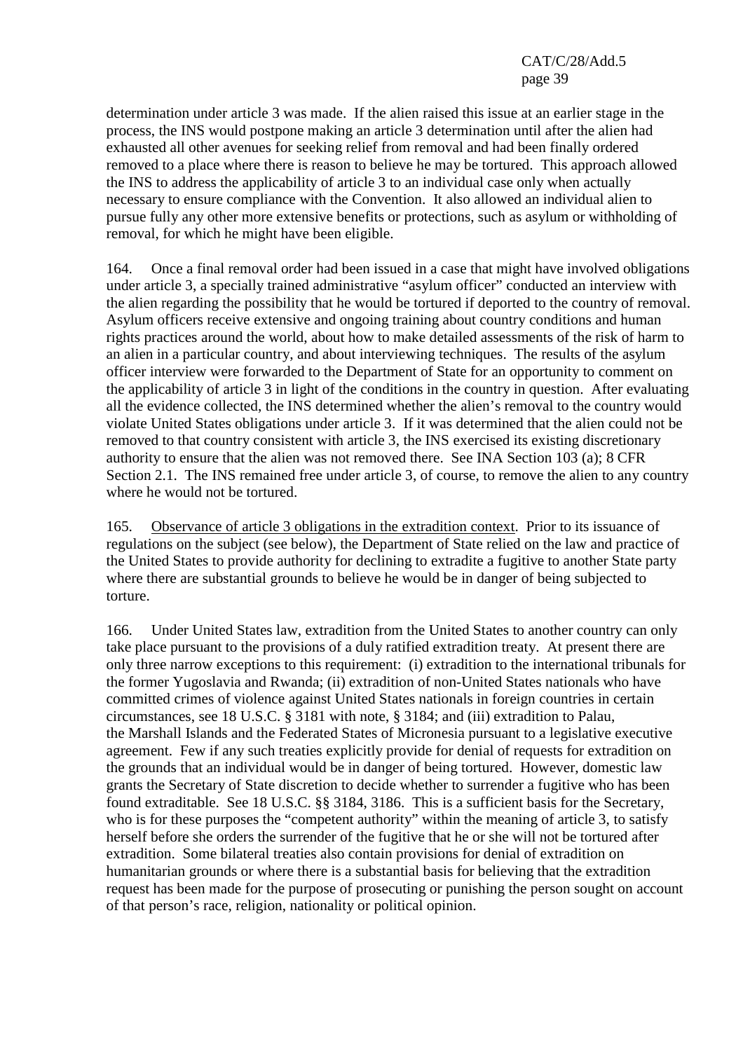determination under article 3 was made. If the alien raised this issue at an earlier stage in the process, the INS would postpone making an article 3 determination until after the alien had exhausted all other avenues for seeking relief from removal and had been finally ordered removed to a place where there is reason to believe he may be tortured. This approach allowed the INS to address the applicability of article 3 to an individual case only when actually necessary to ensure compliance with the Convention. It also allowed an individual alien to pursue fully any other more extensive benefits or protections, such as asylum or withholding of removal, for which he might have been eligible.

164. Once a final removal order had been issued in a case that might have involved obligations under article 3, a specially trained administrative "asylum officer" conducted an interview with the alien regarding the possibility that he would be tortured if deported to the country of removal. Asylum officers receive extensive and ongoing training about country conditions and human rights practices around the world, about how to make detailed assessments of the risk of harm to an alien in a particular country, and about interviewing techniques. The results of the asylum officer interview were forwarded to the Department of State for an opportunity to comment on the applicability of article 3 in light of the conditions in the country in question. After evaluating all the evidence collected, the INS determined whether the alien's removal to the country would violate United States obligations under article 3. If it was determined that the alien could not be removed to that country consistent with article 3, the INS exercised its existing discretionary authority to ensure that the alien was not removed there. See INA Section 103 (a); 8 CFR Section 2.1. The INS remained free under article 3, of course, to remove the alien to any country where he would not be tortured.

165. Observance of article 3 obligations in the extradition context. Prior to its issuance of regulations on the subject (see below), the Department of State relied on the law and practice of the United States to provide authority for declining to extradite a fugitive to another State party where there are substantial grounds to believe he would be in danger of being subjected to torture.

166. Under United States law, extradition from the United States to another country can only take place pursuant to the provisions of a duly ratified extradition treaty. At present there are only three narrow exceptions to this requirement: (i) extradition to the international tribunals for the former Yugoslavia and Rwanda; (ii) extradition of non-United States nationals who have committed crimes of violence against United States nationals in foreign countries in certain circumstances, see 18 U.S.C. § 3181 with note, § 3184; and (iii) extradition to Palau, the Marshall Islands and the Federated States of Micronesia pursuant to a legislative executive agreement. Few if any such treaties explicitly provide for denial of requests for extradition on the grounds that an individual would be in danger of being tortured. However, domestic law grants the Secretary of State discretion to decide whether to surrender a fugitive who has been found extraditable. See 18 U.S.C. §§ 3184, 3186. This is a sufficient basis for the Secretary, who is for these purposes the "competent authority" within the meaning of article 3, to satisfy herself before she orders the surrender of the fugitive that he or she will not be tortured after extradition. Some bilateral treaties also contain provisions for denial of extradition on humanitarian grounds or where there is a substantial basis for believing that the extradition request has been made for the purpose of prosecuting or punishing the person sought on account of that person's race, religion, nationality or political opinion.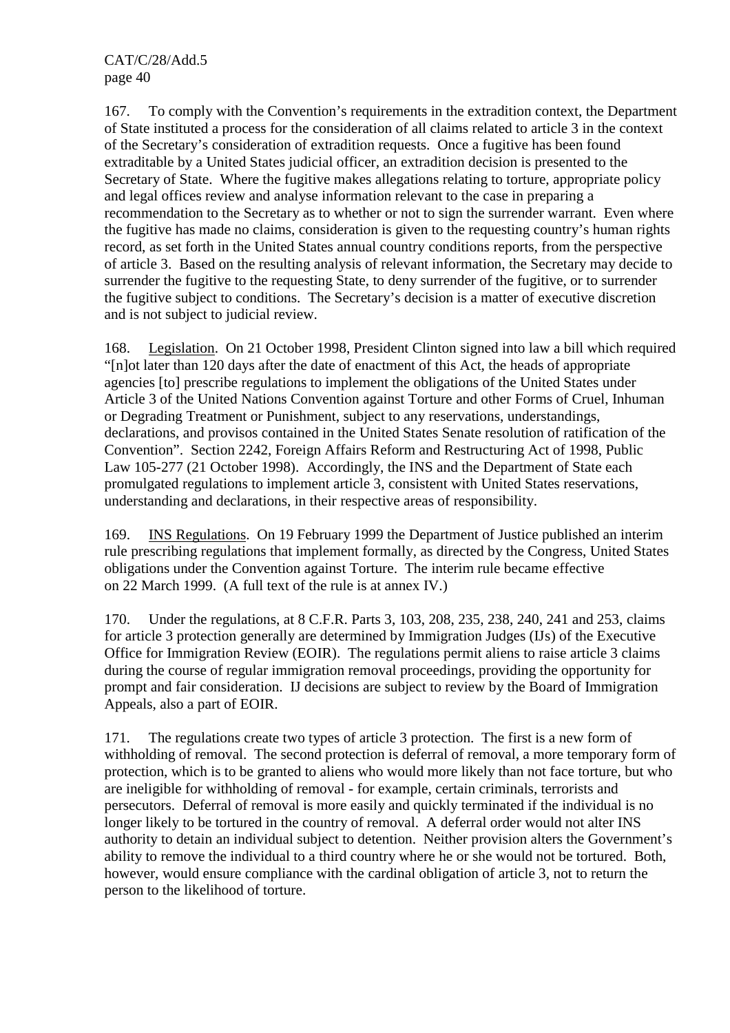167. To comply with the Convention's requirements in the extradition context, the Department of State instituted a process for the consideration of all claims related to article 3 in the context of the Secretary's consideration of extradition requests. Once a fugitive has been found extraditable by a United States judicial officer, an extradition decision is presented to the Secretary of State. Where the fugitive makes allegations relating to torture, appropriate policy and legal offices review and analyse information relevant to the case in preparing a recommendation to the Secretary as to whether or not to sign the surrender warrant. Even where the fugitive has made no claims, consideration is given to the requesting country's human rights record, as set forth in the United States annual country conditions reports, from the perspective of article 3. Based on the resulting analysis of relevant information, the Secretary may decide to surrender the fugitive to the requesting State, to deny surrender of the fugitive, or to surrender the fugitive subject to conditions. The Secretary's decision is a matter of executive discretion and is not subject to judicial review.

168. Legislation. On 21 October 1998, President Clinton signed into law a bill which required "[n]ot later than 120 days after the date of enactment of this Act, the heads of appropriate agencies [to] prescribe regulations to implement the obligations of the United States under Article 3 of the United Nations Convention against Torture and other Forms of Cruel, Inhuman or Degrading Treatment or Punishment, subject to any reservations, understandings, declarations, and provisos contained in the United States Senate resolution of ratification of the Convention". Section 2242, Foreign Affairs Reform and Restructuring Act of 1998, Public Law 105-277 (21 October 1998). Accordingly, the INS and the Department of State each promulgated regulations to implement article 3, consistent with United States reservations, understanding and declarations, in their respective areas of responsibility.

169. INS Regulations. On 19 February 1999 the Department of Justice published an interim rule prescribing regulations that implement formally, as directed by the Congress, United States obligations under the Convention against Torture. The interim rule became effective on 22 March 1999. (A full text of the rule is at annex IV.)

170. Under the regulations, at 8 C.F.R. Parts 3, 103, 208, 235, 238, 240, 241 and 253, claims for article 3 protection generally are determined by Immigration Judges (IJs) of the Executive Office for Immigration Review (EOIR). The regulations permit aliens to raise article 3 claims during the course of regular immigration removal proceedings, providing the opportunity for prompt and fair consideration. IJ decisions are subject to review by the Board of Immigration Appeals, also a part of EOIR.

171. The regulations create two types of article 3 protection. The first is a new form of withholding of removal. The second protection is deferral of removal, a more temporary form of protection, which is to be granted to aliens who would more likely than not face torture, but who are ineligible for withholding of removal - for example, certain criminals, terrorists and persecutors. Deferral of removal is more easily and quickly terminated if the individual is no longer likely to be tortured in the country of removal. A deferral order would not alter INS authority to detain an individual subject to detention. Neither provision alters the Government's ability to remove the individual to a third country where he or she would not be tortured. Both, however, would ensure compliance with the cardinal obligation of article 3, not to return the person to the likelihood of torture.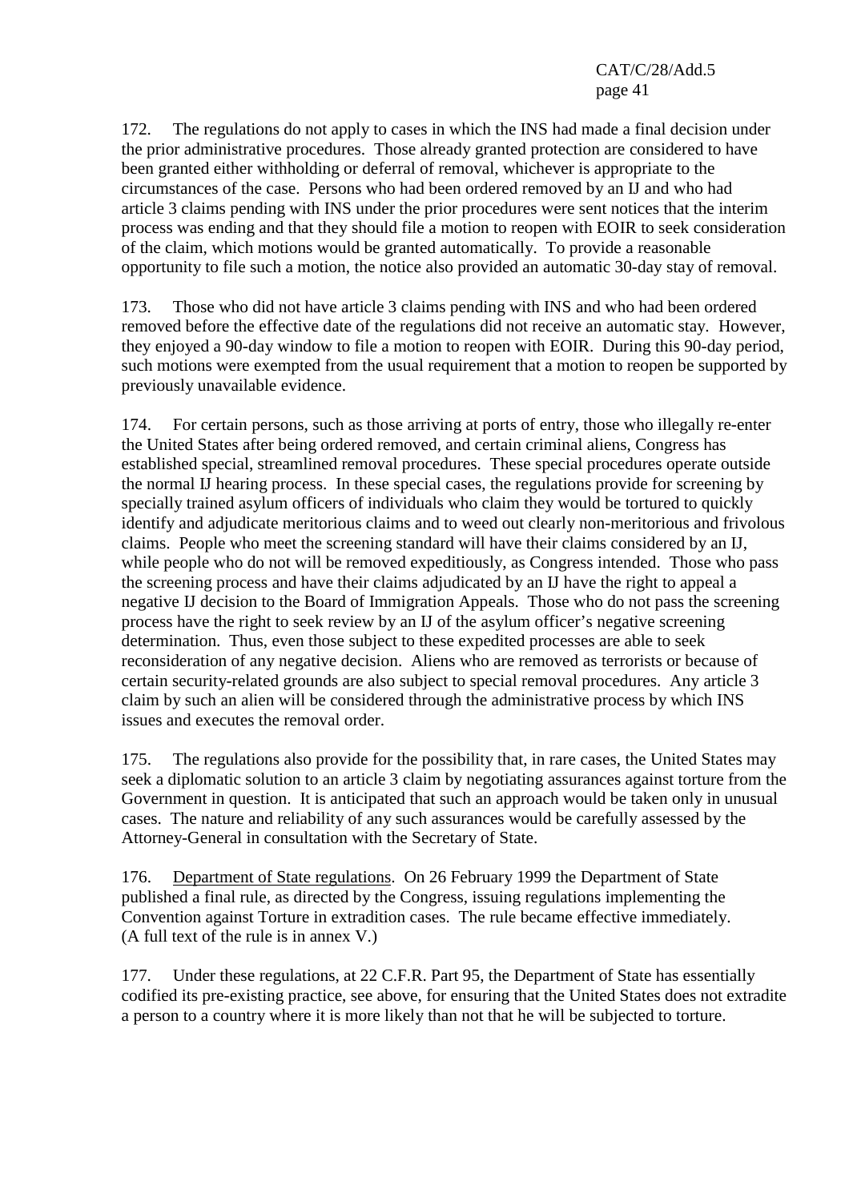172. The regulations do not apply to cases in which the INS had made a final decision under the prior administrative procedures. Those already granted protection are considered to have been granted either withholding or deferral of removal, whichever is appropriate to the circumstances of the case. Persons who had been ordered removed by an IJ and who had article 3 claims pending with INS under the prior procedures were sent notices that the interim process was ending and that they should file a motion to reopen with EOIR to seek consideration of the claim, which motions would be granted automatically. To provide a reasonable opportunity to file such a motion, the notice also provided an automatic 30-day stay of removal.

173. Those who did not have article 3 claims pending with INS and who had been ordered removed before the effective date of the regulations did not receive an automatic stay. However, they enjoyed a 90-day window to file a motion to reopen with EOIR. During this 90-day period, such motions were exempted from the usual requirement that a motion to reopen be supported by previously unavailable evidence.

174. For certain persons, such as those arriving at ports of entry, those who illegally re-enter the United States after being ordered removed, and certain criminal aliens, Congress has established special, streamlined removal procedures. These special procedures operate outside the normal IJ hearing process. In these special cases, the regulations provide for screening by specially trained asylum officers of individuals who claim they would be tortured to quickly identify and adjudicate meritorious claims and to weed out clearly non-meritorious and frivolous claims. People who meet the screening standard will have their claims considered by an IJ, while people who do not will be removed expeditiously, as Congress intended. Those who pass the screening process and have their claims adjudicated by an IJ have the right to appeal a negative IJ decision to the Board of Immigration Appeals. Those who do not pass the screening process have the right to seek review by an IJ of the asylum officer's negative screening determination. Thus, even those subject to these expedited processes are able to seek reconsideration of any negative decision. Aliens who are removed as terrorists or because of certain security-related grounds are also subject to special removal procedures. Any article 3 claim by such an alien will be considered through the administrative process by which INS issues and executes the removal order.

175. The regulations also provide for the possibility that, in rare cases, the United States may seek a diplomatic solution to an article 3 claim by negotiating assurances against torture from the Government in question. It is anticipated that such an approach would be taken only in unusual cases. The nature and reliability of any such assurances would be carefully assessed by the Attorney-General in consultation with the Secretary of State.

176. Department of State regulations. On 26 February 1999 the Department of State published a final rule, as directed by the Congress, issuing regulations implementing the Convention against Torture in extradition cases. The rule became effective immediately. (A full text of the rule is in annex V.)

177. Under these regulations, at 22 C.F.R. Part 95, the Department of State has essentially codified its pre-existing practice, see above, for ensuring that the United States does not extradite a person to a country where it is more likely than not that he will be subjected to torture.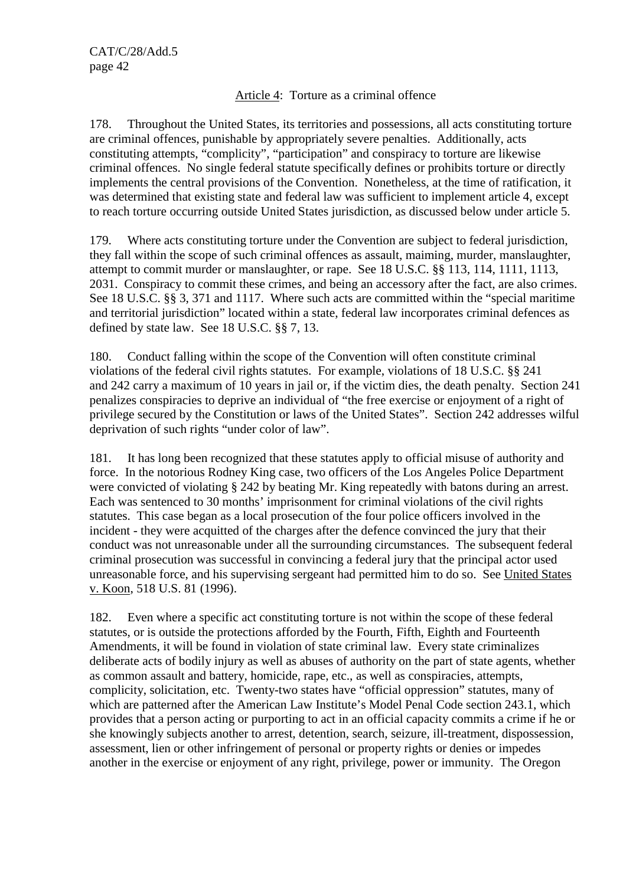Article 4: Torture as a criminal offence

178. Throughout the United States, its territories and possessions, all acts constituting torture are criminal offences, punishable by appropriately severe penalties. Additionally, acts constituting attempts, "complicity", "participation" and conspiracy to torture are likewise criminal offences. No single federal statute specifically defines or prohibits torture or directly implements the central provisions of the Convention. Nonetheless, at the time of ratification, it was determined that existing state and federal law was sufficient to implement article 4, except to reach torture occurring outside United States jurisdiction, as discussed below under article 5.

179. Where acts constituting torture under the Convention are subject to federal jurisdiction, they fall within the scope of such criminal offences as assault, maiming, murder, manslaughter, attempt to commit murder or manslaughter, or rape. See 18 U.S.C. §§ 113, 114, 1111, 1113, 2031. Conspiracy to commit these crimes, and being an accessory after the fact, are also crimes. See 18 U.S.C. §§ 3, 371 and 1117. Where such acts are committed within the "special maritime and territorial jurisdiction" located within a state, federal law incorporates criminal defences as defined by state law. See 18 U.S.C. §§ 7, 13.

180. Conduct falling within the scope of the Convention will often constitute criminal violations of the federal civil rights statutes. For example, violations of 18 U.S.C. §§ 241 and 242 carry a maximum of 10 years in jail or, if the victim dies, the death penalty. Section 241 penalizes conspiracies to deprive an individual of "the free exercise or enjoyment of a right of privilege secured by the Constitution or laws of the United States". Section 242 addresses wilful deprivation of such rights "under color of law".

181. It has long been recognized that these statutes apply to official misuse of authority and force. In the notorious Rodney King case, two officers of the Los Angeles Police Department were convicted of violating § 242 by beating Mr. King repeatedly with batons during an arrest. Each was sentenced to 30 months' imprisonment for criminal violations of the civil rights statutes. This case began as a local prosecution of the four police officers involved in the incident - they were acquitted of the charges after the defence convinced the jury that their conduct was not unreasonable under all the surrounding circumstances. The subsequent federal criminal prosecution was successful in convincing a federal jury that the principal actor used unreasonable force, and his supervising sergeant had permitted him to do so. See United States v. Koon, 518 U.S. 81 (1996).

182. Even where a specific act constituting torture is not within the scope of these federal statutes, or is outside the protections afforded by the Fourth, Fifth, Eighth and Fourteenth Amendments, it will be found in violation of state criminal law. Every state criminalizes deliberate acts of bodily injury as well as abuses of authority on the part of state agents, whether as common assault and battery, homicide, rape, etc., as well as conspiracies, attempts, complicity, solicitation, etc. Twenty-two states have "official oppression" statutes, many of which are patterned after the American Law Institute's Model Penal Code section 243.1, which provides that a person acting or purporting to act in an official capacity commits a crime if he or she knowingly subjects another to arrest, detention, search, seizure, ill-treatment, dispossession, assessment, lien or other infringement of personal or property rights or denies or impedes another in the exercise or enjoyment of any right, privilege, power or immunity. The Oregon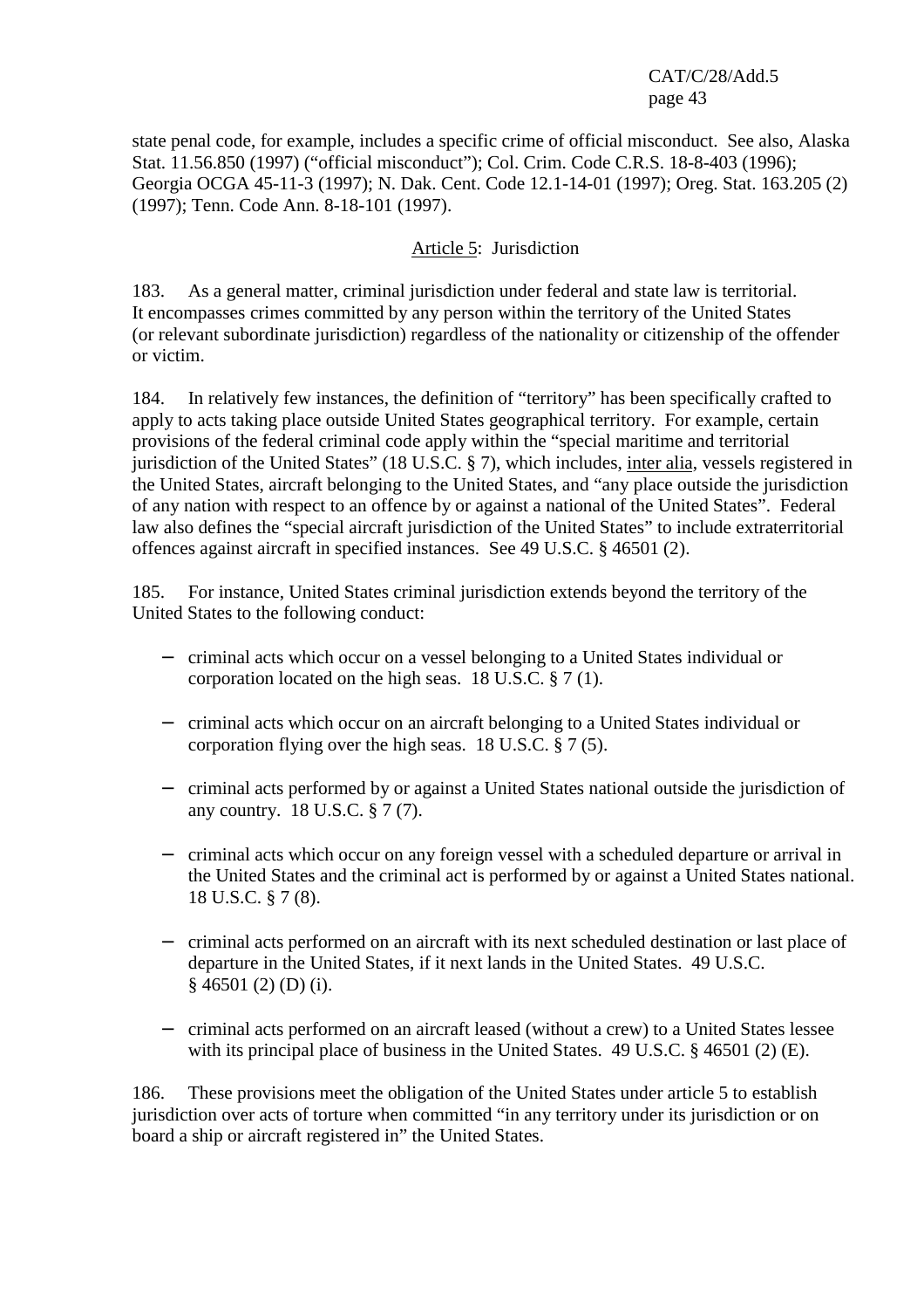state penal code, for example, includes a specific crime of official misconduct. See also, Alaska Stat. 11.56.850 (1997) ("official misconduct"); Col. Crim. Code C.R.S. 18-8-403 (1996); Georgia OCGA 45-11-3 (1997); N. Dak. Cent. Code 12.1-14-01 (1997); Oreg. Stat. 163.205 (2) (1997); Tenn. Code Ann. 8-18-101 (1997).

## Article 5: Jurisdiction

183. As a general matter, criminal jurisdiction under federal and state law is territorial. It encompasses crimes committed by any person within the territory of the United States (or relevant subordinate jurisdiction) regardless of the nationality or citizenship of the offender or victim.

184. In relatively few instances, the definition of "territory" has been specifically crafted to apply to acts taking place outside United States geographical territory. For example, certain provisions of the federal criminal code apply within the "special maritime and territorial jurisdiction of the United States" (18 U.S.C. § 7), which includes, inter alia, vessels registered in the United States, aircraft belonging to the United States, and "any place outside the jurisdiction of any nation with respect to an offence by or against a national of the United States". Federal law also defines the "special aircraft jurisdiction of the United States" to include extraterritorial offences against aircraft in specified instances. See 49 U.S.C. § 46501 (2).

185. For instance, United States criminal jurisdiction extends beyond the territory of the United States to the following conduct:

- criminal acts which occur on a vessel belonging to a United States individual or corporation located on the high seas. 18 U.S.C. § 7 (1).
- criminal acts which occur on an aircraft belonging to a United States individual or corporation flying over the high seas. 18 U.S.C. § 7 (5).
- criminal acts performed by or against a United States national outside the jurisdiction of any country. 18 U.S.C. § 7 (7).
- criminal acts which occur on any foreign vessel with a scheduled departure or arrival in the United States and the criminal act is performed by or against a United States national. 18 U.S.C. § 7 (8).
- criminal acts performed on an aircraft with its next scheduled destination or last place of departure in the United States, if it next lands in the United States. 49 U.S.C. § 46501 (2) (D) (i).
- criminal acts performed on an aircraft leased (without a crew) to a United States lessee with its principal place of business in the United States. 49 U.S.C. § 46501 (2) (E).

186. These provisions meet the obligation of the United States under article 5 to establish jurisdiction over acts of torture when committed "in any territory under its jurisdiction or on board a ship or aircraft registered in" the United States.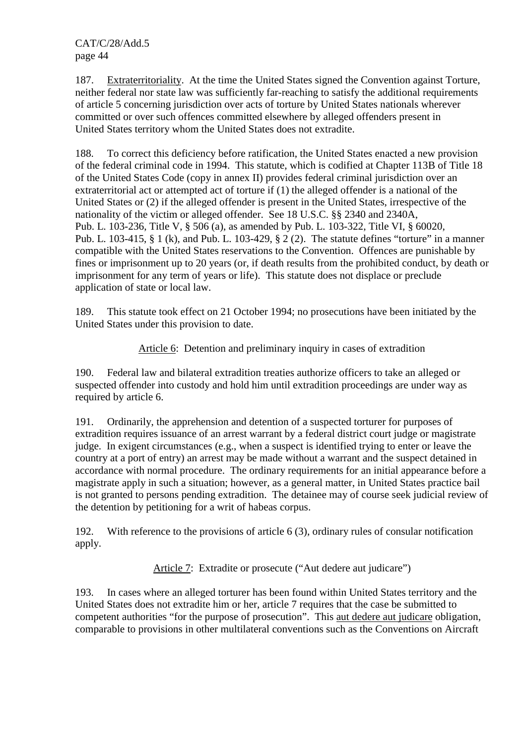187. Extraterritoriality. At the time the United States signed the Convention against Torture, neither federal nor state law was sufficiently far-reaching to satisfy the additional requirements of article 5 concerning jurisdiction over acts of torture by United States nationals wherever committed or over such offences committed elsewhere by alleged offenders present in United States territory whom the United States does not extradite.

188. To correct this deficiency before ratification, the United States enacted a new provision of the federal criminal code in 1994. This statute, which is codified at Chapter 113B of Title 18 of the United States Code (copy in annex II) provides federal criminal jurisdiction over an extraterritorial act or attempted act of torture if (1) the alleged offender is a national of the United States or (2) if the alleged offender is present in the United States, irrespective of the nationality of the victim or alleged offender. See 18 U.S.C. §§ 2340 and 2340A, Pub. L. 103-236, Title V, § 506 (a), as amended by Pub. L. 103-322, Title VI, § 60020, Pub. L. 103-415, § 1 (k), and Pub. L. 103-429, § 2 (2). The statute defines "torture" in a manner compatible with the United States reservations to the Convention. Offences are punishable by fines or imprisonment up to 20 years (or, if death results from the prohibited conduct, by death or imprisonment for any term of years or life). This statute does not displace or preclude application of state or local law.

189. This statute took effect on 21 October 1994; no prosecutions have been initiated by the United States under this provision to date.

### Article 6: Detention and preliminary inquiry in cases of extradition

190. Federal law and bilateral extradition treaties authorize officers to take an alleged or suspected offender into custody and hold him until extradition proceedings are under way as required by article 6.

191. Ordinarily, the apprehension and detention of a suspected torturer for purposes of extradition requires issuance of an arrest warrant by a federal district court judge or magistrate judge. In exigent circumstances (e.g., when a suspect is identified trying to enter or leave the country at a port of entry) an arrest may be made without a warrant and the suspect detained in accordance with normal procedure. The ordinary requirements for an initial appearance before a magistrate apply in such a situation; however, as a general matter, in United States practice bail is not granted to persons pending extradition. The detainee may of course seek judicial review of the detention by petitioning for a writ of habeas corpus.

192. With reference to the provisions of article 6 (3), ordinary rules of consular notification apply.

### Article 7: Extradite or prosecute ("Aut dedere aut judicare")

193. In cases where an alleged torturer has been found within United States territory and the United States does not extradite him or her, article 7 requires that the case be submitted to competent authorities "for the purpose of prosecution". This aut dedere aut judicare obligation, comparable to provisions in other multilateral conventions such as the Conventions on Aircraft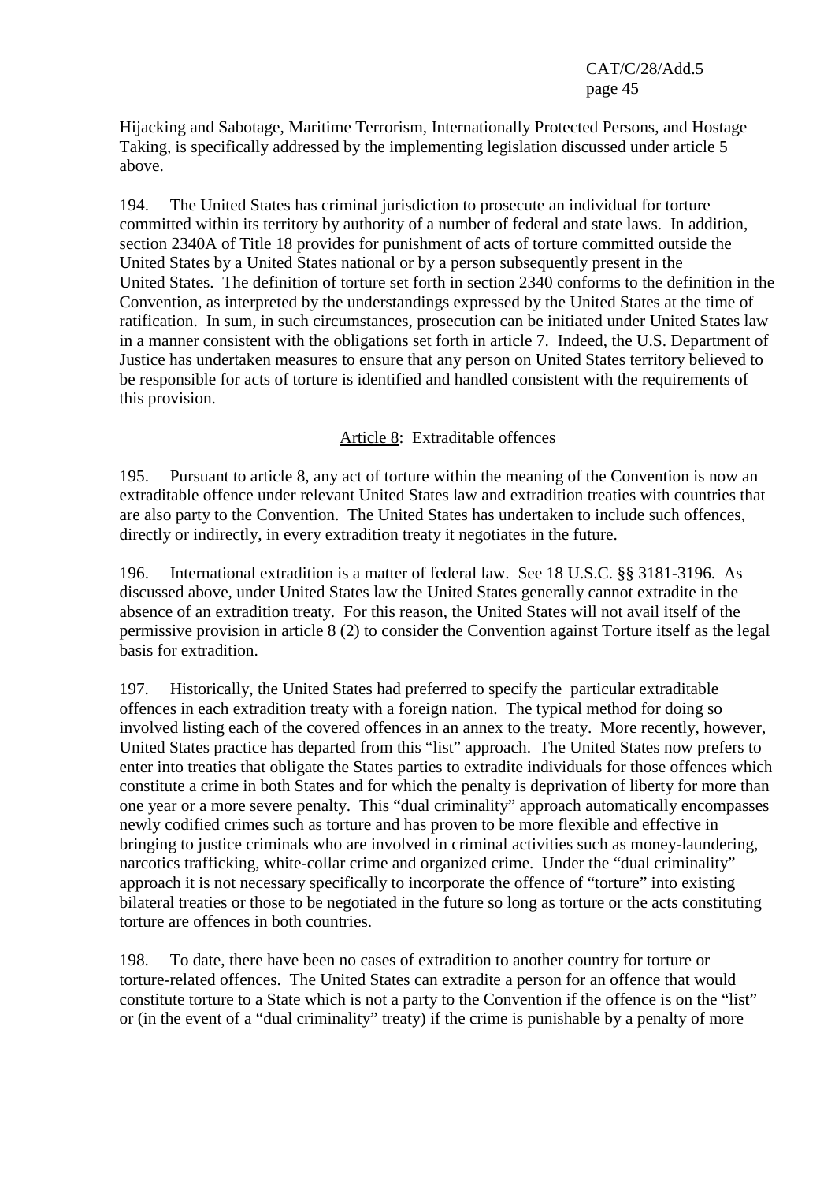Hijacking and Sabotage, Maritime Terrorism, Internationally Protected Persons, and Hostage Taking, is specifically addressed by the implementing legislation discussed under article 5 above.

194. The United States has criminal jurisdiction to prosecute an individual for torture committed within its territory by authority of a number of federal and state laws. In addition, section 2340A of Title 18 provides for punishment of acts of torture committed outside the United States by a United States national or by a person subsequently present in the United States. The definition of torture set forth in section 2340 conforms to the definition in the Convention, as interpreted by the understandings expressed by the United States at the time of ratification. In sum, in such circumstances, prosecution can be initiated under United States law in a manner consistent with the obligations set forth in article 7. Indeed, the U.S. Department of Justice has undertaken measures to ensure that any person on United States territory believed to be responsible for acts of torture is identified and handled consistent with the requirements of this provision.

## Article 8: Extraditable offences

195. Pursuant to article 8, any act of torture within the meaning of the Convention is now an extraditable offence under relevant United States law and extradition treaties with countries that are also party to the Convention. The United States has undertaken to include such offences, directly or indirectly, in every extradition treaty it negotiates in the future.

196. International extradition is a matter of federal law. See 18 U.S.C. §§ 3181-3196. As discussed above, under United States law the United States generally cannot extradite in the absence of an extradition treaty. For this reason, the United States will not avail itself of the permissive provision in article 8 (2) to consider the Convention against Torture itself as the legal basis for extradition.

197. Historically, the United States had preferred to specify the particular extraditable offences in each extradition treaty with a foreign nation. The typical method for doing so involved listing each of the covered offences in an annex to the treaty. More recently, however, United States practice has departed from this "list" approach. The United States now prefers to enter into treaties that obligate the States parties to extradite individuals for those offences which constitute a crime in both States and for which the penalty is deprivation of liberty for more than one year or a more severe penalty. This "dual criminality" approach automatically encompasses newly codified crimes such as torture and has proven to be more flexible and effective in bringing to justice criminals who are involved in criminal activities such as money-laundering, narcotics trafficking, white-collar crime and organized crime. Under the "dual criminality" approach it is not necessary specifically to incorporate the offence of "torture" into existing bilateral treaties or those to be negotiated in the future so long as torture or the acts constituting torture are offences in both countries.

198. To date, there have been no cases of extradition to another country for torture or torture-related offences. The United States can extradite a person for an offence that would constitute torture to a State which is not a party to the Convention if the offence is on the "list" or (in the event of a "dual criminality" treaty) if the crime is punishable by a penalty of more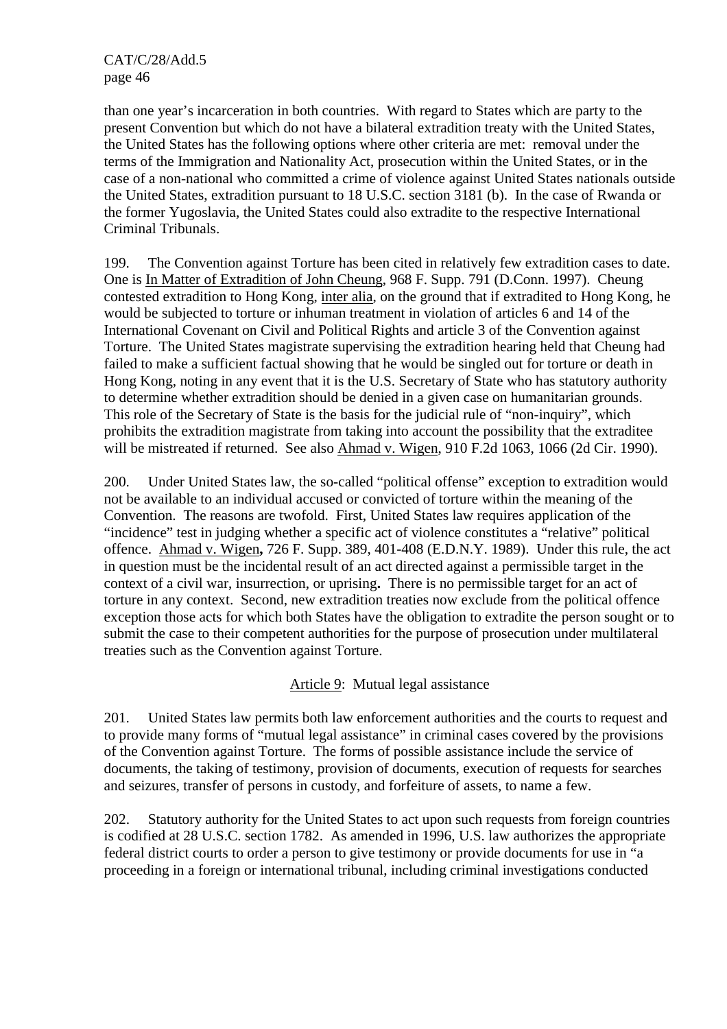than one year's incarceration in both countries. With regard to States which are party to the present Convention but which do not have a bilateral extradition treaty with the United States, the United States has the following options where other criteria are met: removal under the terms of the Immigration and Nationality Act, prosecution within the United States, or in the case of a non-national who committed a crime of violence against United States nationals outside the United States, extradition pursuant to 18 U.S.C. section 3181 (b). In the case of Rwanda or the former Yugoslavia, the United States could also extradite to the respective International Criminal Tribunals.

199. The Convention against Torture has been cited in relatively few extradition cases to date. One is In Matter of Extradition of John Cheung, 968 F. Supp. 791 (D.Conn. 1997). Cheung contested extradition to Hong Kong, inter alia, on the ground that if extradited to Hong Kong, he would be subjected to torture or inhuman treatment in violation of articles 6 and 14 of the International Covenant on Civil and Political Rights and article 3 of the Convention against Torture. The United States magistrate supervising the extradition hearing held that Cheung had failed to make a sufficient factual showing that he would be singled out for torture or death in Hong Kong, noting in any event that it is the U.S. Secretary of State who has statutory authority to determine whether extradition should be denied in a given case on humanitarian grounds. This role of the Secretary of State is the basis for the judicial rule of "non-inquiry", which prohibits the extradition magistrate from taking into account the possibility that the extraditee will be mistreated if returned. See also Ahmad v. Wigen, 910 F.2d 1063, 1066 (2d Cir. 1990).

200. Under United States law, the so-called "political offense" exception to extradition would not be available to an individual accused or convicted of torture within the meaning of the Convention. The reasons are twofold. First, United States law requires application of the "incidence" test in judging whether a specific act of violence constitutes a "relative" political offence. Ahmad v. Wigen**,** 726 F. Supp. 389, 401-408 (E.D.N.Y. 1989). Under this rule, the act in question must be the incidental result of an act directed against a permissible target in the context of a civil war, insurrection, or uprising**.** There is no permissible target for an act of torture in any context. Second, new extradition treaties now exclude from the political offence exception those acts for which both States have the obligation to extradite the person sought or to submit the case to their competent authorities for the purpose of prosecution under multilateral treaties such as the Convention against Torture.

### Article 9: Mutual legal assistance

201. United States law permits both law enforcement authorities and the courts to request and to provide many forms of "mutual legal assistance" in criminal cases covered by the provisions of the Convention against Torture. The forms of possible assistance include the service of documents, the taking of testimony, provision of documents, execution of requests for searches and seizures, transfer of persons in custody, and forfeiture of assets, to name a few.

202. Statutory authority for the United States to act upon such requests from foreign countries is codified at 28 U.S.C. section 1782. As amended in 1996, U.S. law authorizes the appropriate federal district courts to order a person to give testimony or provide documents for use in "a proceeding in a foreign or international tribunal, including criminal investigations conducted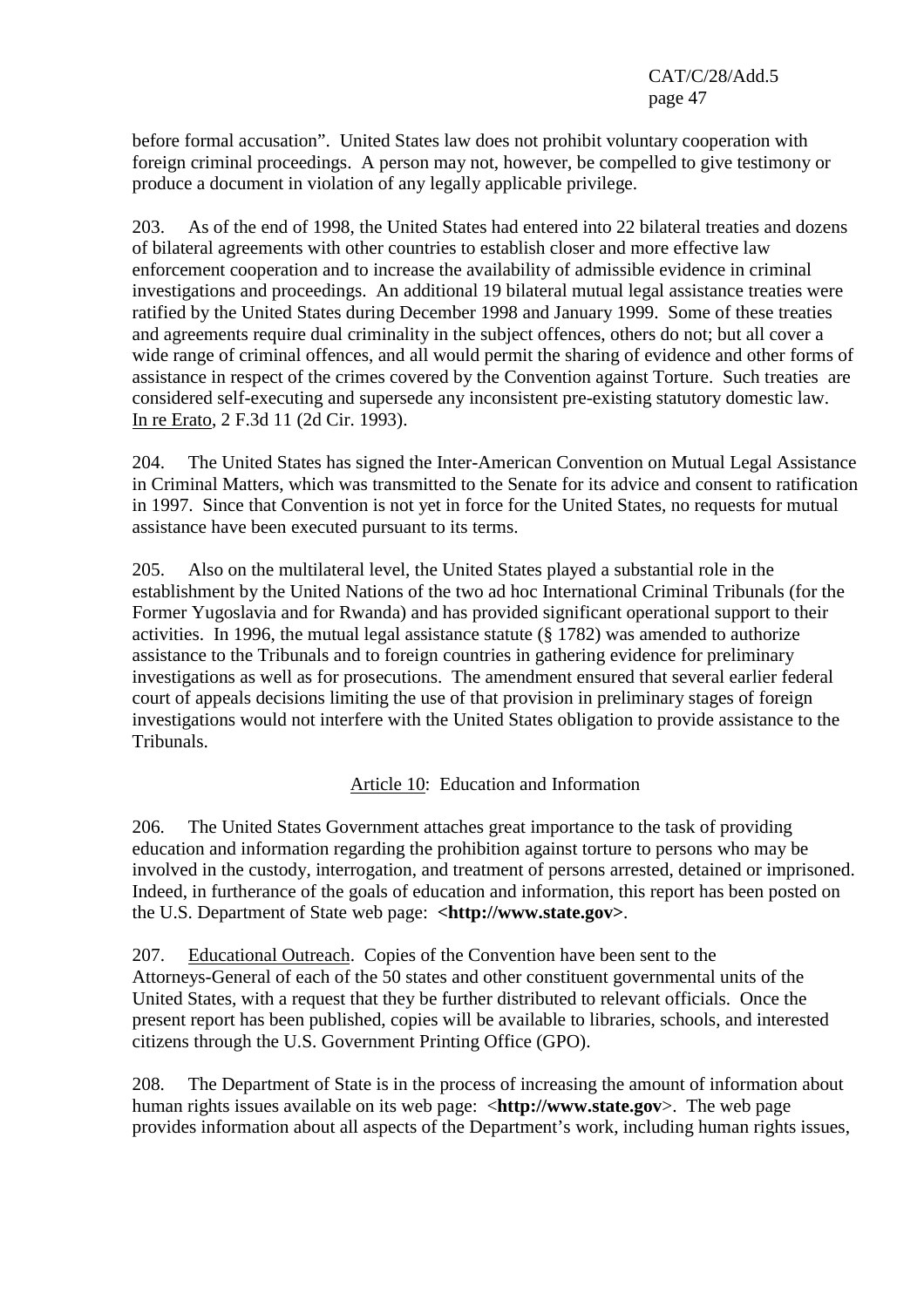before formal accusation". United States law does not prohibit voluntary cooperation with foreign criminal proceedings. A person may not, however, be compelled to give testimony or produce a document in violation of any legally applicable privilege.

203. As of the end of 1998, the United States had entered into 22 bilateral treaties and dozens of bilateral agreements with other countries to establish closer and more effective law enforcement cooperation and to increase the availability of admissible evidence in criminal investigations and proceedings. An additional 19 bilateral mutual legal assistance treaties were ratified by the United States during December 1998 and January 1999. Some of these treaties and agreements require dual criminality in the subject offences, others do not; but all cover a wide range of criminal offences, and all would permit the sharing of evidence and other forms of assistance in respect of the crimes covered by the Convention against Torture. Such treaties are considered self-executing and supersede any inconsistent pre-existing statutory domestic law. In re Erato, 2 F.3d 11 (2d Cir. 1993).

204. The United States has signed the Inter-American Convention on Mutual Legal Assistance in Criminal Matters, which was transmitted to the Senate for its advice and consent to ratification in 1997. Since that Convention is not yet in force for the United States, no requests for mutual assistance have been executed pursuant to its terms.

205. Also on the multilateral level, the United States played a substantial role in the establishment by the United Nations of the two ad hoc International Criminal Tribunals (for the Former Yugoslavia and for Rwanda) and has provided significant operational support to their activities. In 1996, the mutual legal assistance statute (§ 1782) was amended to authorize assistance to the Tribunals and to foreign countries in gathering evidence for preliminary investigations as well as for prosecutions. The amendment ensured that several earlier federal court of appeals decisions limiting the use of that provision in preliminary stages of foreign investigations would not interfere with the United States obligation to provide assistance to the Tribunals.

## Article 10: Education and Information

206. The United States Government attaches great importance to the task of providing education and information regarding the prohibition against torture to persons who may be involved in the custody, interrogation, and treatment of persons arrested, detained or imprisoned. Indeed, in furtherance of the goals of education and information, this report has been posted on the U.S. Department of State web page: **<http://www.state.gov>**.

207. Educational Outreach. Copies of the Convention have been sent to the Attorneys-General of each of the 50 states and other constituent governmental units of the United States, with a request that they be further distributed to relevant officials. Once the present report has been published, copies will be available to libraries, schools, and interested citizens through the U.S. Government Printing Office (GPO).

208. The Department of State is in the process of increasing the amount of information about human rights issues available on its web page: <**http://www.state.gov**>. The web page provides information about all aspects of the Department's work, including human rights issues,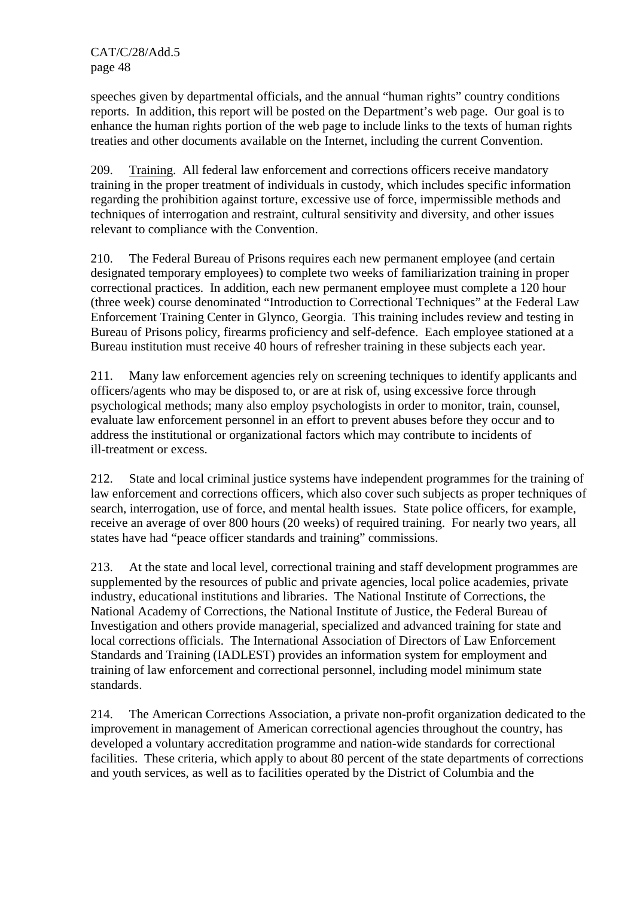speeches given by departmental officials, and the annual "human rights" country conditions reports. In addition, this report will be posted on the Department's web page. Our goal is to enhance the human rights portion of the web page to include links to the texts of human rights treaties and other documents available on the Internet, including the current Convention.

209. Training. All federal law enforcement and corrections officers receive mandatory training in the proper treatment of individuals in custody, which includes specific information regarding the prohibition against torture, excessive use of force, impermissible methods and techniques of interrogation and restraint, cultural sensitivity and diversity, and other issues relevant to compliance with the Convention.

210. The Federal Bureau of Prisons requires each new permanent employee (and certain designated temporary employees) to complete two weeks of familiarization training in proper correctional practices. In addition, each new permanent employee must complete a 120 hour (three week) course denominated "Introduction to Correctional Techniques" at the Federal Law Enforcement Training Center in Glynco, Georgia. This training includes review and testing in Bureau of Prisons policy, firearms proficiency and self-defence. Each employee stationed at a Bureau institution must receive 40 hours of refresher training in these subjects each year.

211. Many law enforcement agencies rely on screening techniques to identify applicants and officers/agents who may be disposed to, or are at risk of, using excessive force through psychological methods; many also employ psychologists in order to monitor, train, counsel, evaluate law enforcement personnel in an effort to prevent abuses before they occur and to address the institutional or organizational factors which may contribute to incidents of ill-treatment or excess.

212. State and local criminal justice systems have independent programmes for the training of law enforcement and corrections officers, which also cover such subjects as proper techniques of search, interrogation, use of force, and mental health issues. State police officers, for example, receive an average of over 800 hours (20 weeks) of required training. For nearly two years, all states have had "peace officer standards and training" commissions.

213. At the state and local level, correctional training and staff development programmes are supplemented by the resources of public and private agencies, local police academies, private industry, educational institutions and libraries. The National Institute of Corrections, the National Academy of Corrections, the National Institute of Justice, the Federal Bureau of Investigation and others provide managerial, specialized and advanced training for state and local corrections officials. The International Association of Directors of Law Enforcement Standards and Training (IADLEST) provides an information system for employment and training of law enforcement and correctional personnel, including model minimum state standards.

214. The American Corrections Association, a private non-profit organization dedicated to the improvement in management of American correctional agencies throughout the country, has developed a voluntary accreditation programme and nation-wide standards for correctional facilities. These criteria, which apply to about 80 percent of the state departments of corrections and youth services, as well as to facilities operated by the District of Columbia and the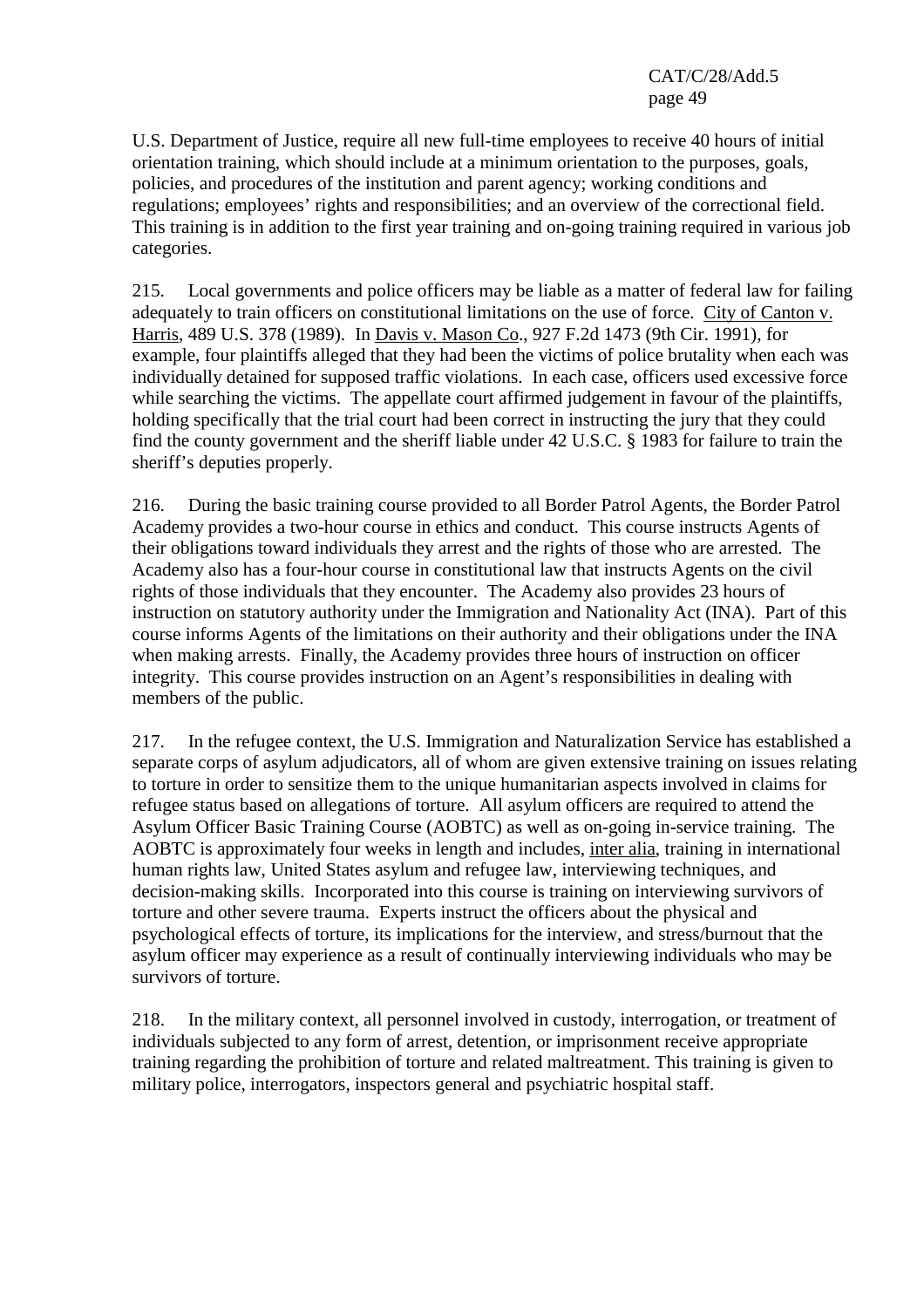U.S. Department of Justice, require all new full-time employees to receive 40 hours of initial orientation training, which should include at a minimum orientation to the purposes, goals, policies, and procedures of the institution and parent agency; working conditions and regulations; employees' rights and responsibilities; and an overview of the correctional field. This training is in addition to the first year training and on-going training required in various job categories.

215. Local governments and police officers may be liable as a matter of federal law for failing adequately to train officers on constitutional limitations on the use of force. City of Canton v. Harris, 489 U.S. 378 (1989). In Davis v. Mason Co., 927 F.2d 1473 (9th Cir. 1991), for example, four plaintiffs alleged that they had been the victims of police brutality when each was individually detained for supposed traffic violations. In each case, officers used excessive force while searching the victims. The appellate court affirmed judgement in favour of the plaintiffs, holding specifically that the trial court had been correct in instructing the jury that they could find the county government and the sheriff liable under 42 U.S.C. § 1983 for failure to train the sheriff's deputies properly.

216. During the basic training course provided to all Border Patrol Agents, the Border Patrol Academy provides a two-hour course in ethics and conduct. This course instructs Agents of their obligations toward individuals they arrest and the rights of those who are arrested. The Academy also has a four-hour course in constitutional law that instructs Agents on the civil rights of those individuals that they encounter. The Academy also provides 23 hours of instruction on statutory authority under the Immigration and Nationality Act (INA). Part of this course informs Agents of the limitations on their authority and their obligations under the INA when making arrests. Finally, the Academy provides three hours of instruction on officer integrity. This course provides instruction on an Agent's responsibilities in dealing with members of the public.

217. In the refugee context, the U.S. Immigration and Naturalization Service has established a separate corps of asylum adjudicators, all of whom are given extensive training on issues relating to torture in order to sensitize them to the unique humanitarian aspects involved in claims for refugee status based on allegations of torture. All asylum officers are required to attend the Asylum Officer Basic Training Course (AOBTC) as well as on-going in-service training. The AOBTC is approximately four weeks in length and includes, inter alia, training in international human rights law, United States asylum and refugee law, interviewing techniques, and decision-making skills. Incorporated into this course is training on interviewing survivors of torture and other severe trauma. Experts instruct the officers about the physical and psychological effects of torture, its implications for the interview, and stress/burnout that the asylum officer may experience as a result of continually interviewing individuals who may be survivors of torture.

218. In the military context, all personnel involved in custody, interrogation, or treatment of individuals subjected to any form of arrest, detention, or imprisonment receive appropriate training regarding the prohibition of torture and related maltreatment. This training is given to military police, interrogators, inspectors general and psychiatric hospital staff.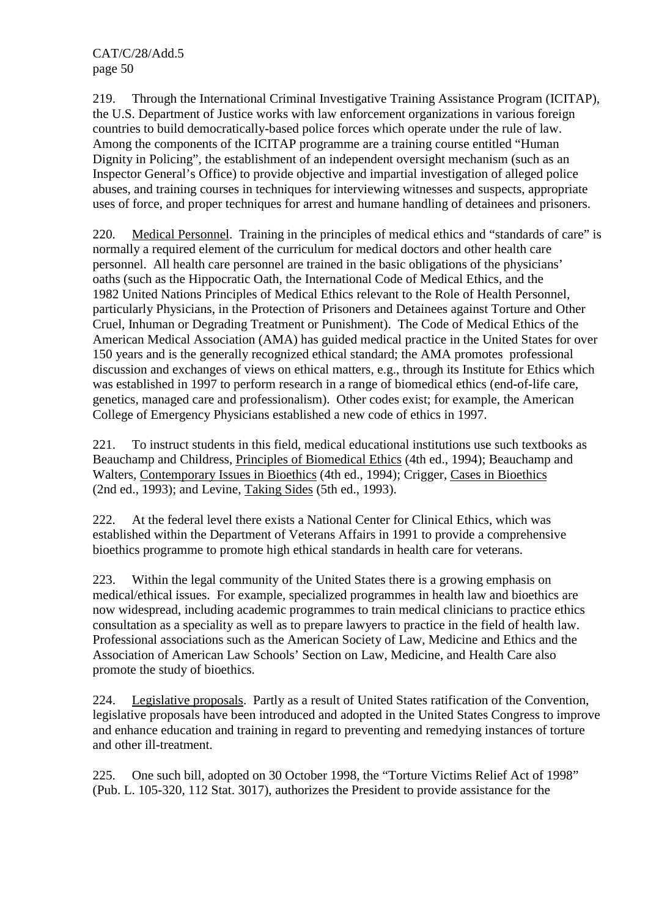219. Through the International Criminal Investigative Training Assistance Program (ICITAP), the U.S. Department of Justice works with law enforcement organizations in various foreign countries to build democratically-based police forces which operate under the rule of law. Among the components of the ICITAP programme are a training course entitled "Human Dignity in Policing", the establishment of an independent oversight mechanism (such as an Inspector General's Office) to provide objective and impartial investigation of alleged police abuses, and training courses in techniques for interviewing witnesses and suspects, appropriate uses of force, and proper techniques for arrest and humane handling of detainees and prisoners.

220. Medical Personnel. Training in the principles of medical ethics and "standards of care" is normally a required element of the curriculum for medical doctors and other health care personnel. All health care personnel are trained in the basic obligations of the physicians' oaths (such as the Hippocratic Oath, the International Code of Medical Ethics, and the 1982 United Nations Principles of Medical Ethics relevant to the Role of Health Personnel, particularly Physicians, in the Protection of Prisoners and Detainees against Torture and Other Cruel, Inhuman or Degrading Treatment or Punishment). The Code of Medical Ethics of the American Medical Association (AMA) has guided medical practice in the United States for over 150 years and is the generally recognized ethical standard; the AMA promotes professional discussion and exchanges of views on ethical matters, e.g., through its Institute for Ethics which was established in 1997 to perform research in a range of biomedical ethics (end-of-life care, genetics, managed care and professionalism). Other codes exist; for example, the American College of Emergency Physicians established a new code of ethics in 1997.

221. To instruct students in this field, medical educational institutions use such textbooks as Beauchamp and Childress, Principles of Biomedical Ethics (4th ed., 1994); Beauchamp and Walters, Contemporary Issues in Bioethics (4th ed., 1994); Crigger, Cases in Bioethics (2nd ed., 1993); and Levine, Taking Sides (5th ed., 1993).

222. At the federal level there exists a National Center for Clinical Ethics, which was established within the Department of Veterans Affairs in 1991 to provide a comprehensive bioethics programme to promote high ethical standards in health care for veterans.

223. Within the legal community of the United States there is a growing emphasis on medical/ethical issues. For example, specialized programmes in health law and bioethics are now widespread, including academic programmes to train medical clinicians to practice ethics consultation as a speciality as well as to prepare lawyers to practice in the field of health law. Professional associations such as the American Society of Law, Medicine and Ethics and the Association of American Law Schools' Section on Law, Medicine, and Health Care also promote the study of bioethics.

224. Legislative proposals. Partly as a result of United States ratification of the Convention, legislative proposals have been introduced and adopted in the United States Congress to improve and enhance education and training in regard to preventing and remedying instances of torture and other ill-treatment.

225. One such bill, adopted on 30 October 1998, the "Torture Victims Relief Act of 1998" (Pub. L. 105-320, 112 Stat. 3017), authorizes the President to provide assistance for the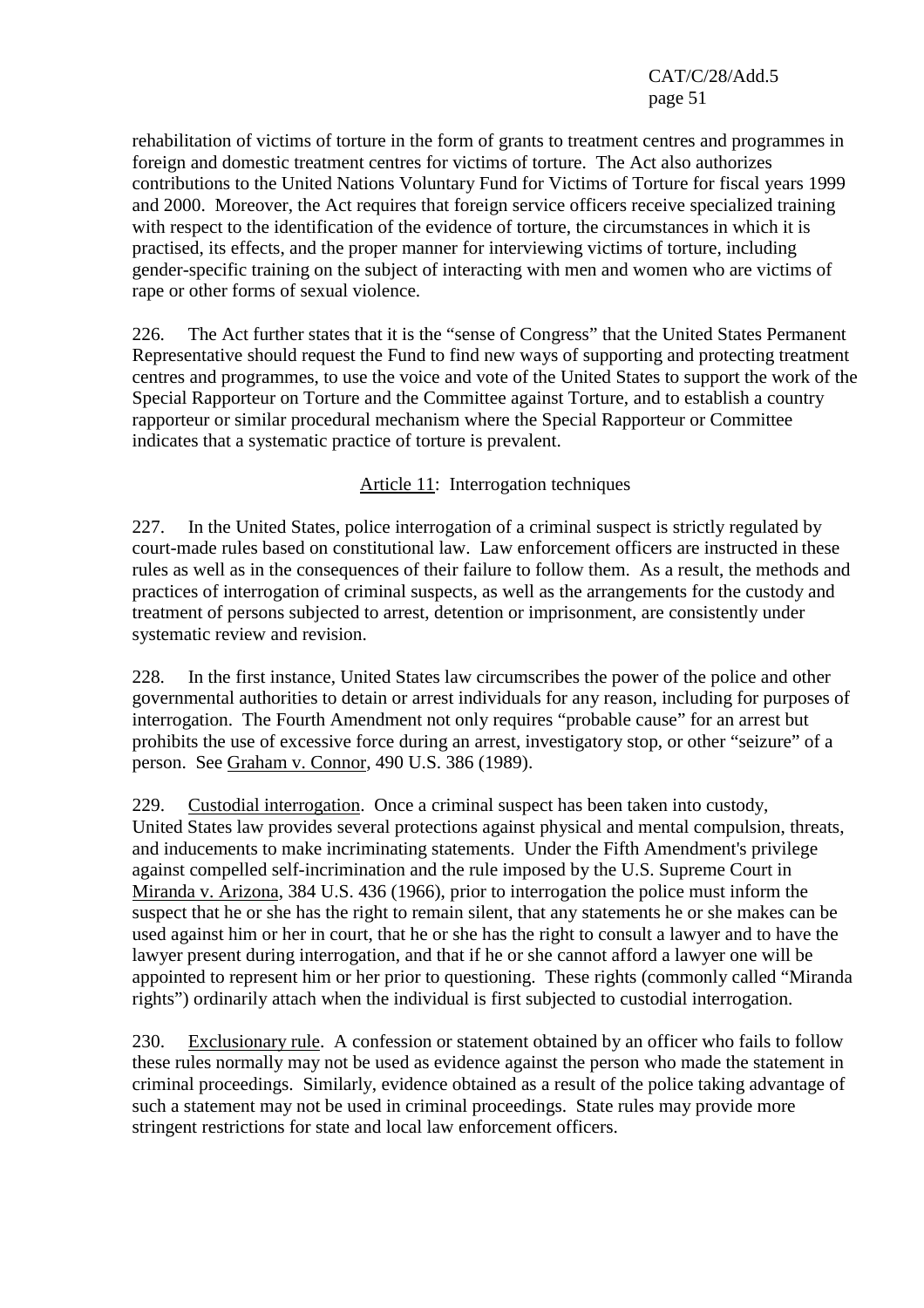rehabilitation of victims of torture in the form of grants to treatment centres and programmes in foreign and domestic treatment centres for victims of torture. The Act also authorizes contributions to the United Nations Voluntary Fund for Victims of Torture for fiscal years 1999 and 2000. Moreover, the Act requires that foreign service officers receive specialized training with respect to the identification of the evidence of torture, the circumstances in which it is practised, its effects, and the proper manner for interviewing victims of torture, including gender-specific training on the subject of interacting with men and women who are victims of rape or other forms of sexual violence.

226. The Act further states that it is the "sense of Congress" that the United States Permanent Representative should request the Fund to find new ways of supporting and protecting treatment centres and programmes, to use the voice and vote of the United States to support the work of the Special Rapporteur on Torture and the Committee against Torture, and to establish a country rapporteur or similar procedural mechanism where the Special Rapporteur or Committee indicates that a systematic practice of torture is prevalent.

## Article 11: Interrogation techniques

227. In the United States, police interrogation of a criminal suspect is strictly regulated by court-made rules based on constitutional law. Law enforcement officers are instructed in these rules as well as in the consequences of their failure to follow them. As a result, the methods and practices of interrogation of criminal suspects, as well as the arrangements for the custody and treatment of persons subjected to arrest, detention or imprisonment, are consistently under systematic review and revision.

228. In the first instance, United States law circumscribes the power of the police and other governmental authorities to detain or arrest individuals for any reason, including for purposes of interrogation. The Fourth Amendment not only requires "probable cause" for an arrest but prohibits the use of excessive force during an arrest, investigatory stop, or other "seizure" of a person. See Graham v. Connor, 490 U.S. 386 (1989).

229. Custodial interrogation. Once a criminal suspect has been taken into custody, United States law provides several protections against physical and mental compulsion, threats, and inducements to make incriminating statements. Under the Fifth Amendment's privilege against compelled self-incrimination and the rule imposed by the U.S. Supreme Court in Miranda v. Arizona, 384 U.S. 436 (1966), prior to interrogation the police must inform the suspect that he or she has the right to remain silent, that any statements he or she makes can be used against him or her in court, that he or she has the right to consult a lawyer and to have the lawyer present during interrogation, and that if he or she cannot afford a lawyer one will be appointed to represent him or her prior to questioning. These rights (commonly called "Miranda rights") ordinarily attach when the individual is first subjected to custodial interrogation.

230. Exclusionary rule. A confession or statement obtained by an officer who fails to follow these rules normally may not be used as evidence against the person who made the statement in criminal proceedings. Similarly, evidence obtained as a result of the police taking advantage of such a statement may not be used in criminal proceedings. State rules may provide more stringent restrictions for state and local law enforcement officers.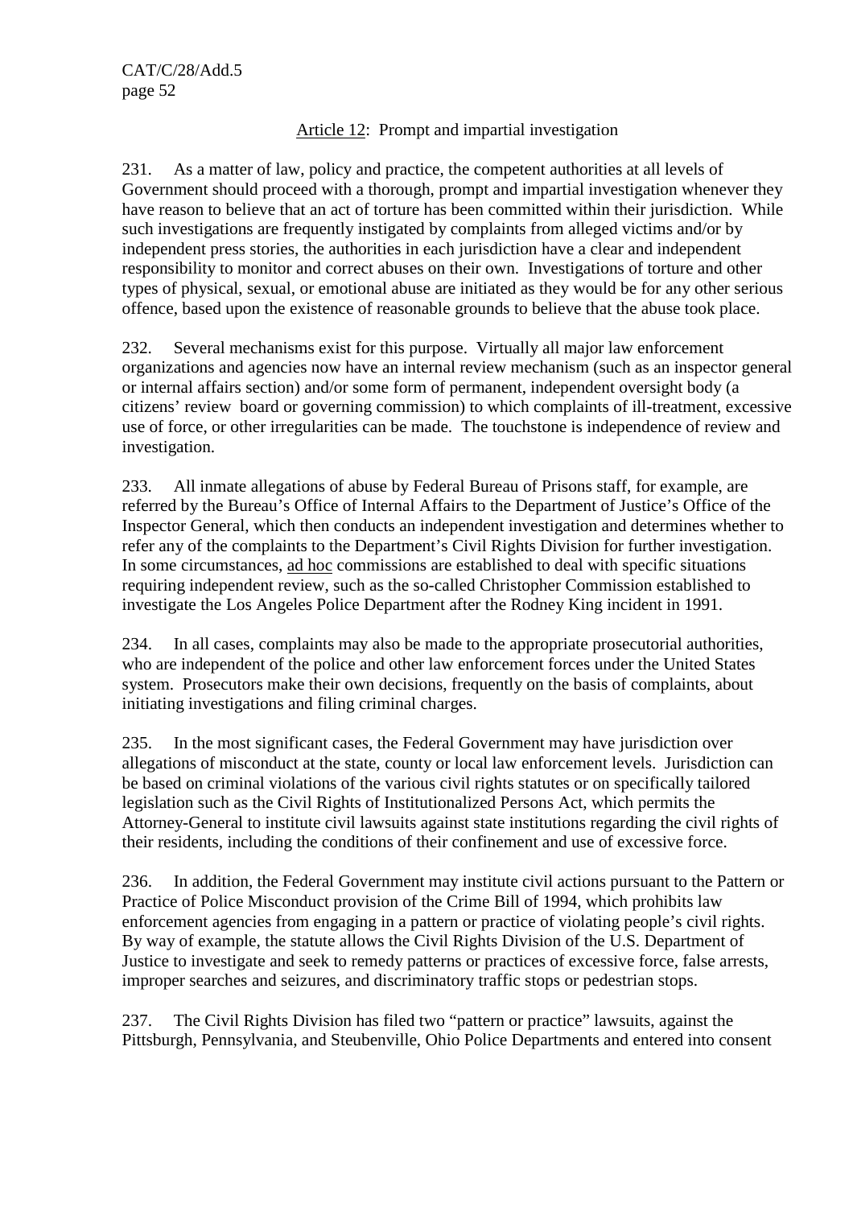## Article 12: Prompt and impartial investigation

231. As a matter of law, policy and practice, the competent authorities at all levels of Government should proceed with a thorough, prompt and impartial investigation whenever they have reason to believe that an act of torture has been committed within their jurisdiction. While such investigations are frequently instigated by complaints from alleged victims and/or by independent press stories, the authorities in each jurisdiction have a clear and independent responsibility to monitor and correct abuses on their own. Investigations of torture and other types of physical, sexual, or emotional abuse are initiated as they would be for any other serious offence, based upon the existence of reasonable grounds to believe that the abuse took place.

232. Several mechanisms exist for this purpose. Virtually all major law enforcement organizations and agencies now have an internal review mechanism (such as an inspector general or internal affairs section) and/or some form of permanent, independent oversight body (a citizens' review board or governing commission) to which complaints of ill-treatment, excessive use of force, or other irregularities can be made. The touchstone is independence of review and investigation.

233. All inmate allegations of abuse by Federal Bureau of Prisons staff, for example, are referred by the Bureau's Office of Internal Affairs to the Department of Justice's Office of the Inspector General, which then conducts an independent investigation and determines whether to refer any of the complaints to the Department's Civil Rights Division for further investigation. In some circumstances, ad hoc commissions are established to deal with specific situations requiring independent review, such as the so-called Christopher Commission established to investigate the Los Angeles Police Department after the Rodney King incident in 1991.

234. In all cases, complaints may also be made to the appropriate prosecutorial authorities, who are independent of the police and other law enforcement forces under the United States system. Prosecutors make their own decisions, frequently on the basis of complaints, about initiating investigations and filing criminal charges.

235. In the most significant cases, the Federal Government may have jurisdiction over allegations of misconduct at the state, county or local law enforcement levels. Jurisdiction can be based on criminal violations of the various civil rights statutes or on specifically tailored legislation such as the Civil Rights of Institutionalized Persons Act, which permits the Attorney-General to institute civil lawsuits against state institutions regarding the civil rights of their residents, including the conditions of their confinement and use of excessive force.

236. In addition, the Federal Government may institute civil actions pursuant to the Pattern or Practice of Police Misconduct provision of the Crime Bill of 1994, which prohibits law enforcement agencies from engaging in a pattern or practice of violating people's civil rights. By way of example, the statute allows the Civil Rights Division of the U.S. Department of Justice to investigate and seek to remedy patterns or practices of excessive force, false arrests, improper searches and seizures, and discriminatory traffic stops or pedestrian stops.

237. The Civil Rights Division has filed two "pattern or practice" lawsuits, against the Pittsburgh, Pennsylvania, and Steubenville, Ohio Police Departments and entered into consent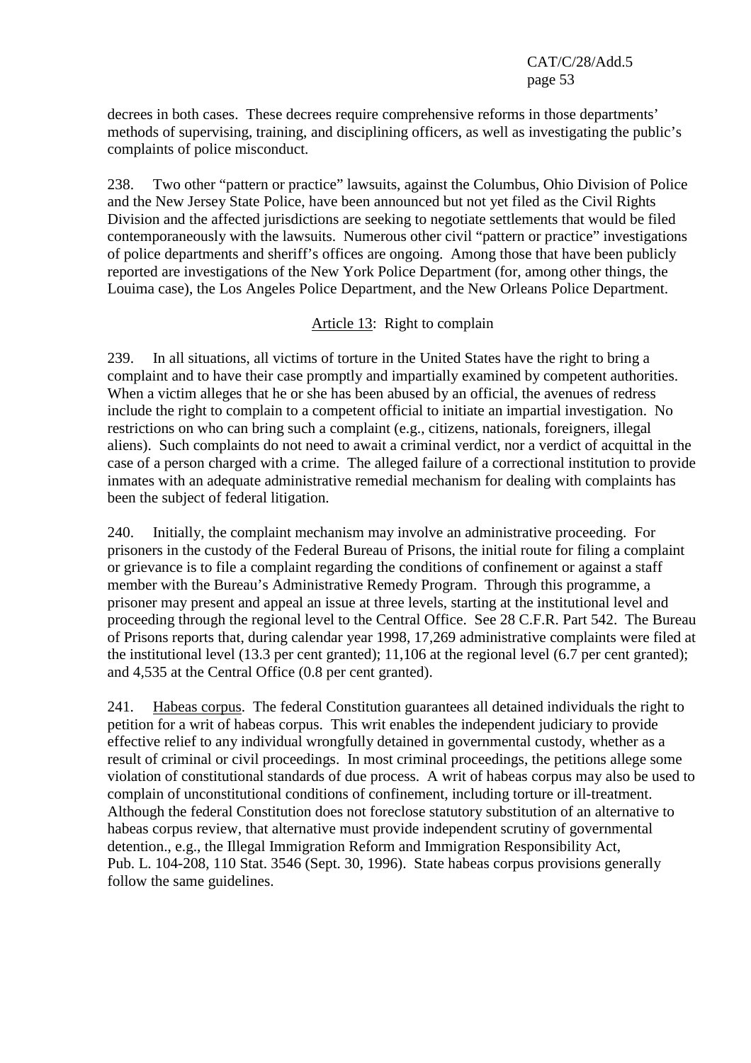decrees in both cases. These decrees require comprehensive reforms in those departments' methods of supervising, training, and disciplining officers, as well as investigating the public's complaints of police misconduct.

238. Two other "pattern or practice" lawsuits, against the Columbus, Ohio Division of Police and the New Jersey State Police, have been announced but not yet filed as the Civil Rights Division and the affected jurisdictions are seeking to negotiate settlements that would be filed contemporaneously with the lawsuits. Numerous other civil "pattern or practice" investigations of police departments and sheriff's offices are ongoing. Among those that have been publicly reported are investigations of the New York Police Department (for, among other things, the Louima case), the Los Angeles Police Department, and the New Orleans Police Department.

Article 13: Right to complain

239. In all situations, all victims of torture in the United States have the right to bring a complaint and to have their case promptly and impartially examined by competent authorities. When a victim alleges that he or she has been abused by an official, the avenues of redress include the right to complain to a competent official to initiate an impartial investigation. No restrictions on who can bring such a complaint (e.g., citizens, nationals, foreigners, illegal aliens). Such complaints do not need to await a criminal verdict, nor a verdict of acquittal in the case of a person charged with a crime. The alleged failure of a correctional institution to provide inmates with an adequate administrative remedial mechanism for dealing with complaints has been the subject of federal litigation.

240. Initially, the complaint mechanism may involve an administrative proceeding. For prisoners in the custody of the Federal Bureau of Prisons, the initial route for filing a complaint or grievance is to file a complaint regarding the conditions of confinement or against a staff member with the Bureau's Administrative Remedy Program. Through this programme, a prisoner may present and appeal an issue at three levels, starting at the institutional level and proceeding through the regional level to the Central Office. See 28 C.F.R. Part 542. The Bureau of Prisons reports that, during calendar year 1998, 17,269 administrative complaints were filed at the institutional level (13.3 per cent granted); 11,106 at the regional level (6.7 per cent granted); and 4,535 at the Central Office (0.8 per cent granted).

241. Habeas corpus. The federal Constitution guarantees all detained individuals the right to petition for a writ of habeas corpus. This writ enables the independent judiciary to provide effective relief to any individual wrongfully detained in governmental custody, whether as a result of criminal or civil proceedings. In most criminal proceedings, the petitions allege some violation of constitutional standards of due process. A writ of habeas corpus may also be used to complain of unconstitutional conditions of confinement, including torture or ill-treatment. Although the federal Constitution does not foreclose statutory substitution of an alternative to habeas corpus review, that alternative must provide independent scrutiny of governmental detention., e.g., the Illegal Immigration Reform and Immigration Responsibility Act, Pub. L. 104-208, 110 Stat. 3546 (Sept. 30, 1996). State habeas corpus provisions generally follow the same guidelines.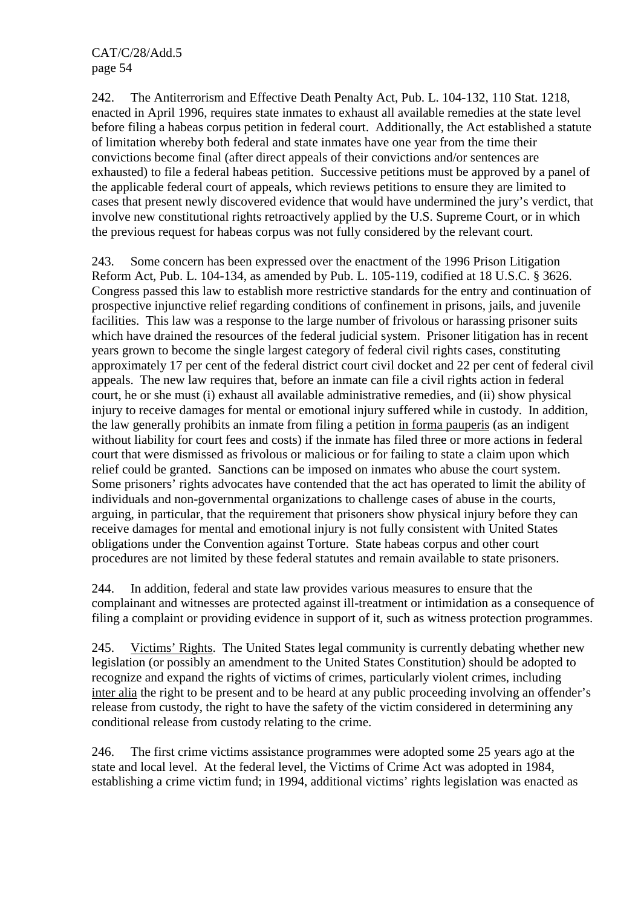242. The Antiterrorism and Effective Death Penalty Act, Pub. L. 104-132, 110 Stat. 1218, enacted in April 1996, requires state inmates to exhaust all available remedies at the state level before filing a habeas corpus petition in federal court. Additionally, the Act established a statute of limitation whereby both federal and state inmates have one year from the time their convictions become final (after direct appeals of their convictions and/or sentences are exhausted) to file a federal habeas petition. Successive petitions must be approved by a panel of the applicable federal court of appeals, which reviews petitions to ensure they are limited to cases that present newly discovered evidence that would have undermined the jury's verdict, that involve new constitutional rights retroactively applied by the U.S. Supreme Court, or in which the previous request for habeas corpus was not fully considered by the relevant court.

243. Some concern has been expressed over the enactment of the 1996 Prison Litigation Reform Act, Pub. L. 104-134, as amended by Pub. L. 105-119, codified at 18 U.S.C. § 3626. Congress passed this law to establish more restrictive standards for the entry and continuation of prospective injunctive relief regarding conditions of confinement in prisons, jails, and juvenile facilities. This law was a response to the large number of frivolous or harassing prisoner suits which have drained the resources of the federal judicial system. Prisoner litigation has in recent years grown to become the single largest category of federal civil rights cases, constituting approximately 17 per cent of the federal district court civil docket and 22 per cent of federal civil appeals. The new law requires that, before an inmate can file a civil rights action in federal court, he or she must (i) exhaust all available administrative remedies, and (ii) show physical injury to receive damages for mental or emotional injury suffered while in custody. In addition, the law generally prohibits an inmate from filing a petition in forma pauperis (as an indigent without liability for court fees and costs) if the inmate has filed three or more actions in federal court that were dismissed as frivolous or malicious or for failing to state a claim upon which relief could be granted. Sanctions can be imposed on inmates who abuse the court system. Some prisoners' rights advocates have contended that the act has operated to limit the ability of individuals and non-governmental organizations to challenge cases of abuse in the courts, arguing, in particular, that the requirement that prisoners show physical injury before they can receive damages for mental and emotional injury is not fully consistent with United States obligations under the Convention against Torture. State habeas corpus and other court procedures are not limited by these federal statutes and remain available to state prisoners.

244. In addition, federal and state law provides various measures to ensure that the complainant and witnesses are protected against ill-treatment or intimidation as a consequence of filing a complaint or providing evidence in support of it, such as witness protection programmes.

245. Victims' Rights. The United States legal community is currently debating whether new legislation (or possibly an amendment to the United States Constitution) should be adopted to recognize and expand the rights of victims of crimes, particularly violent crimes, including inter alia the right to be present and to be heard at any public proceeding involving an offender's release from custody, the right to have the safety of the victim considered in determining any conditional release from custody relating to the crime.

246. The first crime victims assistance programmes were adopted some 25 years ago at the state and local level. At the federal level, the Victims of Crime Act was adopted in 1984, establishing a crime victim fund; in 1994, additional victims' rights legislation was enacted as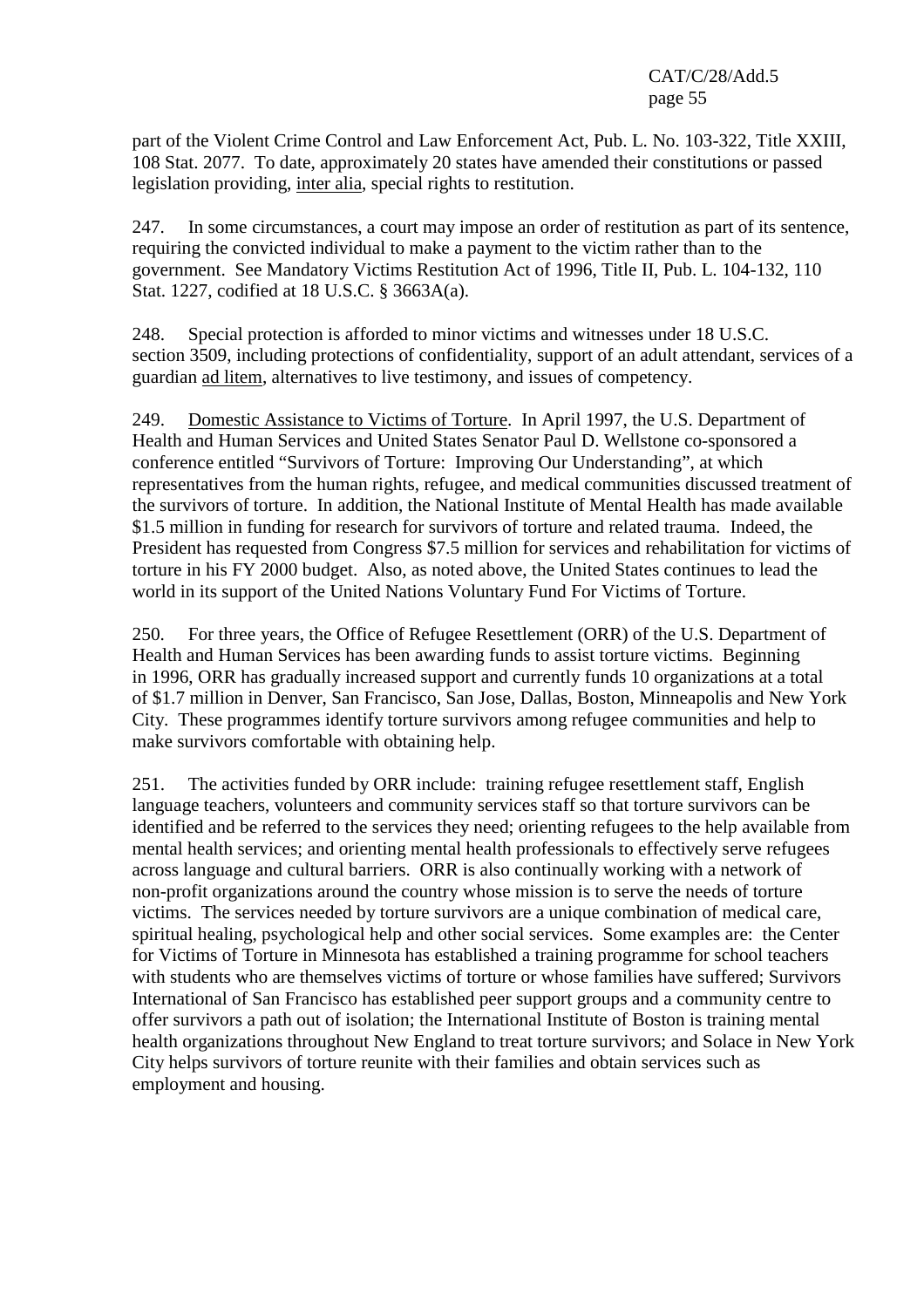part of the Violent Crime Control and Law Enforcement Act, Pub. L. No. 103-322, Title XXIII, 108 Stat. 2077. To date, approximately 20 states have amended their constitutions or passed legislation providing, inter alia, special rights to restitution.

247. In some circumstances, a court may impose an order of restitution as part of its sentence, requiring the convicted individual to make a payment to the victim rather than to the government. See Mandatory Victims Restitution Act of 1996, Title II, Pub. L. 104-132, 110 Stat. 1227, codified at 18 U.S.C. § 3663A(a).

248. Special protection is afforded to minor victims and witnesses under 18 U.S.C. section 3509, including protections of confidentiality, support of an adult attendant, services of a guardian ad litem, alternatives to live testimony, and issues of competency.

249. Domestic Assistance to Victims of Torture. In April 1997, the U.S. Department of Health and Human Services and United States Senator Paul D. Wellstone co-sponsored a conference entitled "Survivors of Torture: Improving Our Understanding", at which representatives from the human rights, refugee, and medical communities discussed treatment of the survivors of torture. In addition, the National Institute of Mental Health has made available $1.5 million in funding for research for survivors of torture and related trauma. Indeed, the President has requested from Congress $7.5 million for services and rehabilitation for victims of torture in his FY 2000 budget. Also, as noted above, the United States continues to lead the world in its support of the United Nations Voluntary Fund For Victims of Torture.

250. For three years, the Office of Refugee Resettlement (ORR) of the U.S. Department of Health and Human Services has been awarding funds to assist torture victims. Beginning in 1996, ORR has gradually increased support and currently funds 10 organizations at a total of $1.7 million in Denver, San Francisco, San Jose, Dallas, Boston, Minneapolis and New York City. These programmes identify torture survivors among refugee communities and help to make survivors comfortable with obtaining help.

251. The activities funded by ORR include: training refugee resettlement staff, English language teachers, volunteers and community services staff so that torture survivors can be identified and be referred to the services they need; orienting refugees to the help available from mental health services; and orienting mental health professionals to effectively serve refugees across language and cultural barriers. ORR is also continually working with a network of non-profit organizations around the country whose mission is to serve the needs of torture victims. The services needed by torture survivors are a unique combination of medical care, spiritual healing, psychological help and other social services. Some examples are: the Center for Victims of Torture in Minnesota has established a training programme for school teachers with students who are themselves victims of torture or whose families have suffered; Survivors International of San Francisco has established peer support groups and a community centre to offer survivors a path out of isolation; the International Institute of Boston is training mental health organizations throughout New England to treat torture survivors; and Solace in New York City helps survivors of torture reunite with their families and obtain services such as employment and housing.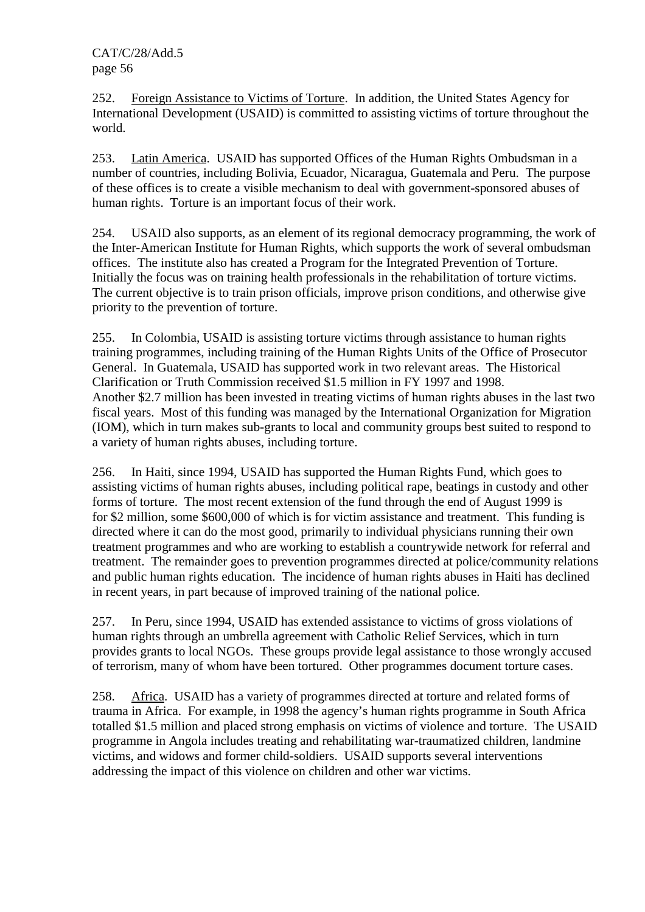252. Foreign Assistance to Victims of Torture. In addition, the United States Agency for International Development (USAID) is committed to assisting victims of torture throughout the world.

253. Latin America. USAID has supported Offices of the Human Rights Ombudsman in a number of countries, including Bolivia, Ecuador, Nicaragua, Guatemala and Peru. The purpose of these offices is to create a visible mechanism to deal with government-sponsored abuses of human rights. Torture is an important focus of their work.

254. USAID also supports, as an element of its regional democracy programming, the work of the Inter-American Institute for Human Rights, which supports the work of several ombudsman offices. The institute also has created a Program for the Integrated Prevention of Torture. Initially the focus was on training health professionals in the rehabilitation of torture victims. The current objective is to train prison officials, improve prison conditions, and otherwise give priority to the prevention of torture.

255. In Colombia, USAID is assisting torture victims through assistance to human rights training programmes, including training of the Human Rights Units of the Office of Prosecutor General. In Guatemala, USAID has supported work in two relevant areas. The Historical Clarification or Truth Commission received $1.5 million in FY 1997 and 1998. Another $2.7 million has been invested in treating victims of human rights abuses in the last two fiscal years. Most of this funding was managed by the International Organization for Migration (IOM), which in turn makes sub-grants to local and community groups best suited to respond to a variety of human rights abuses, including torture.

256. In Haiti, since 1994, USAID has supported the Human Rights Fund, which goes to assisting victims of human rights abuses, including political rape, beatings in custody and other forms of torture. The most recent extension of the fund through the end of August 1999 is for $2 million, some $600,000 of which is for victim assistance and treatment. This funding is directed where it can do the most good, primarily to individual physicians running their own treatment programmes and who are working to establish a countrywide network for referral and treatment. The remainder goes to prevention programmes directed at police/community relations and public human rights education. The incidence of human rights abuses in Haiti has declined in recent years, in part because of improved training of the national police.

257. In Peru, since 1994, USAID has extended assistance to victims of gross violations of human rights through an umbrella agreement with Catholic Relief Services, which in turn provides grants to local NGOs. These groups provide legal assistance to those wrongly accused of terrorism, many of whom have been tortured. Other programmes document torture cases.

258. Africa. USAID has a variety of programmes directed at torture and related forms of trauma in Africa. For example, in 1998 the agency's human rights programme in South Africa totalled $1.5 million and placed strong emphasis on victims of violence and torture. The USAID programme in Angola includes treating and rehabilitating war-traumatized children, landmine victims, and widows and former child-soldiers. USAID supports several interventions addressing the impact of this violence on children and other war victims.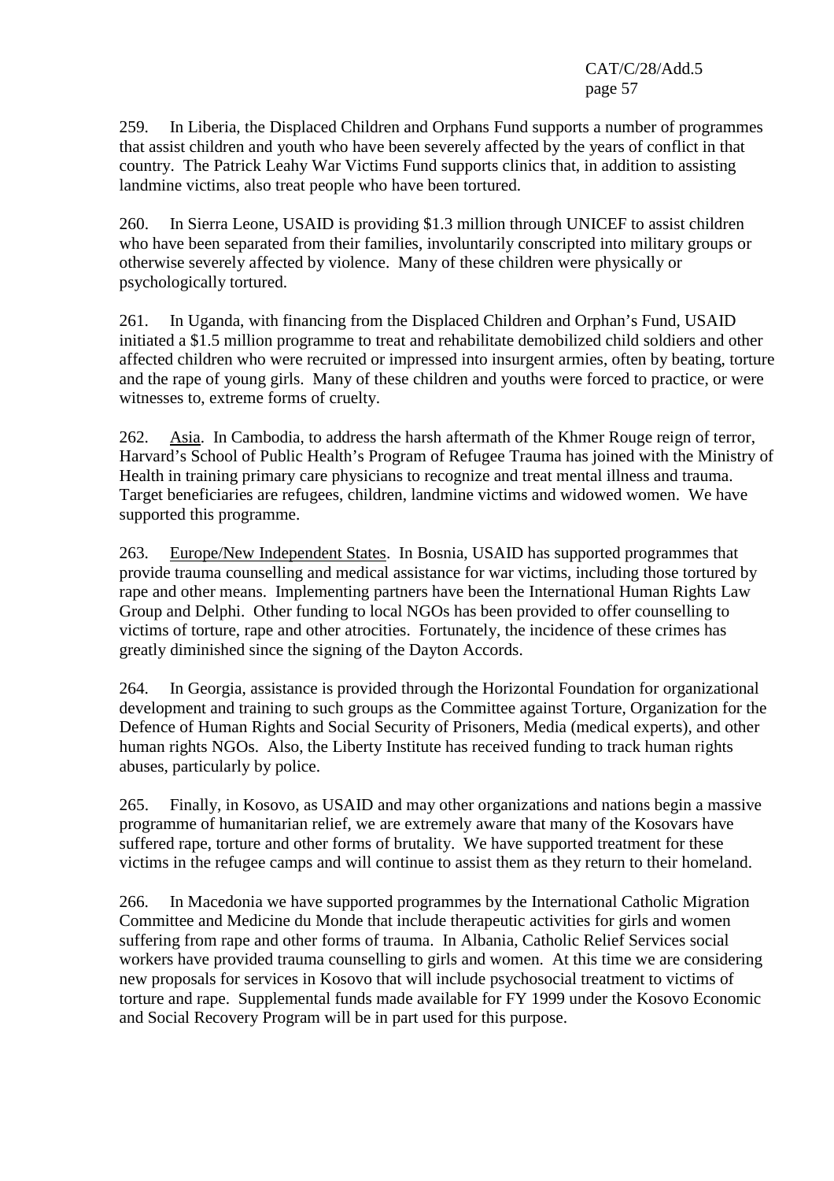259. In Liberia, the Displaced Children and Orphans Fund supports a number of programmes that assist children and youth who have been severely affected by the years of conflict in that country. The Patrick Leahy War Victims Fund supports clinics that, in addition to assisting landmine victims, also treat people who have been tortured.

260. In Sierra Leone, USAID is providing $1.3 million through UNICEF to assist children who have been separated from their families, involuntarily conscripted into military groups or otherwise severely affected by violence. Many of these children were physically or psychologically tortured.

261. In Uganda, with financing from the Displaced Children and Orphan's Fund, USAID initiated a $1.5 million programme to treat and rehabilitate demobilized child soldiers and other affected children who were recruited or impressed into insurgent armies, often by beating, torture and the rape of young girls. Many of these children and youths were forced to practice, or were witnesses to, extreme forms of cruelty.

262. Asia. In Cambodia, to address the harsh aftermath of the Khmer Rouge reign of terror, Harvard's School of Public Health's Program of Refugee Trauma has joined with the Ministry of Health in training primary care physicians to recognize and treat mental illness and trauma. Target beneficiaries are refugees, children, landmine victims and widowed women. We have supported this programme.

263. Europe/New Independent States. In Bosnia, USAID has supported programmes that provide trauma counselling and medical assistance for war victims, including those tortured by rape and other means. Implementing partners have been the International Human Rights Law Group and Delphi. Other funding to local NGOs has been provided to offer counselling to victims of torture, rape and other atrocities. Fortunately, the incidence of these crimes has greatly diminished since the signing of the Dayton Accords.

264. In Georgia, assistance is provided through the Horizontal Foundation for organizational development and training to such groups as the Committee against Torture, Organization for the Defence of Human Rights and Social Security of Prisoners, Media (medical experts), and other human rights NGOs. Also, the Liberty Institute has received funding to track human rights abuses, particularly by police.

265. Finally, in Kosovo, as USAID and may other organizations and nations begin a massive programme of humanitarian relief, we are extremely aware that many of the Kosovars have suffered rape, torture and other forms of brutality. We have supported treatment for these victims in the refugee camps and will continue to assist them as they return to their homeland.

266. In Macedonia we have supported programmes by the International Catholic Migration Committee and Medicine du Monde that include therapeutic activities for girls and women suffering from rape and other forms of trauma. In Albania, Catholic Relief Services social workers have provided trauma counselling to girls and women. At this time we are considering new proposals for services in Kosovo that will include psychosocial treatment to victims of torture and rape. Supplemental funds made available for FY 1999 under the Kosovo Economic and Social Recovery Program will be in part used for this purpose.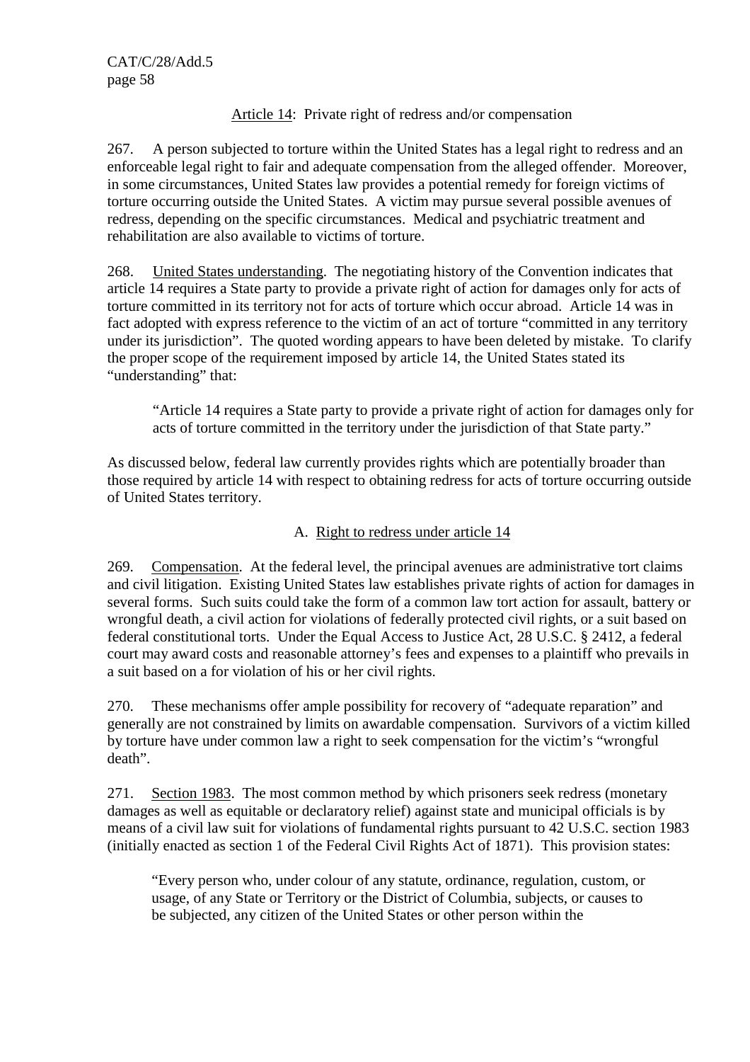Article 14: Private right of redress and/or compensation

267. A person subjected to torture within the United States has a legal right to redress and an enforceable legal right to fair and adequate compensation from the alleged offender. Moreover, in some circumstances, United States law provides a potential remedy for foreign victims of torture occurring outside the United States. A victim may pursue several possible avenues of redress, depending on the specific circumstances. Medical and psychiatric treatment and rehabilitation are also available to victims of torture.

268. United States understanding. The negotiating history of the Convention indicates that article 14 requires a State party to provide a private right of action for damages only for acts of torture committed in its territory not for acts of torture which occur abroad. Article 14 was in fact adopted with express reference to the victim of an act of torture "committed in any territory under its jurisdiction". The quoted wording appears to have been deleted by mistake. To clarify the proper scope of the requirement imposed by article 14, the United States stated its "understanding" that:

> "Article 14 requires a State party to provide a private right of action for damages only for acts of torture committed in the territory under the jurisdiction of that State party."

As discussed below, federal law currently provides rights which are potentially broader than those required by article 14 with respect to obtaining redress for acts of torture occurring outside of United States territory.

A. Right to redress under article 14

269. Compensation. At the federal level, the principal avenues are administrative tort claims and civil litigation. Existing United States law establishes private rights of action for damages in several forms. Such suits could take the form of a common law tort action for assault, battery or wrongful death, a civil action for violations of federally protected civil rights, or a suit based on federal constitutional torts. Under the Equal Access to Justice Act, 28 U.S.C. § 2412, a federal court may award costs and reasonable attorney's fees and expenses to a plaintiff who prevails in a suit based on a for violation of his or her civil rights.

270. These mechanisms offer ample possibility for recovery of "adequate reparation" and generally are not constrained by limits on awardable compensation. Survivors of a victim killed by torture have under common law a right to seek compensation for the victim's "wrongful death".

271. Section 1983. The most common method by which prisoners seek redress (monetary damages as well as equitable or declaratory relief) against state and municipal officials is by means of a civil law suit for violations of fundamental rights pursuant to 42 U.S.C. section 1983 (initially enacted as section 1 of the Federal Civil Rights Act of 1871). This provision states:

> "Every person who, under colour of any statute, ordinance, regulation, custom, or usage, of any State or Territory or the District of Columbia, subjects, or causes to be subjected, any citizen of the United States or other person within the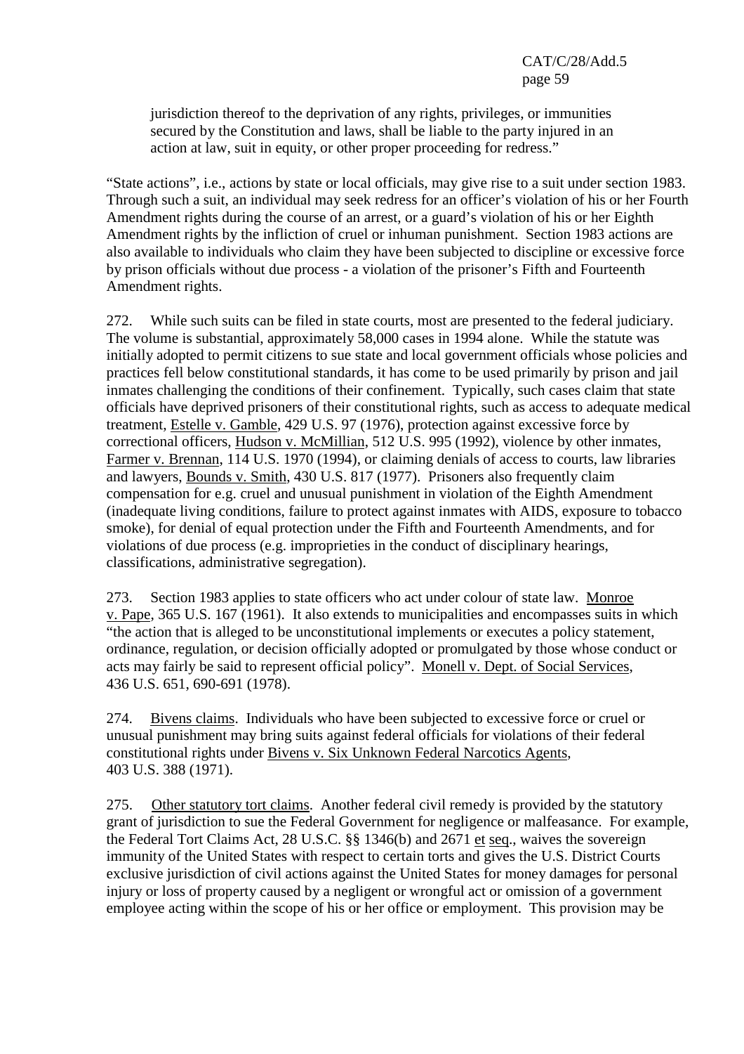jurisdiction thereof to the deprivation of any rights, privileges, or immunities secured by the Constitution and laws, shall be liable to the party injured in an action at law, suit in equity, or other proper proceeding for redress."

"State actions", i.e., actions by state or local officials, may give rise to a suit under section 1983. Through such a suit, an individual may seek redress for an officer's violation of his or her Fourth Amendment rights during the course of an arrest, or a guard's violation of his or her Eighth Amendment rights by the infliction of cruel or inhuman punishment. Section 1983 actions are also available to individuals who claim they have been subjected to discipline or excessive force by prison officials without due process - a violation of the prisoner's Fifth and Fourteenth Amendment rights.

272. While such suits can be filed in state courts, most are presented to the federal judiciary. The volume is substantial, approximately 58,000 cases in 1994 alone. While the statute was initially adopted to permit citizens to sue state and local government officials whose policies and practices fell below constitutional standards, it has come to be used primarily by prison and jail inmates challenging the conditions of their confinement. Typically, such cases claim that state officials have deprived prisoners of their constitutional rights, such as access to adequate medical treatment, Estelle v. Gamble, 429 U.S. 97 (1976), protection against excessive force by correctional officers, Hudson v. McMillian, 512 U.S. 995 (1992), violence by other inmates, Farmer v. Brennan, 114 U.S. 1970 (1994), or claiming denials of access to courts, law libraries and lawyers, Bounds v. Smith, 430 U.S. 817 (1977). Prisoners also frequently claim compensation for e.g. cruel and unusual punishment in violation of the Eighth Amendment (inadequate living conditions, failure to protect against inmates with AIDS, exposure to tobacco smoke), for denial of equal protection under the Fifth and Fourteenth Amendments, and for violations of due process (e.g. improprieties in the conduct of disciplinary hearings, classifications, administrative segregation).

273. Section 1983 applies to state officers who act under colour of state law. Monroe v. Pape, 365 U.S. 167 (1961). It also extends to municipalities and encompasses suits in which "the action that is alleged to be unconstitutional implements or executes a policy statement, ordinance, regulation, or decision officially adopted or promulgated by those whose conduct or acts may fairly be said to represent official policy". Monell v. Dept. of Social Services, 436 U.S. 651, 690-691 (1978).

274. Bivens claims. Individuals who have been subjected to excessive force or cruel or unusual punishment may bring suits against federal officials for violations of their federal constitutional rights under Bivens v. Six Unknown Federal Narcotics Agents, 403 U.S. 388 (1971).

275. Other statutory tort claims. Another federal civil remedy is provided by the statutory grant of jurisdiction to sue the Federal Government for negligence or malfeasance. For example, the Federal Tort Claims Act, 28 U.S.C. §§ 1346(b) and 2671 et seq., waives the sovereign immunity of the United States with respect to certain torts and gives the U.S. District Courts exclusive jurisdiction of civil actions against the United States for money damages for personal injury or loss of property caused by a negligent or wrongful act or omission of a government employee acting within the scope of his or her office or employment. This provision may be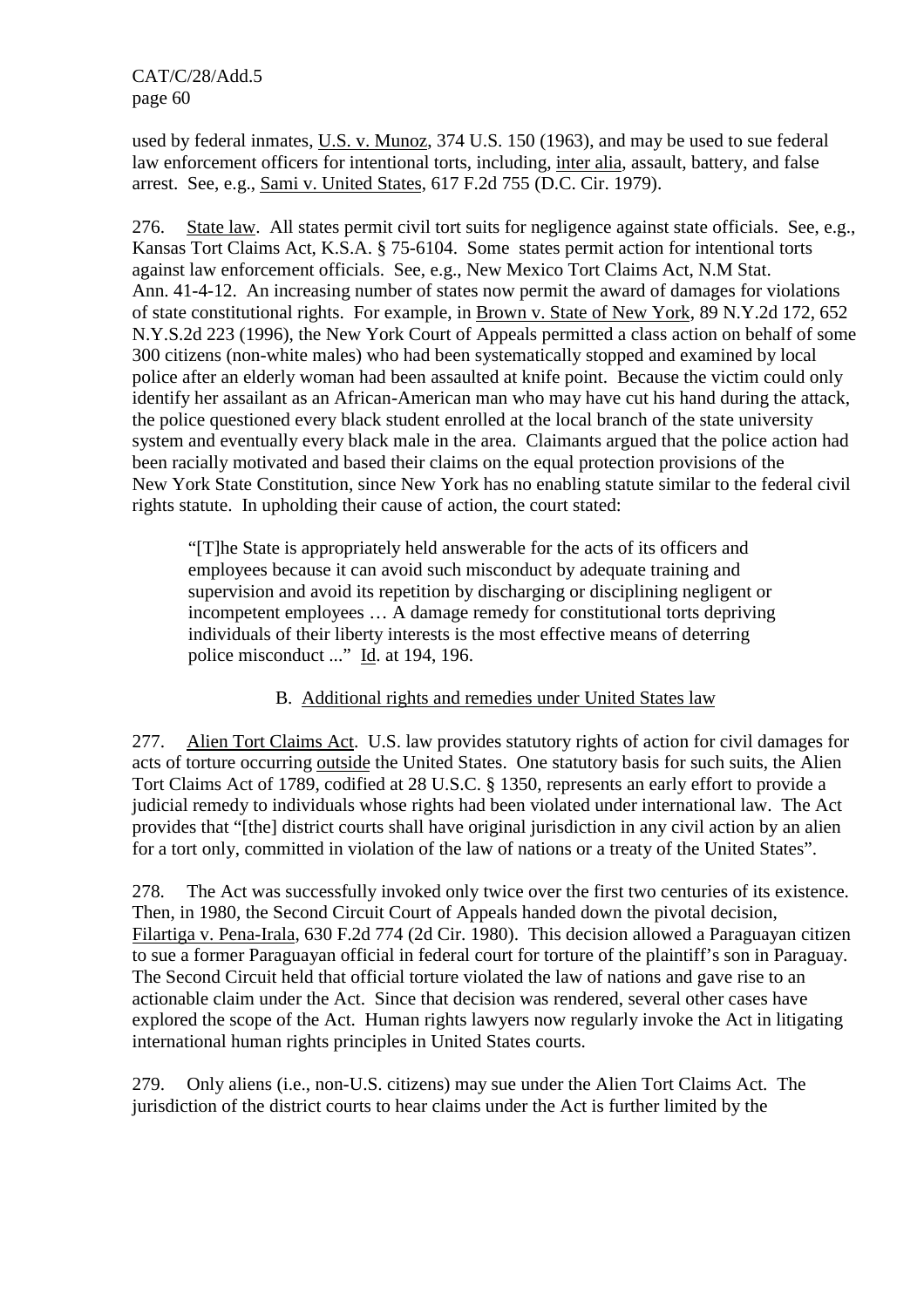used by federal inmates, U.S. v. Munoz, 374 U.S. 150 (1963), and may be used to sue federal law enforcement officers for intentional torts, including, inter alia, assault, battery, and false arrest. See, e.g., Sami v. United States, 617 F.2d 755 (D.C. Cir. 1979).

276. State law. All states permit civil tort suits for negligence against state officials. See, e.g., Kansas Tort Claims Act, K.S.A. § 75-6104. Some states permit action for intentional torts against law enforcement officials. See, e.g., New Mexico Tort Claims Act, N.M Stat. Ann. 41-4-12. An increasing number of states now permit the award of damages for violations of state constitutional rights. For example, in Brown v. State of New York, 89 N.Y.2d 172, 652 N.Y.S.2d 223 (1996), the New York Court of Appeals permitted a class action on behalf of some 300 citizens (non-white males) who had been systematically stopped and examined by local police after an elderly woman had been assaulted at knife point. Because the victim could only identify her assailant as an African-American man who may have cut his hand during the attack, the police questioned every black student enrolled at the local branch of the state university system and eventually every black male in the area. Claimants argued that the police action had been racially motivated and based their claims on the equal protection provisions of the New York State Constitution, since New York has no enabling statute similar to the federal civil rights statute. In upholding their cause of action, the court stated:

> "[T]he State is appropriately held answerable for the acts of its officers and employees because it can avoid such misconduct by adequate training and supervision and avoid its repetition by discharging or disciplining negligent or incompetent employees … A damage remedy for constitutional torts depriving individuals of their liberty interests is the most effective means of deterring police misconduct ..." Id. at 194, 196.

## B. Additional rights and remedies under United States law

277. Alien Tort Claims Act. U.S. law provides statutory rights of action for civil damages for acts of torture occurring outside the United States. One statutory basis for such suits, the Alien Tort Claims Act of 1789, codified at 28 U.S.C. § 1350, represents an early effort to provide a judicial remedy to individuals whose rights had been violated under international law. The Act provides that "[the] district courts shall have original jurisdiction in any civil action by an alien for a tort only, committed in violation of the law of nations or a treaty of the United States".

278. The Act was successfully invoked only twice over the first two centuries of its existence. Then, in 1980, the Second Circuit Court of Appeals handed down the pivotal decision, Filartiga v. Pena-Irala, 630 F.2d 774 (2d Cir. 1980). This decision allowed a Paraguayan citizen to sue a former Paraguayan official in federal court for torture of the plaintiff's son in Paraguay. The Second Circuit held that official torture violated the law of nations and gave rise to an actionable claim under the Act. Since that decision was rendered, several other cases have explored the scope of the Act. Human rights lawyers now regularly invoke the Act in litigating international human rights principles in United States courts.

279. Only aliens (i.e., non-U.S. citizens) may sue under the Alien Tort Claims Act. The jurisdiction of the district courts to hear claims under the Act is further limited by the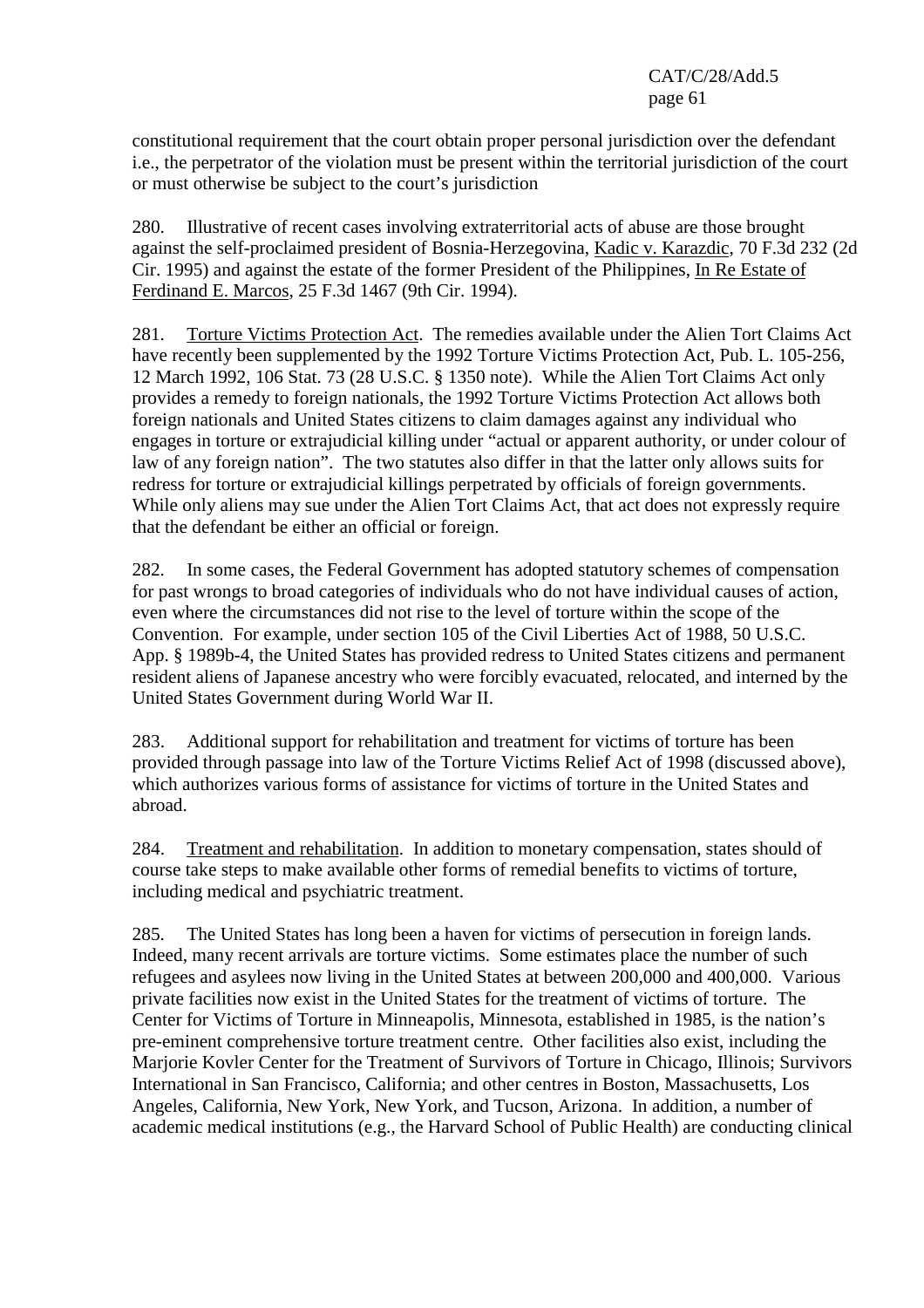constitutional requirement that the court obtain proper personal jurisdiction over the defendant i.e., the perpetrator of the violation must be present within the territorial jurisdiction of the court or must otherwise be subject to the court's jurisdiction

280. Illustrative of recent cases involving extraterritorial acts of abuse are those brought against the self-proclaimed president of Bosnia-Herzegovina, Kadic v. Karazdic, 70 F.3d 232 (2d Cir. 1995) and against the estate of the former President of the Philippines, In Re Estate of Ferdinand E. Marcos, 25 F.3d 1467 (9th Cir. 1994).

281. Torture Victims Protection Act. The remedies available under the Alien Tort Claims Act have recently been supplemented by the 1992 Torture Victims Protection Act, Pub. L. 105-256, 12 March 1992, 106 Stat. 73 (28 U.S.C. § 1350 note). While the Alien Tort Claims Act only provides a remedy to foreign nationals, the 1992 Torture Victims Protection Act allows both foreign nationals and United States citizens to claim damages against any individual who engages in torture or extrajudicial killing under "actual or apparent authority, or under colour of law of any foreign nation". The two statutes also differ in that the latter only allows suits for redress for torture or extrajudicial killings perpetrated by officials of foreign governments. While only aliens may sue under the Alien Tort Claims Act, that act does not expressly require that the defendant be either an official or foreign.

282. In some cases, the Federal Government has adopted statutory schemes of compensation for past wrongs to broad categories of individuals who do not have individual causes of action, even where the circumstances did not rise to the level of torture within the scope of the Convention. For example, under section 105 of the Civil Liberties Act of 1988, 50 U.S.C. App. § 1989b-4, the United States has provided redress to United States citizens and permanent resident aliens of Japanese ancestry who were forcibly evacuated, relocated, and interned by the United States Government during World War II.

283. Additional support for rehabilitation and treatment for victims of torture has been provided through passage into law of the Torture Victims Relief Act of 1998 (discussed above), which authorizes various forms of assistance for victims of torture in the United States and abroad.

284. Treatment and rehabilitation. In addition to monetary compensation, states should of course take steps to make available other forms of remedial benefits to victims of torture, including medical and psychiatric treatment.

285. The United States has long been a haven for victims of persecution in foreign lands. Indeed, many recent arrivals are torture victims. Some estimates place the number of such refugees and asylees now living in the United States at between 200,000 and 400,000. Various private facilities now exist in the United States for the treatment of victims of torture. The Center for Victims of Torture in Minneapolis, Minnesota, established in 1985, is the nation's pre-eminent comprehensive torture treatment centre. Other facilities also exist, including the Marjorie Kovler Center for the Treatment of Survivors of Torture in Chicago, Illinois; Survivors International in San Francisco, California; and other centres in Boston, Massachusetts, Los Angeles, California, New York, New York, and Tucson, Arizona. In addition, a number of academic medical institutions (e.g., the Harvard School of Public Health) are conducting clinical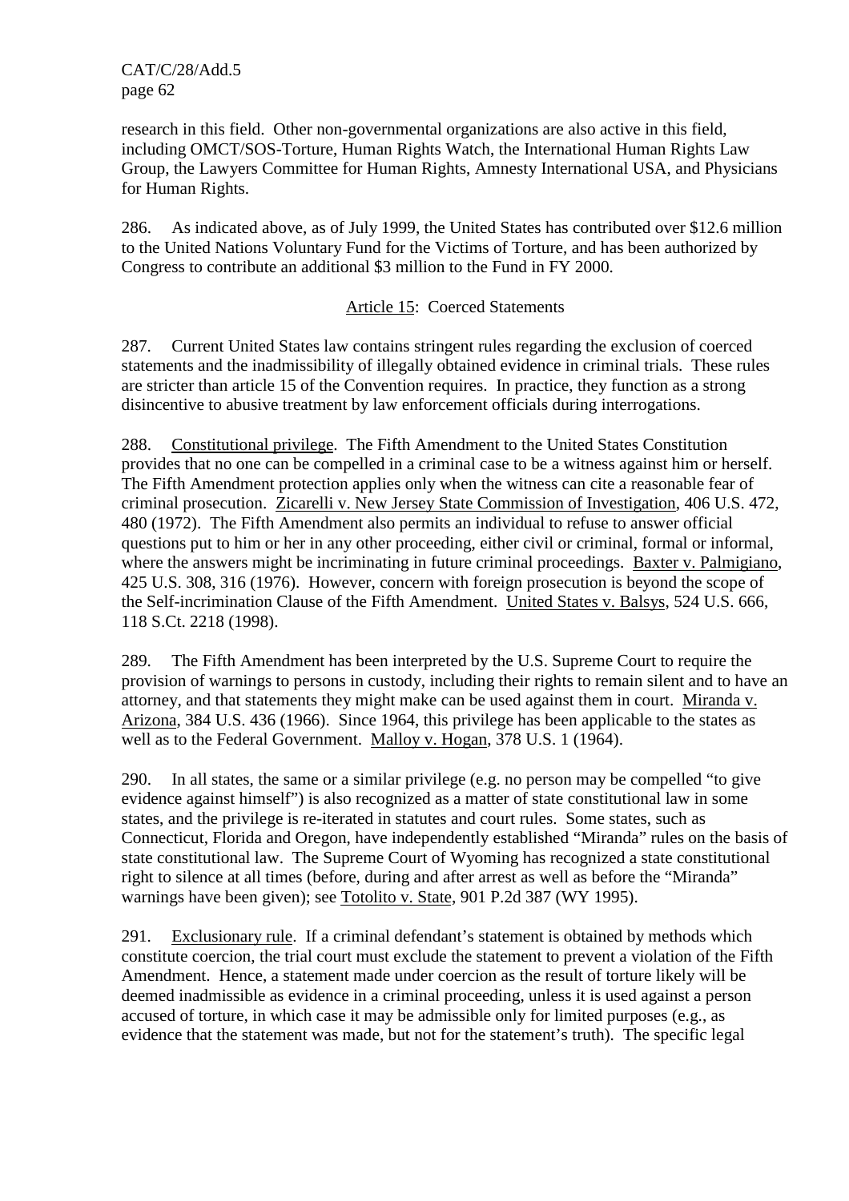research in this field. Other non-governmental organizations are also active in this field, including OMCT/SOS-Torture, Human Rights Watch, the International Human Rights Law Group, the Lawyers Committee for Human Rights, Amnesty International USA, and Physicians for Human Rights.

286. As indicated above, as of July 1999, the United States has contributed over $12.6 million to the United Nations Voluntary Fund for the Victims of Torture, and has been authorized by Congress to contribute an additional $3 million to the Fund in FY 2000.

### Article 15: Coerced Statements

287. Current United States law contains stringent rules regarding the exclusion of coerced statements and the inadmissibility of illegally obtained evidence in criminal trials. These rules are stricter than article 15 of the Convention requires. In practice, they function as a strong disincentive to abusive treatment by law enforcement officials during interrogations.

288. Constitutional privilege. The Fifth Amendment to the United States Constitution provides that no one can be compelled in a criminal case to be a witness against him or herself. The Fifth Amendment protection applies only when the witness can cite a reasonable fear of criminal prosecution. Zicarelli v. New Jersey State Commission of Investigation, 406 U.S. 472, 480 (1972). The Fifth Amendment also permits an individual to refuse to answer official questions put to him or her in any other proceeding, either civil or criminal, formal or informal, where the answers might be incriminating in future criminal proceedings. Baxter v. Palmigiano, 425 U.S. 308, 316 (1976). However, concern with foreign prosecution is beyond the scope of the Self-incrimination Clause of the Fifth Amendment. United States v. Balsys, 524 U.S. 666, 118 S.Ct. 2218 (1998).

289. The Fifth Amendment has been interpreted by the U.S. Supreme Court to require the provision of warnings to persons in custody, including their rights to remain silent and to have an attorney, and that statements they might make can be used against them in court. Miranda v. Arizona, 384 U.S. 436 (1966). Since 1964, this privilege has been applicable to the states as well as to the Federal Government. Malloy v. Hogan, 378 U.S. 1 (1964).

290. In all states, the same or a similar privilege (e.g. no person may be compelled "to give evidence against himself") is also recognized as a matter of state constitutional law in some states, and the privilege is re-iterated in statutes and court rules. Some states, such as Connecticut, Florida and Oregon, have independently established "Miranda" rules on the basis of state constitutional law. The Supreme Court of Wyoming has recognized a state constitutional right to silence at all times (before, during and after arrest as well as before the "Miranda" warnings have been given); see Totolito v. State, 901 P.2d 387 (WY 1995).

291. Exclusionary rule. If a criminal defendant's statement is obtained by methods which constitute coercion, the trial court must exclude the statement to prevent a violation of the Fifth Amendment. Hence, a statement made under coercion as the result of torture likely will be deemed inadmissible as evidence in a criminal proceeding, unless it is used against a person accused of torture, in which case it may be admissible only for limited purposes (e.g., as evidence that the statement was made, but not for the statement's truth). The specific legal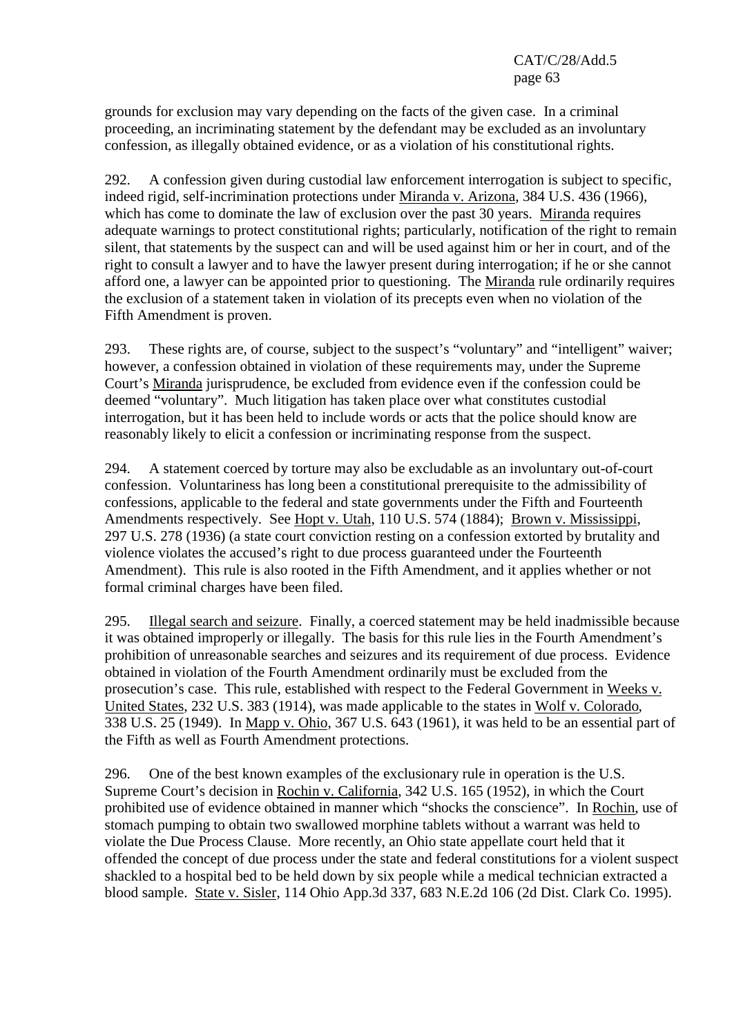grounds for exclusion may vary depending on the facts of the given case. In a criminal proceeding, an incriminating statement by the defendant may be excluded as an involuntary confession, as illegally obtained evidence, or as a violation of his constitutional rights.

292. A confession given during custodial law enforcement interrogation is subject to specific, indeed rigid, self-incrimination protections under Miranda v. Arizona, 384 U.S. 436 (1966), which has come to dominate the law of exclusion over the past 30 years. Miranda requires adequate warnings to protect constitutional rights; particularly, notification of the right to remain silent, that statements by the suspect can and will be used against him or her in court, and of the right to consult a lawyer and to have the lawyer present during interrogation; if he or she cannot afford one, a lawyer can be appointed prior to questioning. The Miranda rule ordinarily requires the exclusion of a statement taken in violation of its precepts even when no violation of the Fifth Amendment is proven.

293. These rights are, of course, subject to the suspect's "voluntary" and "intelligent" waiver; however, a confession obtained in violation of these requirements may, under the Supreme Court's Miranda jurisprudence, be excluded from evidence even if the confession could be deemed "voluntary". Much litigation has taken place over what constitutes custodial interrogation, but it has been held to include words or acts that the police should know are reasonably likely to elicit a confession or incriminating response from the suspect.

294. A statement coerced by torture may also be excludable as an involuntary out-of-court confession. Voluntariness has long been a constitutional prerequisite to the admissibility of confessions, applicable to the federal and state governments under the Fifth and Fourteenth Amendments respectively. See Hopt v. Utah, 110 U.S. 574 (1884); Brown v. Mississippi, 297 U.S. 278 (1936) (a state court conviction resting on a confession extorted by brutality and violence violates the accused's right to due process guaranteed under the Fourteenth Amendment). This rule is also rooted in the Fifth Amendment, and it applies whether or not formal criminal charges have been filed.

295. Illegal search and seizure. Finally, a coerced statement may be held inadmissible because it was obtained improperly or illegally. The basis for this rule lies in the Fourth Amendment's prohibition of unreasonable searches and seizures and its requirement of due process. Evidence obtained in violation of the Fourth Amendment ordinarily must be excluded from the prosecution's case. This rule, established with respect to the Federal Government in Weeks v. United States, 232 U.S. 383 (1914), was made applicable to the states in Wolf v. Colorado, 338 U.S. 25 (1949). In Mapp v. Ohio, 367 U.S. 643 (1961), it was held to be an essential part of the Fifth as well as Fourth Amendment protections.

296. One of the best known examples of the exclusionary rule in operation is the U.S. Supreme Court's decision in Rochin v. California, 342 U.S. 165 (1952), in which the Court prohibited use of evidence obtained in manner which "shocks the conscience". In Rochin, use of stomach pumping to obtain two swallowed morphine tablets without a warrant was held to violate the Due Process Clause. More recently, an Ohio state appellate court held that it offended the concept of due process under the state and federal constitutions for a violent suspect shackled to a hospital bed to be held down by six people while a medical technician extracted a blood sample. State v. Sisler, 114 Ohio App.3d 337, 683 N.E.2d 106 (2d Dist. Clark Co. 1995).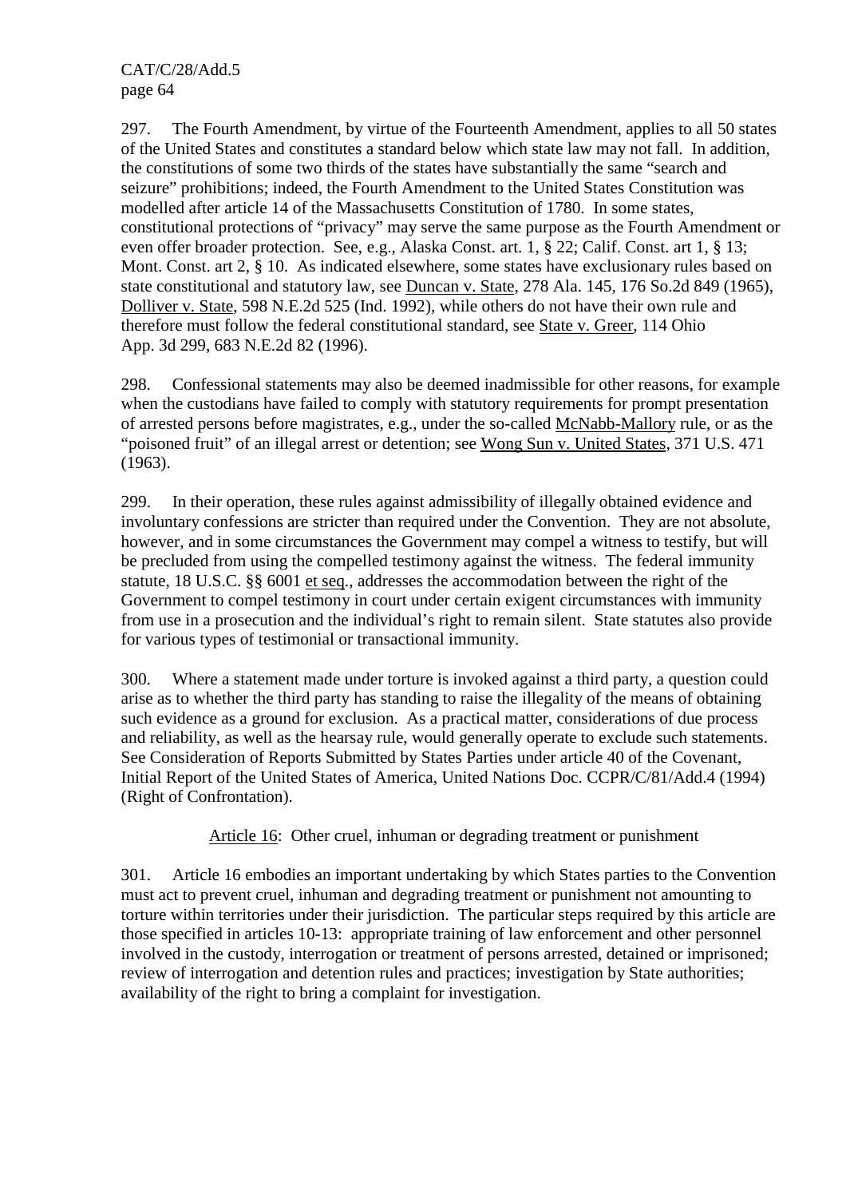297. The Fourth Amendment, by virtue of the Fourteenth Amendment, applies to all 50 states of the United States and constitutes a standard below which state law may not fall. In addition, the constitutions of some two thirds of the states have substantially the same "search and seizure" prohibitions; indeed, the Fourth Amendment to the United States Constitution was modelled after article 14 of the Massachusetts Constitution of 1780. In some states, constitutional protections of "privacy" may serve the same purpose as the Fourth Amendment or even offer broader protection. See, e.g., Alaska Const. art. 1, § 22; Calif. Const. art 1, § 13; Mont. Const. art 2, § 10. As indicated elsewhere, some states have exclusionary rules based on state constitutional and statutory law, see Duncan v. State, 278 Ala. 145, 176 So.2d 849 (1965), Dolliver v. State, 598 N.E.2d 525 (Ind. 1992), while others do not have their own rule and therefore must follow the federal constitutional standard, see State v. Greer, 114 Ohio App. 3d 299, 683 N.E.2d 82 (1996).

298. Confessional statements may also be deemed inadmissible for other reasons, for example when the custodians have failed to comply with statutory requirements for prompt presentation of arrested persons before magistrates, e.g., under the so-called McNabb-Mallory rule, or as the "poisoned fruit" of an illegal arrest or detention; see Wong Sun v. United States, 371 U.S. 471 (1963).

299. In their operation, these rules against admissibility of illegally obtained evidence and involuntary confessions are stricter than required under the Convention. They are not absolute, however, and in some circumstances the Government may compel a witness to testify, but will be precluded from using the compelled testimony against the witness. The federal immunity statute, 18 U.S.C. §§ 6001 et seq., addresses the accommodation between the right of the Government to compel testimony in court under certain exigent circumstances with immunity from use in a prosecution and the individual's right to remain silent. State statutes also provide for various types of testimonial or transactional immunity.

300. Where a statement made under torture is invoked against a third party, a question could arise as to whether the third party has standing to raise the illegality of the means of obtaining such evidence as a ground for exclusion. As a practical matter, considerations of due process and reliability, as well as the hearsay rule, would generally operate to exclude such statements. See Consideration of Reports Submitted by States Parties under article 40 of the Covenant, Initial Report of the United States of America, United Nations Doc. CCPR/C/81/Add.4 (1994) (Right of Confrontation).

## Article 16: Other cruel, inhuman or degrading treatment or punishment

301. Article 16 embodies an important undertaking by which States parties to the Convention must act to prevent cruel, inhuman and degrading treatment or punishment not amounting to torture within territories under their jurisdiction. The particular steps required by this article are those specified in articles 10-13: appropriate training of law enforcement and other personnel involved in the custody, interrogation or treatment of persons arrested, detained or imprisoned; review of interrogation and detention rules and practices; investigation by State authorities; availability of the right to bring a complaint for investigation.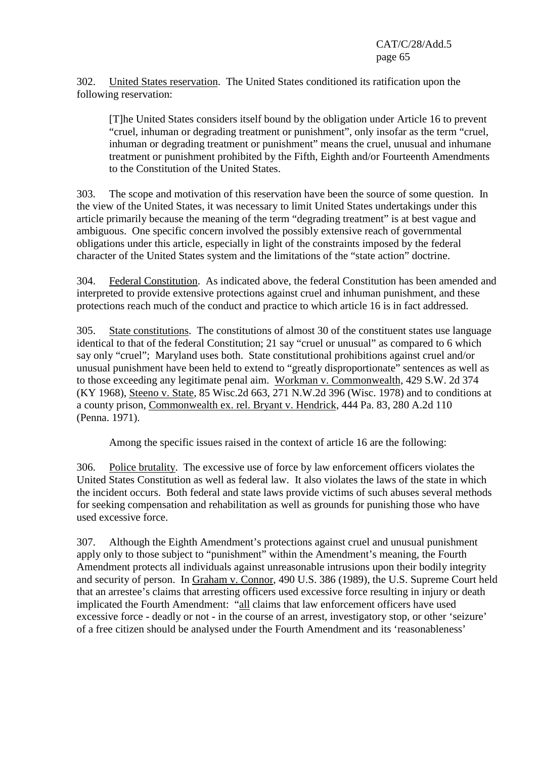302. United States reservation. The United States conditioned its ratification upon the following reservation:

> [T]he United States considers itself bound by the obligation under Article 16 to prevent "cruel, inhuman or degrading treatment or punishment", only insofar as the term "cruel, inhuman or degrading treatment or punishment" means the cruel, unusual and inhumane treatment or punishment prohibited by the Fifth, Eighth and/or Fourteenth Amendments to the Constitution of the United States.

303. The scope and motivation of this reservation have been the source of some question. In the view of the United States, it was necessary to limit United States undertakings under this article primarily because the meaning of the term "degrading treatment" is at best vague and ambiguous. One specific concern involved the possibly extensive reach of governmental obligations under this article, especially in light of the constraints imposed by the federal character of the United States system and the limitations of the "state action" doctrine.

304. Federal Constitution. As indicated above, the federal Constitution has been amended and interpreted to provide extensive protections against cruel and inhuman punishment, and these protections reach much of the conduct and practice to which article 16 is in fact addressed.

305. State constitutions. The constitutions of almost 30 of the constituent states use language identical to that of the federal Constitution; 21 say "cruel or unusual" as compared to 6 which say only "cruel"; Maryland uses both. State constitutional prohibitions against cruel and/or unusual punishment have been held to extend to "greatly disproportionate" sentences as well as to those exceeding any legitimate penal aim. Workman v. Commonwealth, 429 S.W. 2d 374 (KY 1968), Steeno v. State, 85 Wisc.2d 663, 271 N.W.2d 396 (Wisc. 1978) and to conditions at a county prison, Commonwealth ex. rel. Bryant v. Hendrick, 444 Pa. 83, 280 A.2d 110 (Penna. 1971).

Among the specific issues raised in the context of article 16 are the following:

306. Police brutality. The excessive use of force by law enforcement officers violates the United States Constitution as well as federal law. It also violates the laws of the state in which the incident occurs. Both federal and state laws provide victims of such abuses several methods for seeking compensation and rehabilitation as well as grounds for punishing those who have used excessive force.

307. Although the Eighth Amendment's protections against cruel and unusual punishment apply only to those subject to "punishment" within the Amendment's meaning, the Fourth Amendment protects all individuals against unreasonable intrusions upon their bodily integrity and security of person. In Graham v. Connor, 490 U.S. 386 (1989), the U.S. Supreme Court held that an arrestee's claims that arresting officers used excessive force resulting in injury or death implicated the Fourth Amendment: "all claims that law enforcement officers have used excessive force - deadly or not - in the course of an arrest, investigatory stop, or other 'seizure' of a free citizen should be analysed under the Fourth Amendment and its 'reasonableness'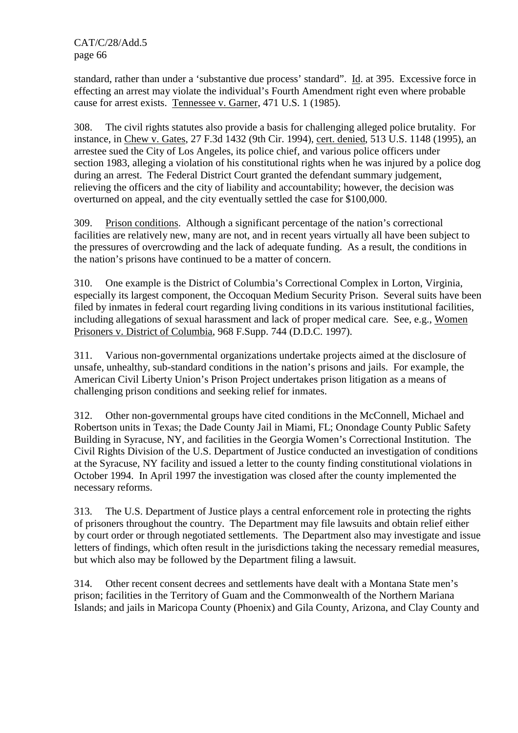standard, rather than under a 'substantive due process' standard". Id. at 395. Excessive force in effecting an arrest may violate the individual's Fourth Amendment right even where probable cause for arrest exists. Tennessee v. Garner, 471 U.S. 1 (1985).

308. The civil rights statutes also provide a basis for challenging alleged police brutality. For instance, in Chew v. Gates, 27 F.3d 1432 (9th Cir. 1994), cert. denied, 513 U.S. 1148 (1995), an arrestee sued the City of Los Angeles, its police chief, and various police officers under section 1983, alleging a violation of his constitutional rights when he was injured by a police dog during an arrest. The Federal District Court granted the defendant summary judgement, relieving the officers and the city of liability and accountability; however, the decision was overturned on appeal, and the city eventually settled the case for $100,000.

309. Prison conditions. Although a significant percentage of the nation's correctional facilities are relatively new, many are not, and in recent years virtually all have been subject to the pressures of overcrowding and the lack of adequate funding. As a result, the conditions in the nation's prisons have continued to be a matter of concern.

310. One example is the District of Columbia's Correctional Complex in Lorton, Virginia, especially its largest component, the Occoquan Medium Security Prison. Several suits have been filed by inmates in federal court regarding living conditions in its various institutional facilities, including allegations of sexual harassment and lack of proper medical care. See, e.g., Women Prisoners v. District of Columbia, 968 F.Supp. 744 (D.D.C. 1997).

311. Various non-governmental organizations undertake projects aimed at the disclosure of unsafe, unhealthy, sub-standard conditions in the nation's prisons and jails. For example, the American Civil Liberty Union's Prison Project undertakes prison litigation as a means of challenging prison conditions and seeking relief for inmates.

312. Other non-governmental groups have cited conditions in the McConnell, Michael and Robertson units in Texas; the Dade County Jail in Miami, FL; Onondage County Public Safety Building in Syracuse, NY, and facilities in the Georgia Women's Correctional Institution. The Civil Rights Division of the U.S. Department of Justice conducted an investigation of conditions at the Syracuse, NY facility and issued a letter to the county finding constitutional violations in October 1994. In April 1997 the investigation was closed after the county implemented the necessary reforms.

313. The U.S. Department of Justice plays a central enforcement role in protecting the rights of prisoners throughout the country. The Department may file lawsuits and obtain relief either by court order or through negotiated settlements. The Department also may investigate and issue letters of findings, which often result in the jurisdictions taking the necessary remedial measures, but which also may be followed by the Department filing a lawsuit.

314. Other recent consent decrees and settlements have dealt with a Montana State men's prison; facilities in the Territory of Guam and the Commonwealth of the Northern Mariana Islands; and jails in Maricopa County (Phoenix) and Gila County, Arizona, and Clay County and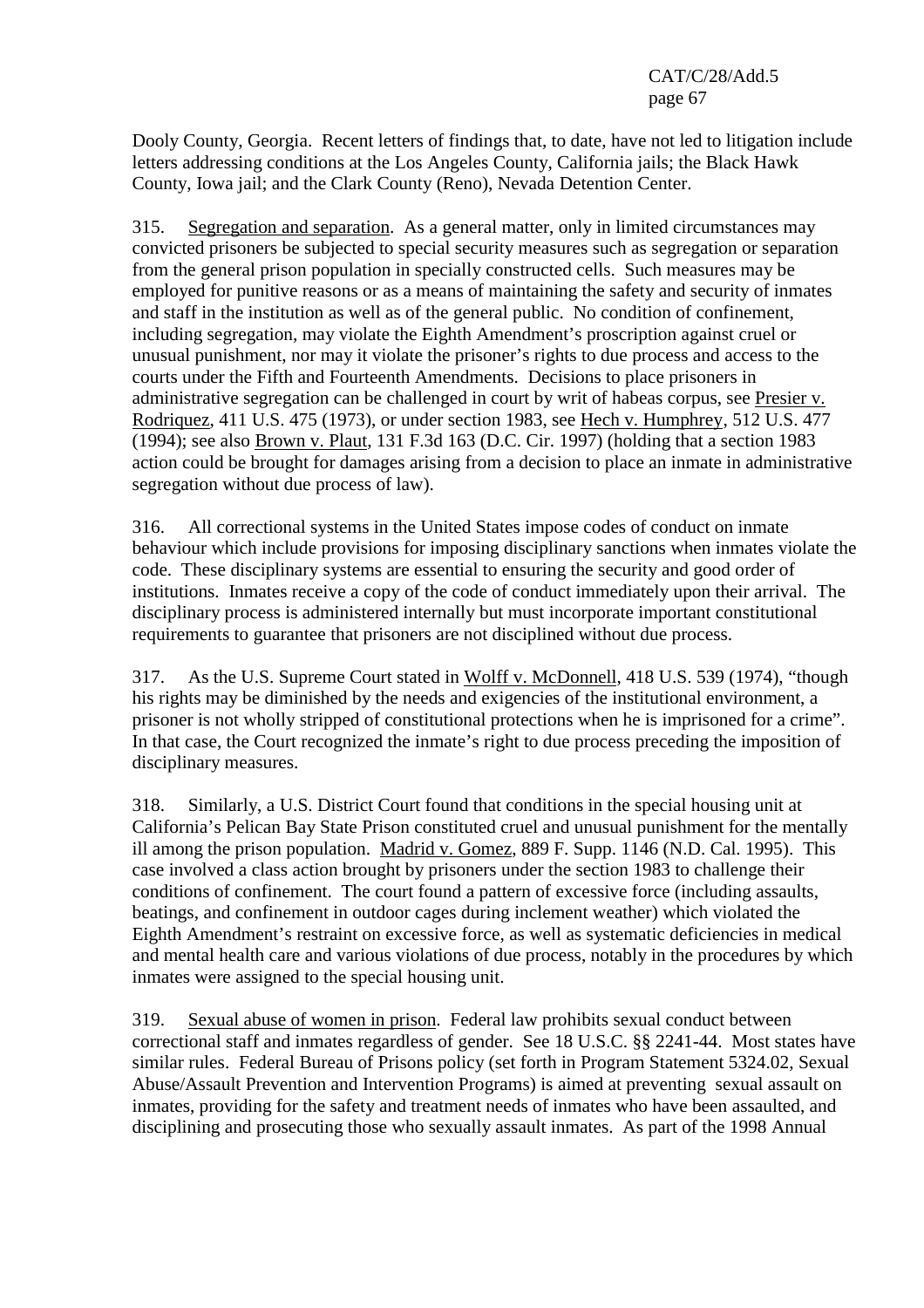Dooly County, Georgia. Recent letters of findings that, to date, have not led to litigation include letters addressing conditions at the Los Angeles County, California jails; the Black Hawk County, Iowa jail; and the Clark County (Reno), Nevada Detention Center.

315. Segregation and separation. As a general matter, only in limited circumstances may convicted prisoners be subjected to special security measures such as segregation or separation from the general prison population in specially constructed cells. Such measures may be employed for punitive reasons or as a means of maintaining the safety and security of inmates and staff in the institution as well as of the general public. No condition of confinement, including segregation, may violate the Eighth Amendment's proscription against cruel or unusual punishment, nor may it violate the prisoner's rights to due process and access to the courts under the Fifth and Fourteenth Amendments. Decisions to place prisoners in administrative segregation can be challenged in court by writ of habeas corpus, see Presier v. Rodriquez, 411 U.S. 475 (1973), or under section 1983, see Hech v. Humphrey, 512 U.S. 477 (1994); see also Brown v. Plaut, 131 F.3d 163 (D.C. Cir. 1997) (holding that a section 1983 action could be brought for damages arising from a decision to place an inmate in administrative segregation without due process of law).

316. All correctional systems in the United States impose codes of conduct on inmate behaviour which include provisions for imposing disciplinary sanctions when inmates violate the code. These disciplinary systems are essential to ensuring the security and good order of institutions. Inmates receive a copy of the code of conduct immediately upon their arrival. The disciplinary process is administered internally but must incorporate important constitutional requirements to guarantee that prisoners are not disciplined without due process.

317. As the U.S. Supreme Court stated in Wolff v. McDonnell, 418 U.S. 539 (1974), "though his rights may be diminished by the needs and exigencies of the institutional environment, a prisoner is not wholly stripped of constitutional protections when he is imprisoned for a crime". In that case, the Court recognized the inmate's right to due process preceding the imposition of disciplinary measures.

318. Similarly, a U.S. District Court found that conditions in the special housing unit at California's Pelican Bay State Prison constituted cruel and unusual punishment for the mentally ill among the prison population. Madrid v. Gomez, 889 F. Supp. 1146 (N.D. Cal. 1995). This case involved a class action brought by prisoners under the section 1983 to challenge their conditions of confinement. The court found a pattern of excessive force (including assaults, beatings, and confinement in outdoor cages during inclement weather) which violated the Eighth Amendment's restraint on excessive force, as well as systematic deficiencies in medical and mental health care and various violations of due process, notably in the procedures by which inmates were assigned to the special housing unit.

319. Sexual abuse of women in prison. Federal law prohibits sexual conduct between correctional staff and inmates regardless of gender. See 18 U.S.C. §§ 2241-44. Most states have similar rules. Federal Bureau of Prisons policy (set forth in Program Statement 5324.02, Sexual Abuse/Assault Prevention and Intervention Programs) is aimed at preventing sexual assault on inmates, providing for the safety and treatment needs of inmates who have been assaulted, and disciplining and prosecuting those who sexually assault inmates. As part of the 1998 Annual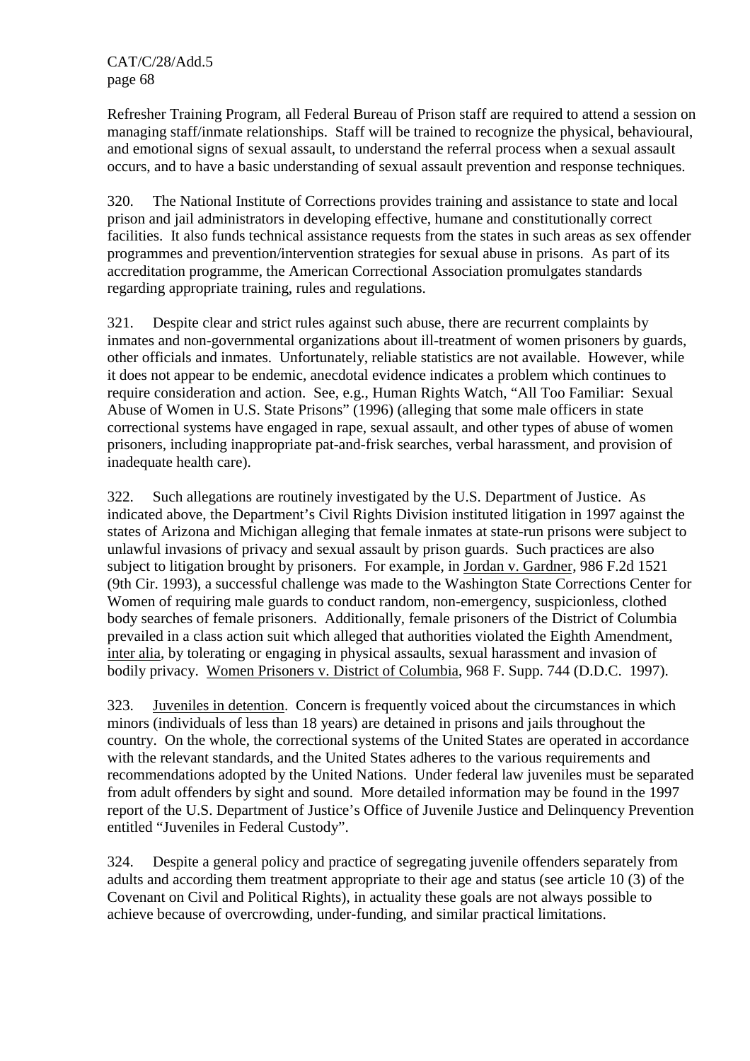Refresher Training Program, all Federal Bureau of Prison staff are required to attend a session on managing staff/inmate relationships. Staff will be trained to recognize the physical, behavioural, and emotional signs of sexual assault, to understand the referral process when a sexual assault occurs, and to have a basic understanding of sexual assault prevention and response techniques.

320. The National Institute of Corrections provides training and assistance to state and local prison and jail administrators in developing effective, humane and constitutionally correct facilities. It also funds technical assistance requests from the states in such areas as sex offender programmes and prevention/intervention strategies for sexual abuse in prisons. As part of its accreditation programme, the American Correctional Association promulgates standards regarding appropriate training, rules and regulations.

321. Despite clear and strict rules against such abuse, there are recurrent complaints by inmates and non-governmental organizations about ill-treatment of women prisoners by guards, other officials and inmates. Unfortunately, reliable statistics are not available. However, while it does not appear to be endemic, anecdotal evidence indicates a problem which continues to require consideration and action. See, e.g., Human Rights Watch, "All Too Familiar: Sexual Abuse of Women in U.S. State Prisons" (1996) (alleging that some male officers in state correctional systems have engaged in rape, sexual assault, and other types of abuse of women prisoners, including inappropriate pat-and-frisk searches, verbal harassment, and provision of inadequate health care).

322. Such allegations are routinely investigated by the U.S. Department of Justice. As indicated above, the Department's Civil Rights Division instituted litigation in 1997 against the states of Arizona and Michigan alleging that female inmates at state-run prisons were subject to unlawful invasions of privacy and sexual assault by prison guards. Such practices are also subject to litigation brought by prisoners. For example, in Jordan v. Gardner, 986 F.2d 1521 (9th Cir. 1993), a successful challenge was made to the Washington State Corrections Center for Women of requiring male guards to conduct random, non-emergency, suspicionless, clothed body searches of female prisoners. Additionally, female prisoners of the District of Columbia prevailed in a class action suit which alleged that authorities violated the Eighth Amendment, inter alia, by tolerating or engaging in physical assaults, sexual harassment and invasion of bodily privacy. Women Prisoners v. District of Columbia, 968 F. Supp. 744 (D.D.C. 1997).

323. Juveniles in detention. Concern is frequently voiced about the circumstances in which minors (individuals of less than 18 years) are detained in prisons and jails throughout the country. On the whole, the correctional systems of the United States are operated in accordance with the relevant standards, and the United States adheres to the various requirements and recommendations adopted by the United Nations. Under federal law juveniles must be separated from adult offenders by sight and sound. More detailed information may be found in the 1997 report of the U.S. Department of Justice's Office of Juvenile Justice and Delinquency Prevention entitled "Juveniles in Federal Custody".

324. Despite a general policy and practice of segregating juvenile offenders separately from adults and according them treatment appropriate to their age and status (see article 10 (3) of the Covenant on Civil and Political Rights), in actuality these goals are not always possible to achieve because of overcrowding, under-funding, and similar practical limitations.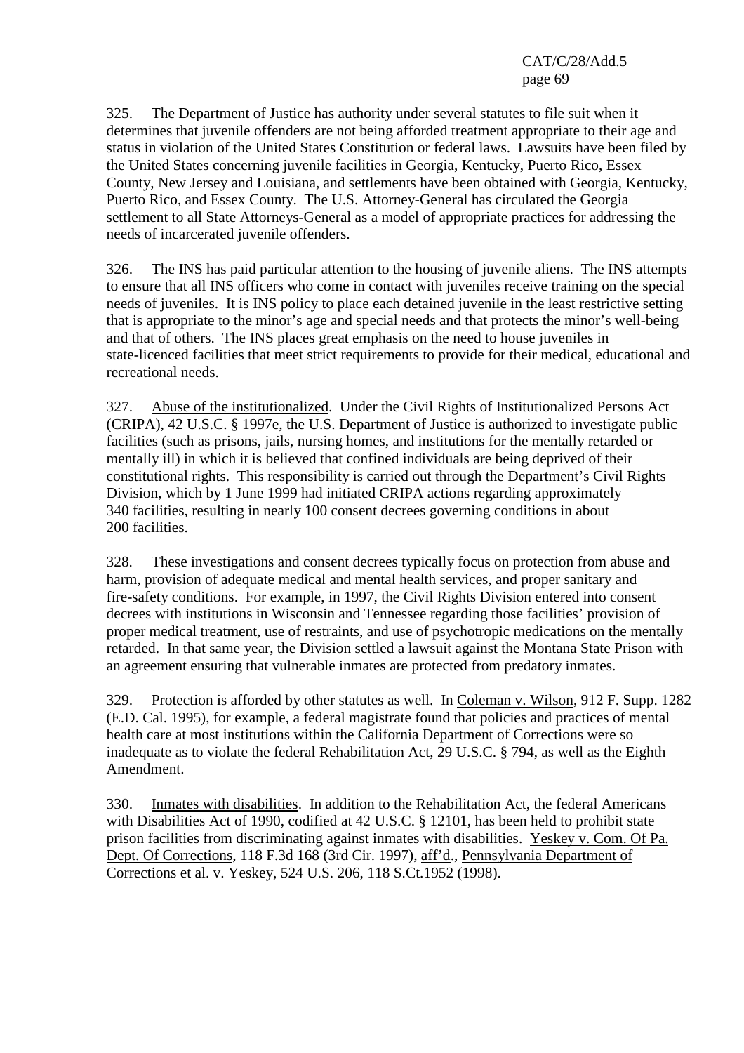325. The Department of Justice has authority under several statutes to file suit when it determines that juvenile offenders are not being afforded treatment appropriate to their age and status in violation of the United States Constitution or federal laws. Lawsuits have been filed by the United States concerning juvenile facilities in Georgia, Kentucky, Puerto Rico, Essex County, New Jersey and Louisiana, and settlements have been obtained with Georgia, Kentucky, Puerto Rico, and Essex County. The U.S. Attorney-General has circulated the Georgia settlement to all State Attorneys-General as a model of appropriate practices for addressing the needs of incarcerated juvenile offenders.

326. The INS has paid particular attention to the housing of juvenile aliens. The INS attempts to ensure that all INS officers who come in contact with juveniles receive training on the special needs of juveniles. It is INS policy to place each detained juvenile in the least restrictive setting that is appropriate to the minor's age and special needs and that protects the minor's well-being and that of others. The INS places great emphasis on the need to house juveniles in state-licenced facilities that meet strict requirements to provide for their medical, educational and recreational needs.

327. <u>Abuse of the institutionalized</u>. Under the Civil Rights of Institutionalized Persons Act (CRIPA), 42 U.S.C. § 1997e, the U.S. Department of Justice is authorized to investigate public facilities (such as prisons, jails, nursing homes, and institutions for the mentally retarded or mentally ill) in which it is believed that confined individuals are being deprived of their constitutional rights. This responsibility is carried out through the Department's Civil Rights Division, which by 1 June 1999 had initiated CRIPA actions regarding approximately 340 facilities, resulting in nearly 100 consent decrees governing conditions in about 200 facilities.

328. These investigations and consent decrees typically focus on protection from abuse and harm, provision of adequate medical and mental health services, and proper sanitary and fire-safety conditions. For example, in 1997, the Civil Rights Division entered into consent decrees with institutions in Wisconsin and Tennessee regarding those facilities' provision of proper medical treatment, use of restraints, and use of psychotropic medications on the mentally retarded. In that same year, the Division settled a lawsuit against the Montana State Prison with an agreement ensuring that vulnerable inmates are protected from predatory inmates.

329. Protection is afforded by other statutes as well. In <u>Coleman v. Wilson</u>, 912 F. Supp. 1282 (E.D. Cal. 1995), for example, a federal magistrate found that policies and practices of mental health care at most institutions within the California Department of Corrections were so inadequate as to violate the federal Rehabilitation Act, 29 U.S.C. § 794, as well as the Eighth Amendment.

330. <u>Inmates with disabilities</u>. In addition to the Rehabilitation Act, the federal Americans with Disabilities Act of 1990, codified at 42 U.S.C. § 12101, has been held to prohibit state prison facilities from discriminating against inmates with disabilities. <u>Yeskey v. Com. Of Pa. Dept. Of Corrections</u>, 118 F.3d 168 (3rd Cir. 1997), <u>aff'd</u>., <u>Pennsylvania Department of Corrections et al. v. Yeskey</u>, 524 U.S. 206, 118 S.Ct.1952 (1998).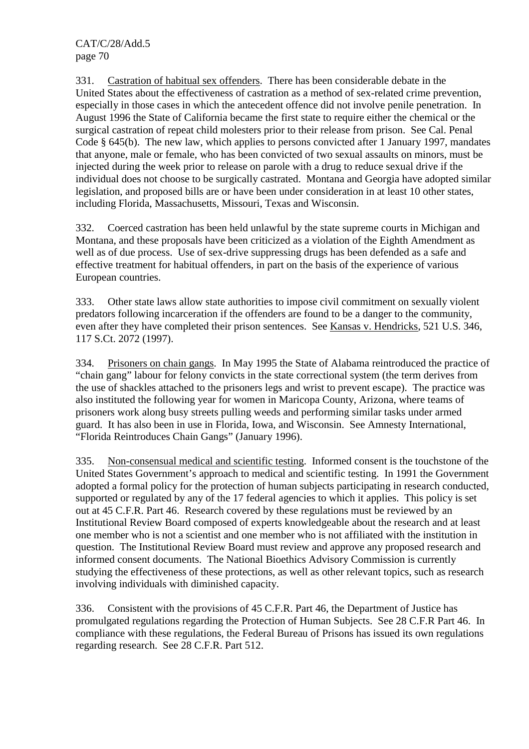331. Castration of habitual sex offenders. There has been considerable debate in the United States about the effectiveness of castration as a method of sex-related crime prevention, especially in those cases in which the antecedent offence did not involve penile penetration. In August 1996 the State of California became the first state to require either the chemical or the surgical castration of repeat child molesters prior to their release from prison. See Cal. Penal Code § 645(b). The new law, which applies to persons convicted after 1 January 1997, mandates that anyone, male or female, who has been convicted of two sexual assaults on minors, must be injected during the week prior to release on parole with a drug to reduce sexual drive if the individual does not choose to be surgically castrated. Montana and Georgia have adopted similar legislation, and proposed bills are or have been under consideration in at least 10 other states, including Florida, Massachusetts, Missouri, Texas and Wisconsin.

332. Coerced castration has been held unlawful by the state supreme courts in Michigan and Montana, and these proposals have been criticized as a violation of the Eighth Amendment as well as of due process. Use of sex-drive suppressing drugs has been defended as a safe and effective treatment for habitual offenders, in part on the basis of the experience of various European countries.

333. Other state laws allow state authorities to impose civil commitment on sexually violent predators following incarceration if the offenders are found to be a danger to the community, even after they have completed their prison sentences. See Kansas v. Hendricks, 521 U.S. 346, 117 S.Ct. 2072 (1997).

334. Prisoners on chain gangs. In May 1995 the State of Alabama reintroduced the practice of "chain gang" labour for felony convicts in the state correctional system (the term derives from the use of shackles attached to the prisoners legs and wrist to prevent escape). The practice was also instituted the following year for women in Maricopa County, Arizona, where teams of prisoners work along busy streets pulling weeds and performing similar tasks under armed guard. It has also been in use in Florida, Iowa, and Wisconsin. See Amnesty International, "Florida Reintroduces Chain Gangs" (January 1996).

335. Non-consensual medical and scientific testing. Informed consent is the touchstone of the United States Government's approach to medical and scientific testing. In 1991 the Government adopted a formal policy for the protection of human subjects participating in research conducted, supported or regulated by any of the 17 federal agencies to which it applies. This policy is set out at 45 C.F.R. Part 46. Research covered by these regulations must be reviewed by an Institutional Review Board composed of experts knowledgeable about the research and at least one member who is not a scientist and one member who is not affiliated with the institution in question. The Institutional Review Board must review and approve any proposed research and informed consent documents. The National Bioethics Advisory Commission is currently studying the effectiveness of these protections, as well as other relevant topics, such as research involving individuals with diminished capacity.

336. Consistent with the provisions of 45 C.F.R. Part 46, the Department of Justice has promulgated regulations regarding the Protection of Human Subjects. See 28 C.F.R Part 46. In compliance with these regulations, the Federal Bureau of Prisons has issued its own regulations regarding research. See 28 C.F.R. Part 512.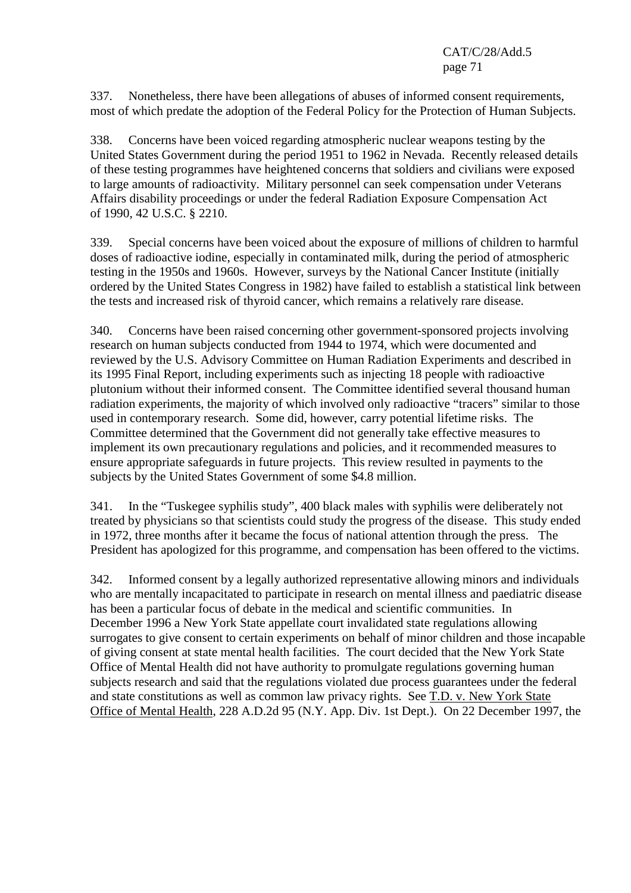337. Nonetheless, there have been allegations of abuses of informed consent requirements, most of which predate the adoption of the Federal Policy for the Protection of Human Subjects.

338. Concerns have been voiced regarding atmospheric nuclear weapons testing by the United States Government during the period 1951 to 1962 in Nevada. Recently released details of these testing programmes have heightened concerns that soldiers and civilians were exposed to large amounts of radioactivity. Military personnel can seek compensation under Veterans Affairs disability proceedings or under the federal Radiation Exposure Compensation Act of 1990, 42 U.S.C. § 2210.

339. Special concerns have been voiced about the exposure of millions of children to harmful doses of radioactive iodine, especially in contaminated milk, during the period of atmospheric testing in the 1950s and 1960s. However, surveys by the National Cancer Institute (initially ordered by the United States Congress in 1982) have failed to establish a statistical link between the tests and increased risk of thyroid cancer, which remains a relatively rare disease.

340. Concerns have been raised concerning other government-sponsored projects involving research on human subjects conducted from 1944 to 1974, which were documented and reviewed by the U.S. Advisory Committee on Human Radiation Experiments and described in its 1995 Final Report, including experiments such as injecting 18 people with radioactive plutonium without their informed consent. The Committee identified several thousand human radiation experiments, the majority of which involved only radioactive "tracers" similar to those used in contemporary research. Some did, however, carry potential lifetime risks. The Committee determined that the Government did not generally take effective measures to implement its own precautionary regulations and policies, and it recommended measures to ensure appropriate safeguards in future projects. This review resulted in payments to the subjects by the United States Government of some $4.8 million.

341. In the "Tuskegee syphilis study", 400 black males with syphilis were deliberately not treated by physicians so that scientists could study the progress of the disease. This study ended in 1972, three months after it became the focus of national attention through the press. The President has apologized for this programme, and compensation has been offered to the victims.

342. Informed consent by a legally authorized representative allowing minors and individuals who are mentally incapacitated to participate in research on mental illness and paediatric disease has been a particular focus of debate in the medical and scientific communities. In December 1996 a New York State appellate court invalidated state regulations allowing surrogates to give consent to certain experiments on behalf of minor children and those incapable of giving consent at state mental health facilities. The court decided that the New York State Office of Mental Health did not have authority to promulgate regulations governing human subjects research and said that the regulations violated due process guarantees under the federal and state constitutions as well as common law privacy rights. See T.D. v. New York State Office of Mental Health, 228 A.D.2d 95 (N.Y. App. Div. 1st Dept.). On 22 December 1997, the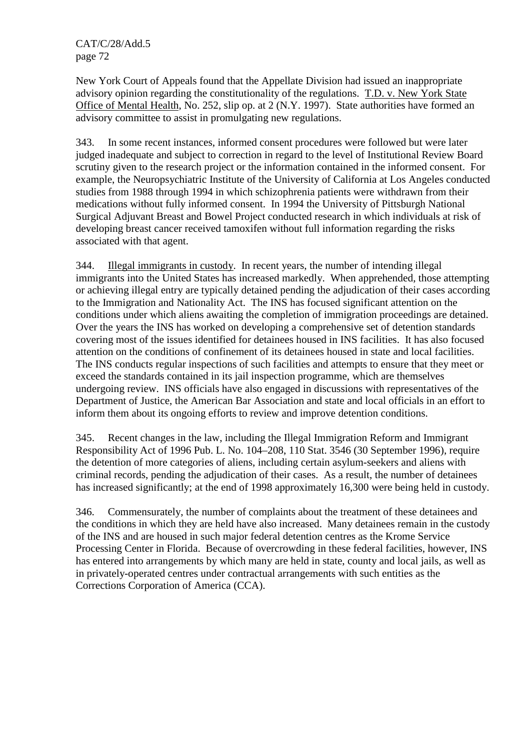New York Court of Appeals found that the Appellate Division had issued an inappropriate advisory opinion regarding the constitutionality of the regulations. T.D. v. New York State Office of Mental Health, No. 252, slip op. at 2 (N.Y. 1997). State authorities have formed an advisory committee to assist in promulgating new regulations.

343. In some recent instances, informed consent procedures were followed but were later judged inadequate and subject to correction in regard to the level of Institutional Review Board scrutiny given to the research project or the information contained in the informed consent. For example, the Neuropsychiatric Institute of the University of California at Los Angeles conducted studies from 1988 through 1994 in which schizophrenia patients were withdrawn from their medications without fully informed consent. In 1994 the University of Pittsburgh National Surgical Adjuvant Breast and Bowel Project conducted research in which individuals at risk of developing breast cancer received tamoxifen without full information regarding the risks associated with that agent.

344. Illegal immigrants in custody. In recent years, the number of intending illegal immigrants into the United States has increased markedly. When apprehended, those attempting or achieving illegal entry are typically detained pending the adjudication of their cases according to the Immigration and Nationality Act. The INS has focused significant attention on the conditions under which aliens awaiting the completion of immigration proceedings are detained. Over the years the INS has worked on developing a comprehensive set of detention standards covering most of the issues identified for detainees housed in INS facilities. It has also focused attention on the conditions of confinement of its detainees housed in state and local facilities. The INS conducts regular inspections of such facilities and attempts to ensure that they meet or exceed the standards contained in its jail inspection programme, which are themselves undergoing review. INS officials have also engaged in discussions with representatives of the Department of Justice, the American Bar Association and state and local officials in an effort to inform them about its ongoing efforts to review and improve detention conditions.

345. Recent changes in the law, including the Illegal Immigration Reform and Immigrant Responsibility Act of 1996 Pub. L. No. 104–208, 110 Stat. 3546 (30 September 1996), require the detention of more categories of aliens, including certain asylum-seekers and aliens with criminal records, pending the adjudication of their cases. As a result, the number of detainees has increased significantly; at the end of 1998 approximately 16,300 were being held in custody.

346. Commensurately, the number of complaints about the treatment of these detainees and the conditions in which they are held have also increased. Many detainees remain in the custody of the INS and are housed in such major federal detention centres as the Krome Service Processing Center in Florida. Because of overcrowding in these federal facilities, however, INS has entered into arrangements by which many are held in state, county and local jails, as well as in privately-operated centres under contractual arrangements with such entities as the Corrections Corporation of America (CCA).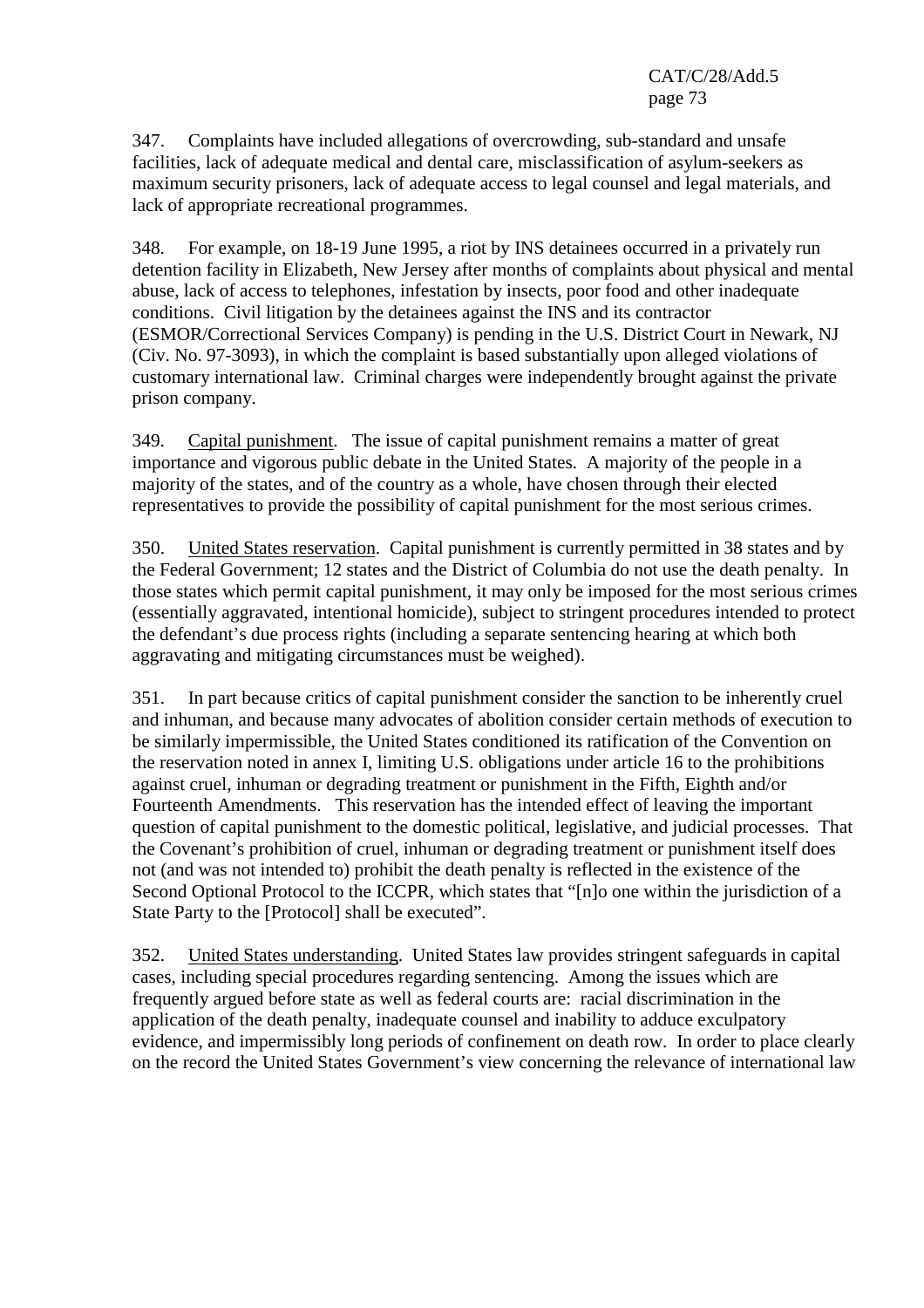347. Complaints have included allegations of overcrowding, sub-standard and unsafe facilities, lack of adequate medical and dental care, misclassification of asylum-seekers as maximum security prisoners, lack of adequate access to legal counsel and legal materials, and lack of appropriate recreational programmes.

348. For example, on 18-19 June 1995, a riot by INS detainees occurred in a privately run detention facility in Elizabeth, New Jersey after months of complaints about physical and mental abuse, lack of access to telephones, infestation by insects, poor food and other inadequate conditions. Civil litigation by the detainees against the INS and its contractor (ESMOR/Correctional Services Company) is pending in the U.S. District Court in Newark, NJ (Civ. No. 97-3093), in which the complaint is based substantially upon alleged violations of customary international law. Criminal charges were independently brought against the private prison company.

349. Capital punishment. The issue of capital punishment remains a matter of great importance and vigorous public debate in the United States. A majority of the people in a majority of the states, and of the country as a whole, have chosen through their elected representatives to provide the possibility of capital punishment for the most serious crimes.

350. United States reservation. Capital punishment is currently permitted in 38 states and by the Federal Government; 12 states and the District of Columbia do not use the death penalty. In those states which permit capital punishment, it may only be imposed for the most serious crimes (essentially aggravated, intentional homicide), subject to stringent procedures intended to protect the defendant's due process rights (including a separate sentencing hearing at which both aggravating and mitigating circumstances must be weighed).

351. In part because critics of capital punishment consider the sanction to be inherently cruel and inhuman, and because many advocates of abolition consider certain methods of execution to be similarly impermissible, the United States conditioned its ratification of the Convention on the reservation noted in annex I, limiting U.S. obligations under article 16 to the prohibitions against cruel, inhuman or degrading treatment or punishment in the Fifth, Eighth and/or Fourteenth Amendments. This reservation has the intended effect of leaving the important question of capital punishment to the domestic political, legislative, and judicial processes. That the Covenant's prohibition of cruel, inhuman or degrading treatment or punishment itself does not (and was not intended to) prohibit the death penalty is reflected in the existence of the Second Optional Protocol to the ICCPR, which states that "[n]o one within the jurisdiction of a State Party to the [Protocol] shall be executed".

352. United States understanding. United States law provides stringent safeguards in capital cases, including special procedures regarding sentencing. Among the issues which are frequently argued before state as well as federal courts are: racial discrimination in the application of the death penalty, inadequate counsel and inability to adduce exculpatory evidence, and impermissibly long periods of confinement on death row. In order to place clearly on the record the United States Government's view concerning the relevance of international law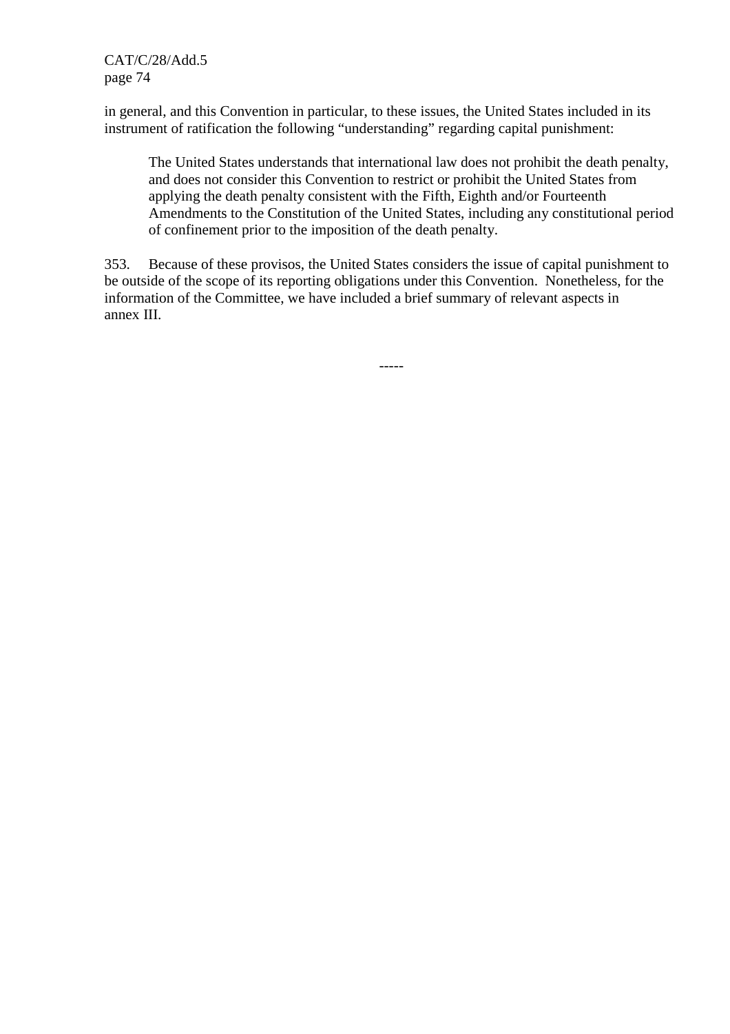in general, and this Convention in particular, to these issues, the United States included in its instrument of ratification the following "understanding" regarding capital punishment:

> The United States understands that international law does not prohibit the death penalty, and does not consider this Convention to restrict or prohibit the United States from applying the death penalty consistent with the Fifth, Eighth and/or Fourteenth Amendments to the Constitution of the United States, including any constitutional period of confinement prior to the imposition of the death penalty.

353. Because of these provisos, the United States considers the issue of capital punishment to be outside of the scope of its reporting obligations under this Convention. Nonetheless, for the information of the Committee, we have included a brief summary of relevant aspects in annex III.

-----